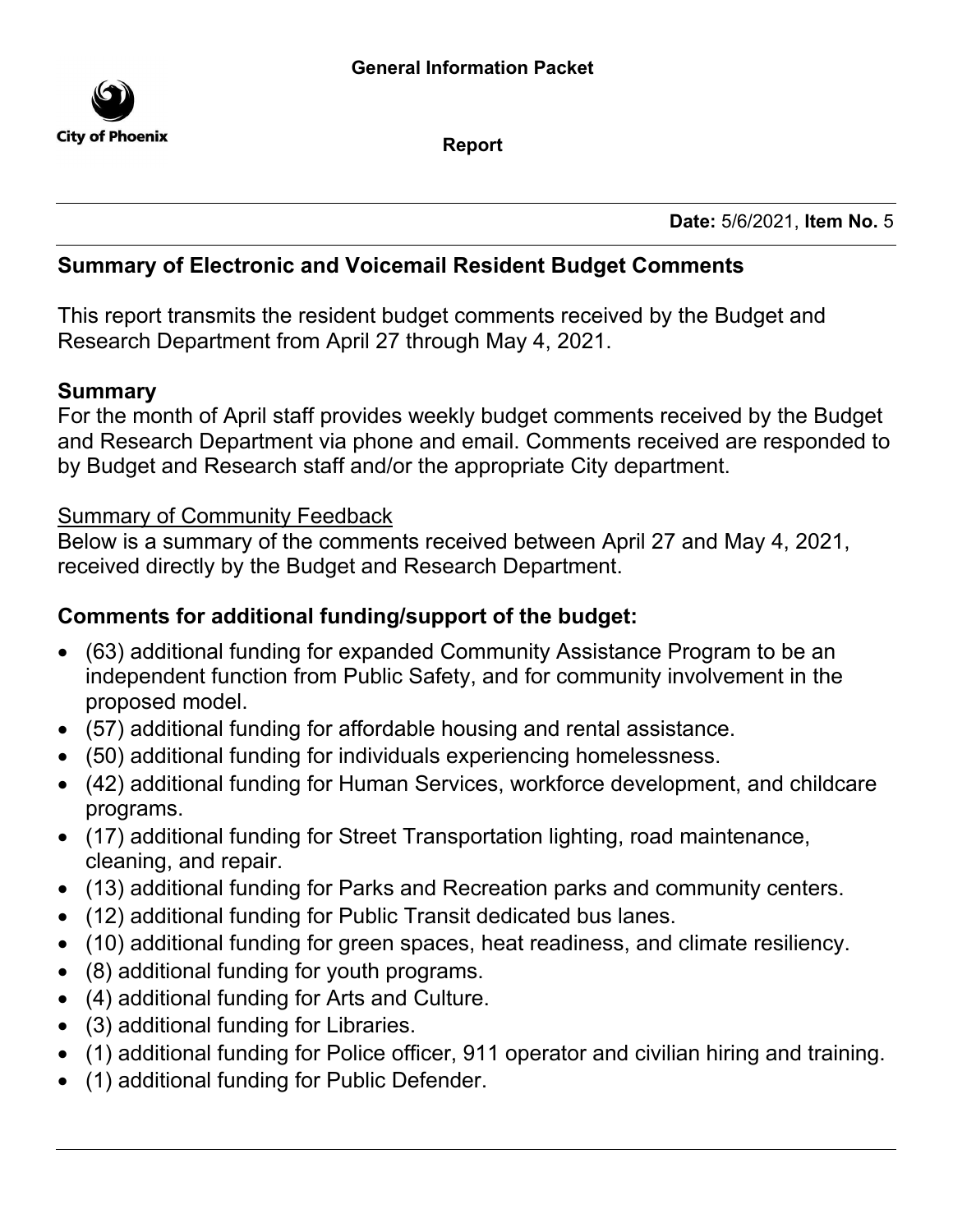**General Information Packet**

City of Phoenix

**Report**

**Date:** 5/6/2021, **Item No.** 5

## Summary of Electronic and Voicemail Resident Budget Comments

This report transmits the resident budget comments received by the Budget and Research Department from April 27 through May 4, 2021.

### Summary

For the month of April staff provides weekly budget comments received by the Budget and Research Department via phone and email. Comments received are responded to by Budget and Research staff and/or the appropriate City department.

Summary of Community Feedback

Below is a summary of the comments received between April 27 and May 4, 2021, received directly by the Budget and Research Department.

### Comments for additional funding/support of the budget:

- (63) additional funding for expanded Community Assistance Program to be an independent function from Public Safety, and for community involvement in the proposed model.
- (57) additional funding for affordable housing and rental assistance.
- (50) additional funding for individuals experiencing homelessness.
- (42) additional funding for Human Services, workforce development, and childcare programs.
- (17) additional funding for Street Transportation lighting, road maintenance, cleaning, and repair.
- (13) additional funding for Parks and Recreation parks and community centers.
- (12) additional funding for Public Transit dedicated bus lanes.
- (10) additional funding for green spaces, heat readiness, and climate resiliency.
- (8) additional funding for youth programs.
- (4) additional funding for Arts and Culture.
- (3) additional funding for Libraries.
- (1) additional funding for Police officer, 911 operator and civilian hiring and training.
- (1) additional funding for Public Defender.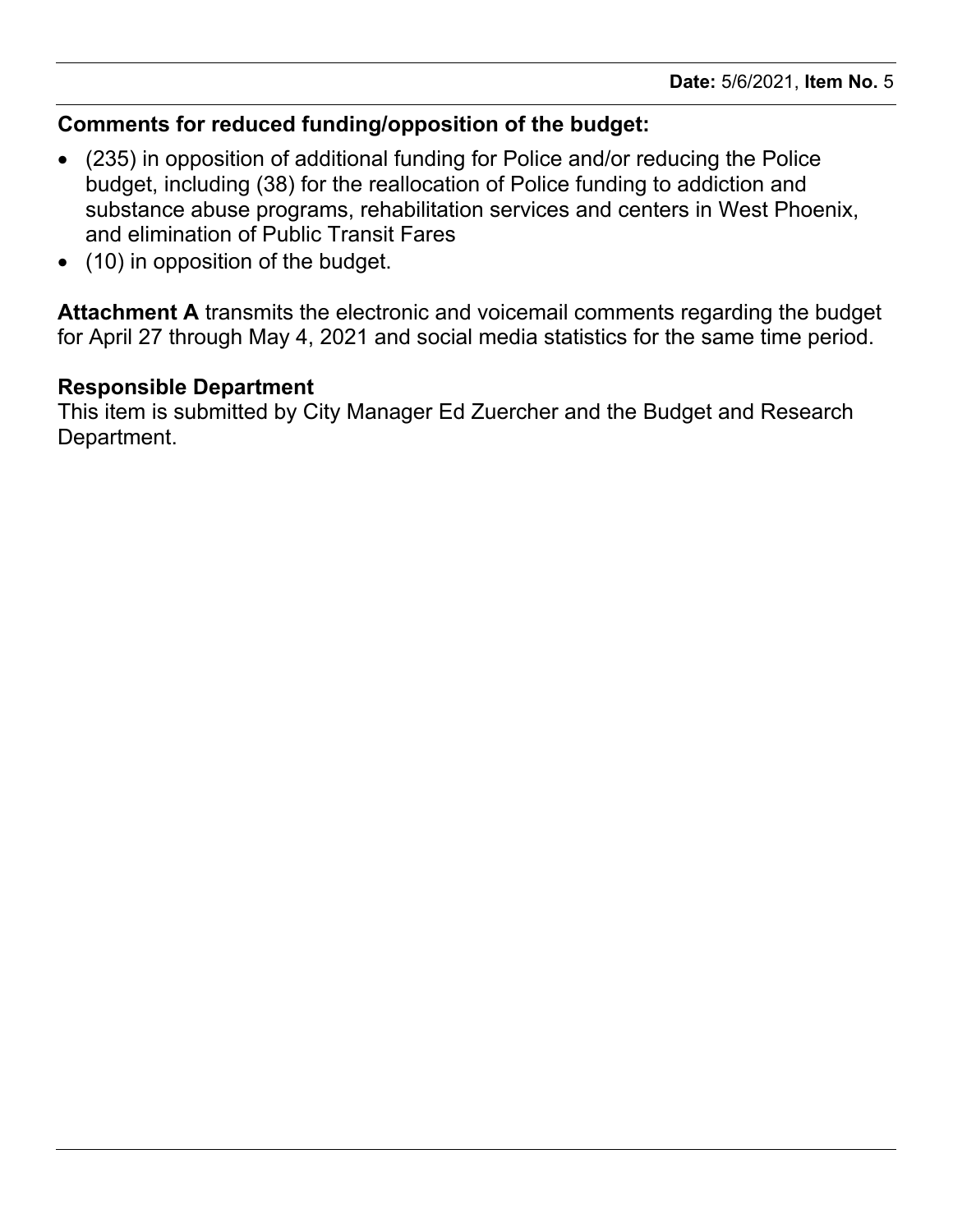**Comments for reduced funding/opposition of the budget:**

- (235) in opposition of additional funding for Police and/or reducing the Police budget, including (38) for the reallocation of Police funding to addiction and substance abuse programs, rehabilitation services and centers in West Phoenix, and elimination of Public Transit Fares
- (10) in opposition of the budget.

**Attachment A** transmits the electronic and voicemail comments regarding the budget for April 27 through May 4, 2021 and social media statistics for the same time period.

**Responsible Department**
This item is submitted by City Manager Ed Zuercher and the Budget and Research Department.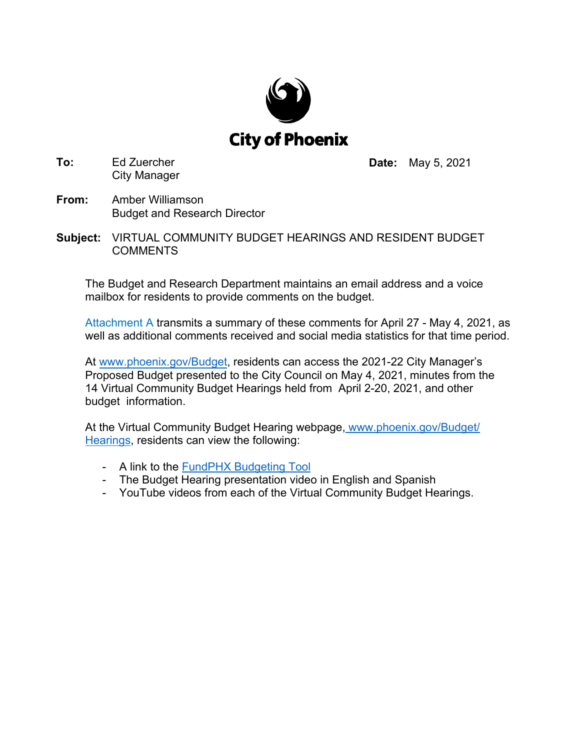**City of Phoenix**

**To:** Ed Zuercher
City Manager

**Date:** May 5, 2021

**From:** Amber Williamson
Budget and Research Director

**Subject:** VIRTUAL COMMUNITY BUDGET HEARINGS AND RESIDENT BUDGET COMMENTS

The Budget and Research Department maintains an email address and a voice mailbox for residents to provide comments on the budget.

Attachment A transmits a summary of these comments for April 27 - May 4, 2021, as well as additional comments received and social media statistics for that time period.

At [www.phoenix.gov/Budget](www.phoenix.gov/Budget), residents can access the 2021-22 City Manager's Proposed Budget presented to the City Council on May 4, 2021, minutes from the 14 Virtual Community Budget Hearings held from April 2-20, 2021, and other budget information.

At the Virtual Community Budget Hearing webpage, [www.phoenix.gov/Budget/Hearings](www.phoenix.gov/Budget/Hearings), residents can view the following:

- A link to the FundPHX Budgeting Tool
- The Budget Hearing presentation video in English and Spanish
- YouTube videos from each of the Virtual Community Budget Hearings.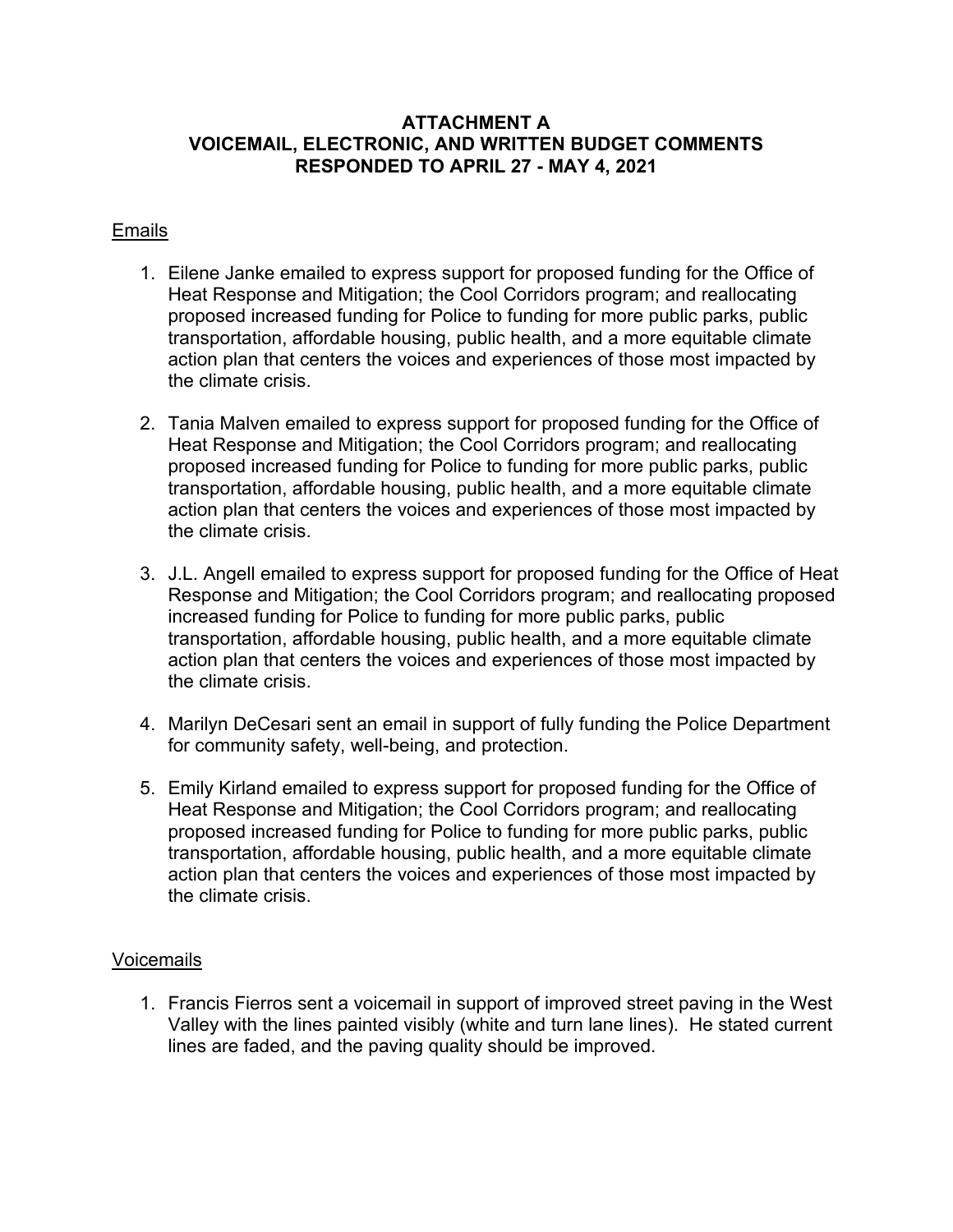# ATTACHMENT A
## VOICEMAIL, ELECTRONIC, AND WRITTEN BUDGET COMMENTS
## RESPONDED TO APRIL 27 - MAY 4, 2021

### Emails

1. Eilene Janke emailed to express support for proposed funding for the Office of Heat Response and Mitigation; the Cool Corridors program; and reallocating proposed increased funding for Police to funding for more public parks, public transportation, affordable housing, public health, and a more equitable climate action plan that centers the voices and experiences of those most impacted by the climate crisis.

2. Tania Malven emailed to express support for proposed funding for the Office of Heat Response and Mitigation; the Cool Corridors program; and reallocating proposed increased funding for Police to funding for more public parks, public transportation, affordable housing, public health, and a more equitable climate action plan that centers the voices and experiences of those most impacted by the climate crisis.

3. J.L. Angell emailed to express support for proposed funding for the Office of Heat Response and Mitigation; the Cool Corridors program; and reallocating proposed increased funding for Police to funding for more public parks, public transportation, affordable housing, public health, and a more equitable climate action plan that centers the voices and experiences of those most impacted by the climate crisis.

4. Marilyn DeCesari sent an email in support of fully funding the Police Department for community safety, well-being, and protection.

5. Emily Kirland emailed to express support for proposed funding for the Office of Heat Response and Mitigation; the Cool Corridors program; and reallocating proposed increased funding for Police to funding for more public parks, public transportation, affordable housing, public health, and a more equitable climate action plan that centers the voices and experiences of those most impacted by the climate crisis.

### Voicemails

1. Francis Fierros sent a voicemail in support of improved street paving in the West Valley with the lines painted visibly (white and turn lane lines). He stated current lines are faded, and the paving quality should be improved.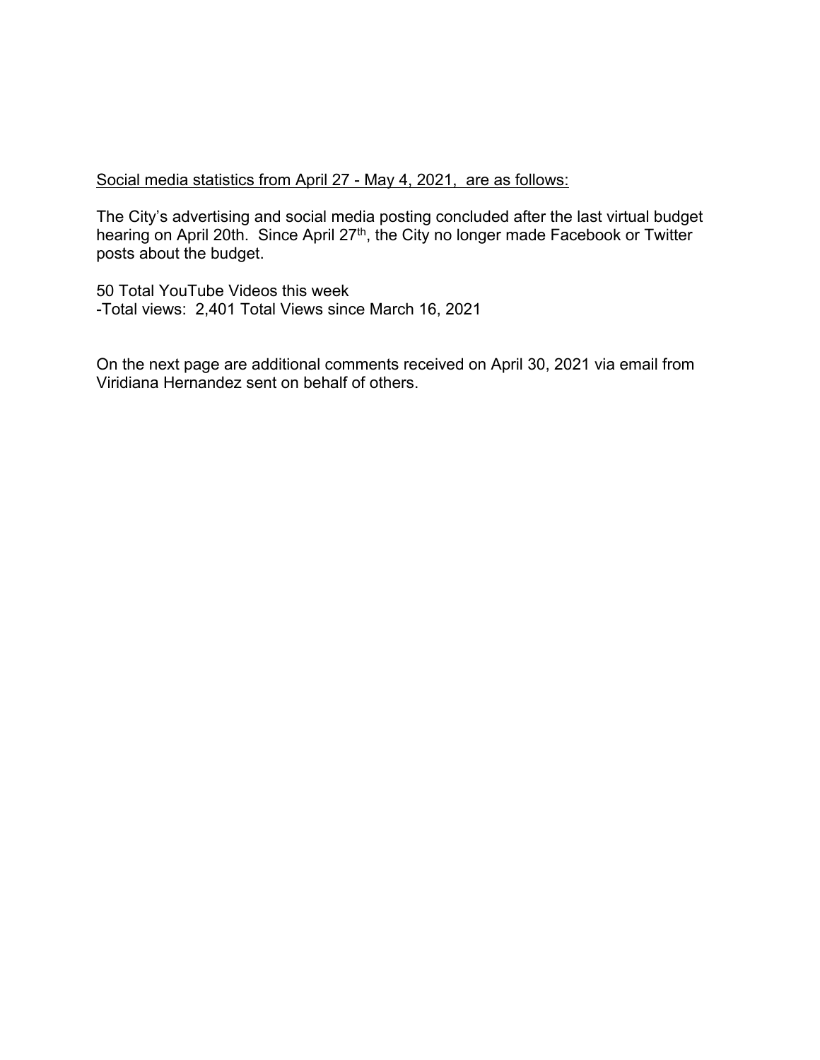<u>Social media statistics from April 27 - May 4, 2021, are as follows:</u>

The City's advertising and social media posting concluded after the last virtual budget hearing on April 20th. Since April 27th, the City no longer made Facebook or Twitter posts about the budget.

50 Total YouTube Videos this week
-Total views: 2,401 Total Views since March 16, 2021

On the next page are additional comments received on April 30, 2021 via email from Viridiana Hernandez sent on behalf of others.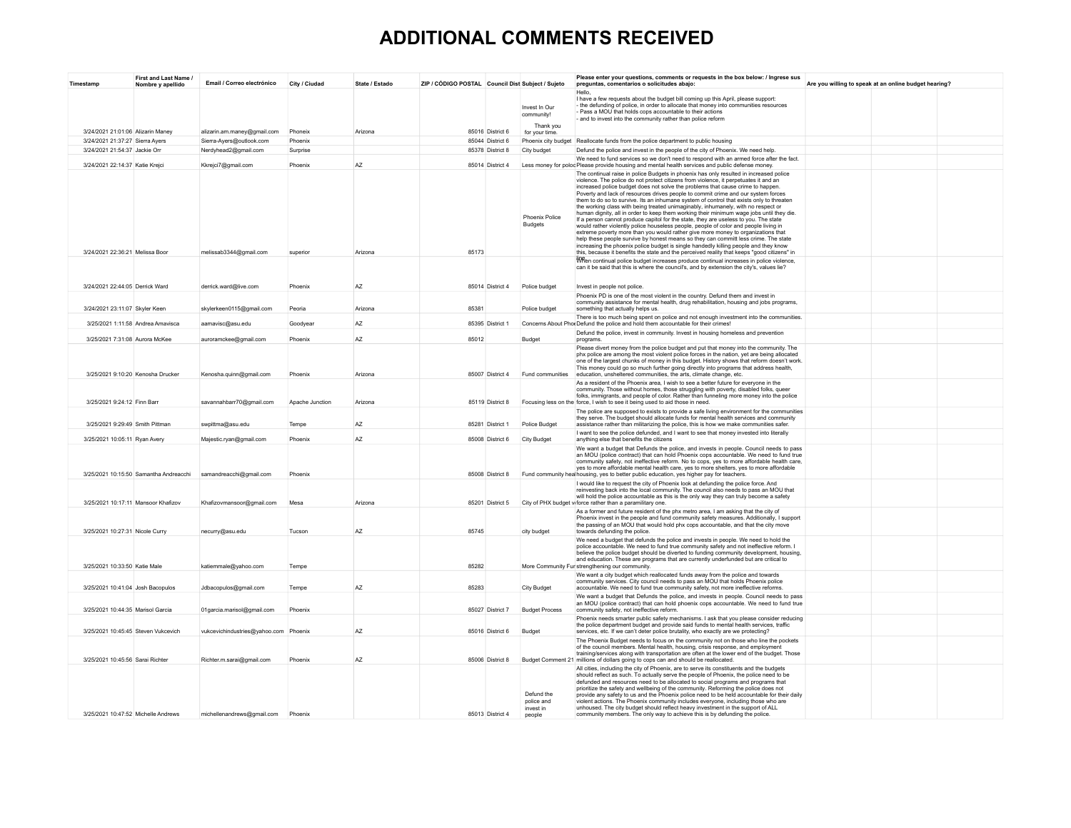# ADDITIONAL COMMENTS RECEIVED

| Timestamp | First and Last Name / Nombre y apellido | Email / Correo electrónico | City / Ciudad | State / Estado | ZIP / CÓDIGO POSTAL | Council Dist | Subject / Sujeto | Please enter your questions, comments or requests in the box below: / Ingrese sus preguntas, comentarios o solicitudes abajo: | Are you willing to speak at an online budget hearing? |
|---|---|---|---|---|---|---|---|---|---|
| 3/24/2021 21:01:06 | Alizarin Maney | alizarin.am.maney@gmail.com | Phoneix | Arizona | 85016 | District 6 | Invest In Our community! Thank you for your time. | Hello, I have a few requests about the budget bill coming up this April, please support: - the defunding of police, in order to allocate that money into communities resources - Pass a MOU that holds cops accountable to their actions - and to invest into the community rather than police reform | |
| 3/24/2021 21:37:27 | Sierra Ayers | Sierra-Ayers@outlook.com | Phoenix | | 85044 | District 6 | Phoenix city budget | Reallocate funds from the police department to public housing | |
| 3/24/2021 21:54:37 | Jackie Orr | Nerdyhead2@gmail.com | Surprise | | 85378 | District 8 | City budget | Defund the police and invest in the people of the city of Phoenix. We need help. | |
| 3/24/2021 22:14:37 | Katie Krejci | Kkrejci7@gmail.com | Phoenix | AZ | 85014 | District 4 | Less money for polic | We need to fund services so we don't need to respond with an armed force after the fact. Please provide housing and mental health services and public defense money. | |
| 3/24/2021 22:36:21 | Melissa Boor | melissab3344@gmail.com | superior | Arizona | 85173 | | Phoenix Police Budgets | The continual raise in police Budgets in phoenix has only resulted in increased police violence. The police do not protect citizens from violence, it perpetuates it and an increased police budget does not solve the problems that cause crime to happen. Poverty and lack of resources drives people to commit crime and our system forces them to do so to survive. Its an inhumane system of control that exists only to threaten the working class with being treated unimaginably, inhumanely, with no respect or human dignity, all in order to keep them working their minimum wage jobs until they die. If a person cannot produce capitol for the state, they are useless to you. The state would rather violently police houseless people, people of color and people living in extreme poverty more than you would rather give more money to organizations that help these people survive by honest means so they can committ less crime. The state increasing the phoenix police budget is single handedly killing people and they know this, because it benefits the state and the perceived reality that keeps "good citizens" in line. | |
| 3/24/2021 22:44:05 | Derrick Ward | derrick.ward@live.com | Phoenix | AZ | 85014 | District 4 | Police budget | When continual police budget increases produce continual increases in police violence, can it be said that this is where the council's, and by extension the city's, values lie? Invest in people not police. | |
| 3/24/2021 23:11:07 | Skyler Keen | skylerkeen0115@gmail.com | Peoria | Arizona | 85381 | | Police budget | Phoenix PD is one of the most violent in the country. Defund them and invest in community assistance for mental health, drug rehabilitation, housing and jobs programs, something that actually helps us. | |
| 3/25/2021 1:11:58 | Andrea Amavisca | aamavisc@asu.edu | Goodyear | AZ | 85395 | District 1 | Concerns About Pho | There is too much being spent on police and not enough investment into the communities. Defund the police and hold them accountable for their crimes! | |
| 3/25/2021 7:31:08 | Aurora McKee | auroramckee@gmail.com | Phoenix | AZ | 85012 | | Budget | Defund the police, invest in community. Invest in housing homeless and prevention programs. | |
| 3/25/2021 9:10:20 | Kenosha Drucker | Kenosha.quinn@gmail.com | Phoenix | Arizona | 85007 | District 4 | Fund communities | Please divert money from the police budget and put that money into the community. The phx police are among the most violent police forces in the nation, yet are being allocated one of the largest chunks of money in this budget. History shows that reform doesn't work. This money could go so much further going directly into programs that address health, education, unsheltered communities, the arts, climate change, etc. | |
| 3/25/2021 9:24:12 | Finn Barr | savannahbarr70@gmail.com | Apache Junction | Arizona | 85119 | District 8 | Focusing less on the | As a resident of the Phoenix area, I wish to see a better future for everyone in the community. Those without homes, those struggling with poverty, disabled folks, queer folks, immigrants, and people of color. Rather than funneling more money into the police force, I wish to see it being used to aid those in need. | |
| 3/25/2021 9:29:49 | Smith Pittman | swpittma@asu.edu | Tempe | AZ | 85281 | District 1 | Police Budget | The police are supposed to exists to provide a safe living environment for the communities they serve. The budget should allocate funds for mental health services and community assistance rather than militarizing the police, this is how we make communities safer. | |
| 3/25/2021 10:05:11 | Ryan Avery | Majestic.ryan@gmail.com | Phoenix | AZ | 85008 | District 6 | City Budget | I want to see the police defunded, and I want to see that money invested into literally anything else that benefits the citizens | |
| 3/25/2021 10:15:50 | Samantha Andreacchi | samandreacchi@gmail.com | Phoenix | | 85008 | District 8 | Fund community heal | We want a budget that Defunds the police, and invests in people. Council needs to pass an MOU (police contract) that can hold Phoenix cops accountable. We need to fund true community safety, not ineffective reform. No to cops, yes to more affordable health care, yes to more affordable mental health care, yes to more shelters, yes to more affordable housing, yes to better public education, yes higher pay for teachers. | |
| 3/25/2021 10:17:11 | Mansoor Khafizov | Khafizovmansoor@gmail.com | Mesa | Arizona | 85201 | District 5 | City of PHX budget v | I would like to request the city of Phoenix look at defunding the police force. And reinvesting back into the local community. The council also needs to pass an MOU that will hold the police accountable as this is the only way they can truly become a safety force rather than a paramilitary one. | |
| 3/25/2021 10:27:31 | Nicole Curry | necurry@asu.edu | Tucson | AZ | 85745 | | city budget | As a former and future resident of the phx metro area, I am asking that the city of Phoenix invest in the people and fund community safety measures. Additionally, I support the passing of an MOU that would hold phx cops accountable, and that the city move towards defunding the police. | |
| 3/25/2021 10:33:50 | Katie Male | katiemmale@yahoo.com | Tempe | | 85282 | | More Community Fur | We need a budget that defunds the police and invests in people. We need to hold the police accountable. We need to fund true community safety and not ineffective reform. I believe the police budget should be diverted to funding community development, housing, and education. These are programs that are currently underfunded but are critical to strengthening our community. | |
| 3/25/2021 10:41:04 | Josh Bacopulos | Jdbacopulos@gmail.com | Tempe | AZ | 85283 | | City Budget | We want a city budget which reallocated funds away from the police and towards community services. City council needs to pass an MOU that holds Phoenix police accountable. We need to fund true community safety, not more ineffective reforms. | |
| 3/25/2021 10:44:35 | Marisol Garcia | 01garcia.marisol@gmail.com | Phoenix | | 85027 | District 7 | Budget Process | We want a budget that Defunds the police, and invests in people. Council needs to pass an MOU (police contract) that can hold phoenix cops accountable. We need to fund true community safety, not ineffective reform. | |
| 3/25/2021 10:45:45 | Steven Vukcevich | vukcevichindustries@yahoo.com | Phoenix | AZ | 85016 | District 6 | Budget | Phoenix needs smarter public safety mechanisms. I ask that you please consider reducing the police department budget and provide said funds to mental health services, traffic services, etc. If we can't deter police brutality, who exactly are we protecting? | |
| 3/25/2021 10:45:56 | Sarai Richter | Richter.m.sarai@gmail.com | Phoenix | AZ | 85006 | District 8 | Budget Comment 21 | The Phoenix Budget needs to focus on the community not on those who line the pockets of the council members. Mental health, housing, crisis response, and employment training/services along with transportation are often at the lower end of the budget. Those millions of dollars going to cops can and should be reallocated. | |
| 3/25/2021 10:47:52 | Michelle Andrews | michellenandrews@gmail.com | Phoenix | | 85013 | District 4 | Defund the police and invest in people | All cities, including the city of Phoenix, are to serve its constituents and the budgets should reflect as such. To actually serve the people of Phoenix, the police need to be defunded and resources need to be allocated to social programs and programs that prioritize the safety and wellbeing of the community. Reforming the police does not provide any safety to us and the Phoenix police need to be held accountable for their daily violent actions. The Phoenix community includes everyone, including those who are unhoused. The city budget should reflect heavy investment in the support of ALL community members. The only way to achieve this is by defunding the police. | |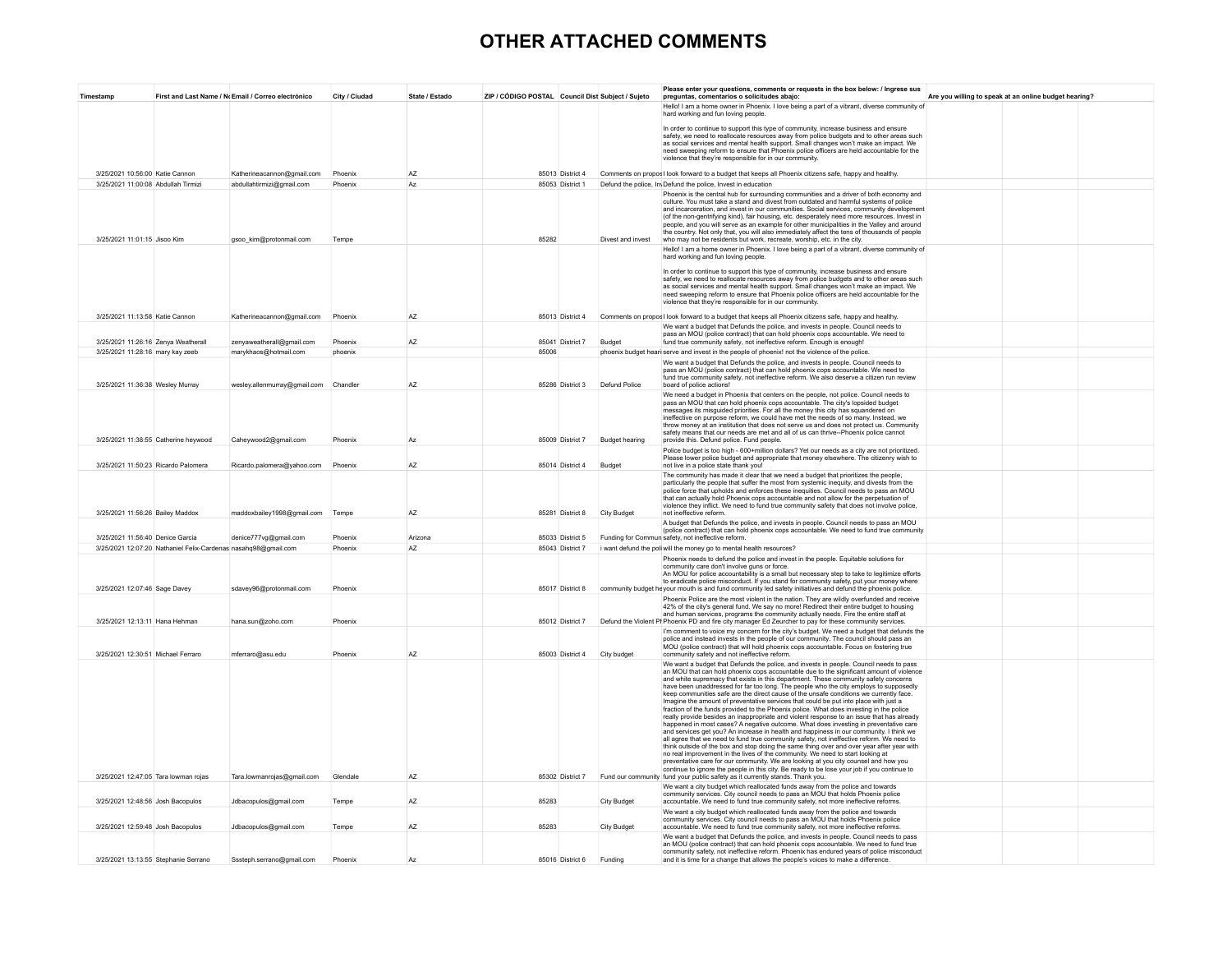# OTHER ATTACHED COMMENTS

| Timestamp | First and Last Name / No | Email / Correo electrónico | City / Ciudad | State / Estado | ZIP / CÓDIGO POSTAL | Council Dist | Subject / Sujeto | Please enter your questions, comments or requests in the box below: / Ingrese sus preguntas, comentarios o solicitudes abajo: | Are you willing to speak at an online budget hearing? | | |
|---|---|---|---|---|---|---|---|---|---|---|---|
| 3/25/2021 10:56:00 | Katie Cannon | Katherineacannon@gmail.com | Phoenix | AZ | 85013 | District 4 | Comments on propos | Hello! I am a home owner in Phoenix. I love being a part of a vibrant, diverse community of hard working and fun loving people. In order to continue to support this type of community, increase business and ensure safety, we need to reallocate resources away from police budgets and to other areas such as social services and mental health support. Small changes won't make an impact. We need sweeping reform to ensure that Phoenix police officers are held accountable for the violence that they're responsible for in our community. I look forward to a budget that keeps all Phoenix citizens safe, happy and healthy. | | | |
| 3/25/2021 11:00:08 | Abdullah Tirmizi | abdullahtirmizi@gmail.com | Phoenix | Az | 85053 | District 1 | Defund the police, Inv | Defund the police, Invest in education | | | |
| 3/25/2021 11:01:15 | Jisoo Kim | gsoo_kim@protonmail.com | Tempe | | 85282 | | Divest and invest | Phoenix is the central hub for surrounding communities and a driver of both economy and culture. You must take a stand and divest from outdated and harmful systems of police and incarceration, and invest in our communities. Social services, community development (of the non-gentrifying kind), fair housing, etc. desperately need more resources. Invest in people, and you will serve as an example for other municipalities in the Valley and around the country. Not only that, you will also immediately affect the tens of thousands of people who may not be residents but work, recreate, worship, etc. in the city. | | | |
| 3/25/2021 11:13:58 | Katie Cannon | Katherineacannon@gmail.com | Phoenix | AZ | 85013 | District 4 | Comments on propos | Hello! I am a home owner in Phoenix. I love being a part of a vibrant, diverse community of hard working and fun loving people. In order to continue to support this type of community, increase business and ensure safety, we need to reallocate resources away from police budgets and to other areas such as social services and mental health support. Small changes won't make an impact. We need sweeping reform to ensure that Phoenix police officers are held accountable for the violence that they're responsible for in our community. I look forward to a budget that keeps all Phoenix citizens safe, happy and healthy. | | | |
| 3/25/2021 11:26:16 | Zenya Weatherall | zenyaweatherall@gmail.com | Phoenix | AZ | 85041 | District 7 | Budget | We want a budget that Defunds the police, and invests in people. Council needs to pass an MOU (police contract) that can hold phoenix cops accountable. We need to fund true community safety, not ineffective reform. Enough is enough! | | | |
| 3/25/2021 11:28:16 | mary kay zeeb | marykhaos@hotmail.com | phoenix | | 85006 | | phoenix budget heari | serve and invest in the people of phoenix! not the violence of the police. | | | |
| 3/25/2021 11:36:38 | Wesley Murray | wesley.allenmurray@gmail.com | Chandler | AZ | 85286 | District 3 | Defund Police | We want a budget that Defunds the police, and invests in people. Council needs to pass an MOU (police contract) that can hold phoenix cops accountable. We need to fund true community safety, not ineffective reform. We also deserve a citizen run review board of police actions! | | | |
| 3/25/2021 11:38:55 | Catherine heywood | Caheywood2@gmail.com | Phoenix | Az | 85009 | District 7 | Budget hearing | We need a budget in Phoenix that centers on the people, not police. Council needs to pass an MOU that can hold phoenix cops accountable. The city's lopsided budget messages its misguided priorities. For all the money this city has squandered on ineffective on purpose reform, we could have met the needs of so many. Instead, we throw money at an institution that does not serve us and does not protect us. Community safety means that our needs are met and all of us can thrive--Phoenix police cannot provide this. Defund police. Fund people. | | | |
| 3/25/2021 11:50:23 | Ricardo Palomera | Ricardo.palomera@yahoo.com | Phoenix | AZ | 85014 | District 4 | Budget | Police budget is too high - 600+million dollars? Yet our needs as a city are not prioritized. Please lower police budget and appropriate that money elsewhere. The citizenry wish to not live in a police state thank you! | | | |
| 3/25/2021 11:56:26 | Bailey Maddox | maddoxbailey1998@gmail.com | Tempe | AZ | 85281 | District 8 | City Budget | The community has made it clear that we need a budget that prioritizes the people, particularly the people that suffer the most from systemic inequity, and divests from the police force that upholds and enforces these inequities. Council needs to pass an MOU that can actually hold Phoenix cops accountable and not allow for the perpetuation of violence they inflict. We need to fund true community safety that does not involve police, not ineffective reform. | | | |
| 3/25/2021 11:56:40 | Denice Garcia | denice777vg@gmail.com | Phoenix | Arizona | 85033 | District 5 | Funding for Commun | A budget that Defunds the police, and invests in people. Council needs to pass an MOU (police contract) that can hold phoenix cops accountable. We need to fund true community safety, not ineffective reform. | | | |
| 3/25/2021 12:07:20 | Nathaniel Felix-Cardenas | nasahq98@gmail.com | Phoenix | AZ | 85043 | District 7 | i want defund the poli | will the money go to mental health resources? | | | |
| 3/25/2021 12:07:46 | Sage Davey | sdavey96@protonmail.com | Phoenix | | 85017 | District 8 | community budget he | Phoenix needs to defund the police and invest in the people. Equitable solutions for community care don't involve guns or force. An MOU for police accountability is a small but necessary step to take to legitimize efforts to eradicate police misconduct. If you stand for community safety, put your money where your mouth is and fund community led safety initiatives and defund the phoenix police. | | | |
| 3/25/2021 12:13:11 | Hana Hehman | hana.sun@zoho.com | Phoenix | | 85012 | District 7 | Defund the Violent Ph | Phoenix Police are the most violent in the nation. They are wildly overfunded and receive 42% of the city's general fund. We say no more! Redirect their entire budget to housing and human services, programs the community actually needs. Fire the entire staff at Phoenix PD and fire city manager Ed Zeurcher to pay for these community services. | | | |
| 3/25/2021 12:30:51 | Michael Ferraro | mferraro@asu.edu | Phoenix | AZ | 85003 | District 4 | City budget | I'm comment to voice my concern for the city's budget. We need a budget that defunds the police and instead invests in the people of our community. The council should pass an MOU (police contract) that will hold phoenix cops accountable. Focus on fostering true community safety and not ineffective reform. | | | |
| 3/25/2021 12:47:05 | Tara lowman rojas | Tara.lowmanrojas@gmail.com | Glendale | AZ | 85302 | District 7 | Fund our community | We want a budget that Defunds the police, and invests in people. Council needs to pass an MOU that can hold phoenix cops accountable due to the significant amount of violence and white supremacy that exists in this department. These community safety concerns have been unaddressed for far too long. The people who the city employs to supposedly keep communities safe are the direct cause of the unsafe conditions we currently face. Imagine the amount of preventative services that could be put into place with just a fraction of the funds provided to the Phoenix police. What does investing in the police really provide besides an inappropriate and violent response to an issue that has already happened in most cases? A negative outcome. What does investing in preventative care and services get you? An increase in health and happiness in our community. I think we all agree that we need to fund true community safety, not ineffective reform. We need to think outside of the box and stop doing the same thing over and over year after year with no real improvement in the lives of the community. We need to start looking at preventative care for our community. We are looking at you city counsel and how you continue to ignore the people in this city. Be ready to be lose your job if you continue to fund your public safety as it currently stands. Thank you. | | | |
| 3/25/2021 12:48:56 | Josh Bacopulos | Jdbacopulos@gmail.com | Tempe | AZ | 85283 | | City Budget | We want a city budget which reallocated funds away from the police and towards community services. City council needs to pass an MOU that holds Phoenix police accountable. We need to fund true community safety, not more ineffective reforms. | | | |
| 3/25/2021 12:59:48 | Josh Bacopulos | Jdbacopulos@gmail.com | Tempe | AZ | 85283 | | City Budget | We want a city budget which reallocated funds away from the police and towards community services. City council needs to pass an MOU that holds Phoenix police accountable. We need to fund true community safety, not more ineffective reforms. | | | |
| 3/25/2021 13:13:55 | Stephanie Serrano | Sssteph.serrano@gmail.com | Phoenix | Az | 85016 | District 6 | Funding | We want a budget that Defunds the police, and invests in people. Council needs to pass an MOU (police contract) that can hold phoenix cops accountable. We need to fund true community safety, not ineffective reform. Phoenix has endured years of police misconduct and it is time for a change that allows the people's voices to make a difference. | | | |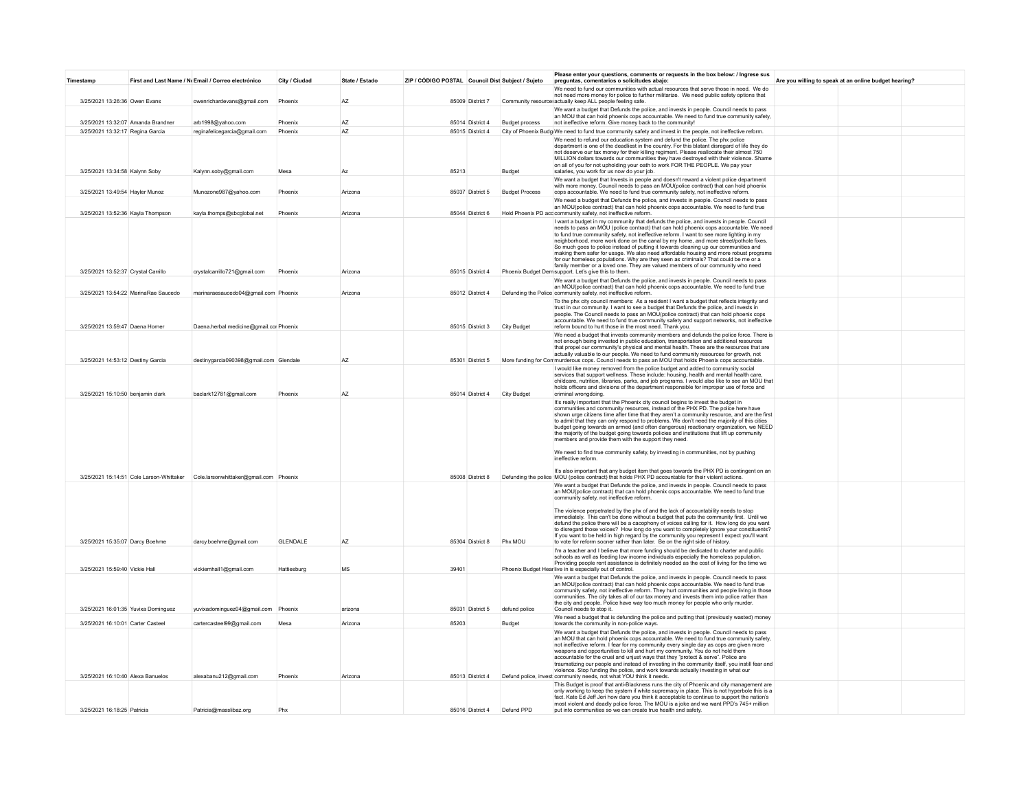| Timestamp | First and Last Name / N | Email / Correo electrónico | City / Ciudad | State / Estado | ZIP / CÓDIGO POSTAL | Council Dist | Subject / Sujeto | Please enter your questions, comments or requests in the box below: / Ingrese sus preguntas, comentarios o solicitudes abajo: | Are you willing to speak at an online budget hearing? |
|---|---|---|---|---|---|---|---|---|---|
| 3/25/2021 13:26:36 | Owen Evans | owenrichardevans@gmail.com | Phoenix | AZ | 85009 | District 7 | Community resource | We need to fund our communities with actual resources that serve those in need. We do not need more money for police to further militarize. We need public safety options that actually keep ALL people feeling safe. | |
| 3/25/2021 13:32:07 | Amanda Brandner | arb1998@yahoo.com | Phoenix | AZ | 85014 | District 4 | Budget process | We want a budget that Defunds the police, and invests in people. Council needs to pass an MOU that can hold phoenix cops accountable. We need to fund true community safety, not ineffective reform. Give money back to the community! | |
| 3/25/2021 13:32:17 | Regina Garcia | reginafelicegarcia@gmail.com | Phoenix | AZ | 85015 | District 4 | City of Phoenix Budg | We need to fund true community safety and invest in the people, not ineffective reform. | |
| 3/25/2021 13:34:58 | Kalynn Soby | Kalynn.soby@gmail.com | Mesa | Az | 85213 | | Budget | We need to refund our education system and defund the police. The phx police department is one of the deadliest in the country. For this blatant disregard of life they do not deserve our tax money for their killing regiment. Please reallocate their almost 750 MILLION dollars towards our communities they have destroyed with their violence. Shame on all of you for not upholding your oath to work FOR THE PEOPLE. We pay your salaries, you work for us now do your job. | |
| 3/25/2021 13:49:54 | Hayler Munoz | Munozone987@yahoo.com | Phoenix | Arizona | 85037 | District 5 | Budget Process | We need a budget that Invests in people and doesn't reward a violent police department with more money. Council needs to pass an MOU(police contract) that can hold phoenix cops accountable. We need to fund true community safety, not ineffective reform. | |
| 3/25/2021 13:52:36 | Kayla Thompson | kayla.thomps@sbcglobal.net | Phoenix | Arizona | 85044 | District 6 | Hold Phoenix PD acc | We need a budget that Defunds the police, and invests in people. Council needs to pass an MOU(police contract) that can hold phoenix cops accountable. We need to fund true community safety, not ineffective reform. | |
| 3/25/2021 13:52:37 | Crystal Carrillo | crystalcarrillo721@gmail.com | Phoenix | Arizona | 85015 | District 4 | Phoenix Budget Dem | I want a budget in my community that defunds the police, and invests in people. Council needs to pass an MOU (police contract) that can hold phoenix cops accountable. We need to fund true community safety, not ineffective reform. I want to see more lighting in my neighborhood, more work done on the canal by my home, and more street/pothole fixes. So much goes to police instead of putting it towards cleaning up our communities and making them safer for usage. We also need affordable housing and more robust programs for our homeless populations. Why are they seen as criminals? That could be me or a family member or a loved one. They are valued members of our community who need support. Let's give this to them. | |
| 3/25/2021 13:54:22 | MarinaRae Saucedo | marinaraesaucedo04@gmail.com | Phoenix | Arizona | 85012 | District 4 | Defunding the Police | We want a budget that Defunds the police, and invests in people. Council needs to pass an MOU(police contract) that can hold phoenix cops accountable. We need to fund true community safety, not ineffective reform. | |
| 3/25/2021 13:59:47 | Daena Horner | Daena.herbal medicine@gmail.cor | Phoenix | | 85015 | District 3 | City Budget | To the phx city council members: As a resident I want a budget that reflects integrity and trust in our community. I want to see a budget that Defunds the police, and invests in people. The Council needs to pass an MOU(police contract) that can hold phoenix cops accountable. We need to fund true community safety and support networks, not ineffective reform bound to hurt those in the most need. Thank you. | |
| 3/25/2021 14:53:12 | Destiny Garcia | destinygarcia090398@gmail.com | Glendale | AZ | 85301 | District 5 | More funding for Com | We need a budget that invests community members and defunds the police force. There is not enough being invested in public education, transportation and additional resources that propel our community's physical and mental health. These are the resources that are actually valuable to our people. We need to fund community resources for growth, not murderous cops. Council needs to pass an MOU that holds Phoenix cops accountable. | |
| 3/25/2021 15:10:50 | benjamin clark | baclark12781@gmail.com | Phoenix | AZ | 85014 | District 4 | City Budget | I would like money removed from the police budget and added to community social services that support wellness. These include: housing, health and mental health care, childcare, nutrition, libraries, parks, and job programs. I would also like to see an MOU that holds officers and divisions of the department responsible for improper use of force and criminal wrongdoing. | |
| 3/25/2021 15:14:51 | Cole Larson-Whittaker | Cole.larsonwhittaker@gmail.com | Phoenix | | 85008 | District 8 | Defunding the police | It's really important that the Phoenix city council begins to invest the budget in communities and community resources, instead of the PHX PD. The police here have shown urge citizens time after time that they aren't a community resource, and are the first to admit that they can only respond to problems. We don't need the majority of this cities budget going towards an armed (and often dangerous) reactionary organization, we NEED the majority of the budget going towards policies and institutions that lift up community members and provide them with the support they need.<br><br>We need to find true community safety, by investing in communities, not by pushing ineffective reform.<br><br>It's also important that any budget item that goes towards the PHX PD is contingent on an MOU (police contract) that holds PHX PD accountable for their violent actions. | |
| 3/25/2021 15:35:07 | Darcy Boehme | darcy.boehme@gmail.com | GLENDALE | AZ | 85304 | District 8 | Phx MOU | We want a budget that Defunds the police, and invests in people. Council needs to pass an MOU(police contract) that can hold phoenix cops accountable. We need to fund true community safety, not ineffective reform.<br><br>The violence perpetrated by the phx of and the lack of accountability needs to stop immediately. This can't be done without a budget that puts the community first. Until we defund the police there will be a cacophony of voices calling for it. How long do you want to disregard those voices? How long do you want to completely ignore your constituents? If you want to be held in high regard by the community you represent I expect you'll want to vote for reform sooner rather than later. Be on the right side of history. | |
| 3/25/2021 15:59:40 | Vickie Hall | vickiemhall1@gmail.com | Hattiesburg | MS | 39401 | | Phoenix Budget Hear | I'm a teacher and I believe that more funding should be dedicated to charter and public schools as well as feeding low income individuals especially the homeless population. Providing people rent assistance is definitely needed as the cost of living for the time we live in is especially out of control. | |
| 3/25/2021 16:01:35 | Yuvixa Dominguez | yuvixadominguez04@gmail.com | Phoenix | arizona | 85031 | District 5 | defund police | We want a budget that Defunds the police, and invests in people. Council needs to pass an MOU(police contract) that can hold phoenix cops accountable. We need to fund true community safety, not ineffective reform. They hurt communities and people living in those communities. The city takes all of our tax money and invests them into police rather than the city and people. Police have way too much money for people who only murder. Council needs to stop it. | |
| 3/25/2021 16:10:01 | Carter Casteel | cartercasteel99@gmail.com | Mesa | Arizona | 85203 | | Budget | We need a budget that is defunding the police and putting that (previously wasted) money towards the community in non-police ways. | |
| 3/25/2021 16:10:40 | Alexa Banuelos | alexabanu212@gmail.com | Phoenix | Arizona | 85013 | District 4 | Defund police, invest | We want a budget that Defunds the police, and invests in people. Council needs to pass an MOU that can hold phoenix cops accountable. We need to fund true community safety, not ineffective reform. I fear for my community every single day as cops are given more weapons and opportunities to kill and hurt my community. You do not hold them accountable for the cruel and unjust ways that they "protect & serve". Police are traumatizing our people and instead of investing in the community itself, you instill fear and violence. Stop funding the police, and work towards actually investing in what our community needs, not what YOU think it needs. | |
| 3/25/2021 16:18:25 | Patricia | Patricia@masslibaz.org | Phx | | 85016 | District 4 | Defund PPD | This Budget is proof that anti-Blackness runs the city of Phoenix and city management are only working to keep the system if white supremacy in place. This is not hyperbole this is a fact. Kate Ed Jeff Jeri how dare you think it acceptable to continue to support the nation's most violent and deadly police force. The MOU is a joke and we want PPD's 745+ million put into communities so we can create true health snd safety. | |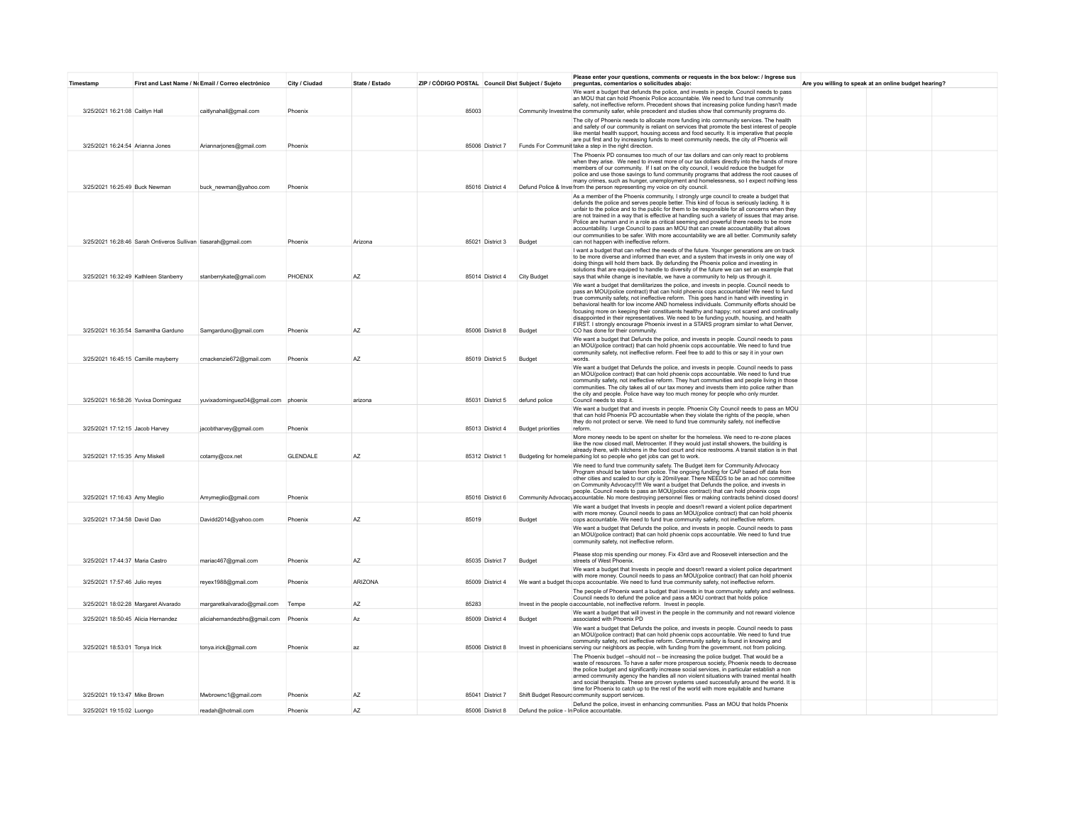| Timestamp | First and Last Name / Nombre | Email / Correo electrónico | City / Ciudad | State / Estado | ZIP / CÓDIGO POSTAL | Council District | Subject / Sujeto | Please enter your questions, comments or requests in the box below: / Ingrese sus preguntas, comentarios o solicitudes abajo: | Are you willing to speak at an online budget hearing? |
|---|---|---|---|---|---|---|---|---|---|
| 3/25/2021 16:21:08 | Caitlyn Hall | caitlynahall@gmail.com | Phoenix | | 85003 | | Community Investme | We want a budget that defunds the police, and invests in people. Council needs to pass an MOU that can hold Phoenix Police accountable. We need to fund true community safety, not ineffective reform. Precedent shows that increasing police funding hasn't made the community safer, while precedent and studies show that community programs do. | |
| 3/25/2021 16:24:54 | Arianna Jones | Ariannarjones@gmail.com | Phoenix | | 85006 | District 7 | Funds For Communit | The city of Phoenix needs to allocate more funding into community services. The health and safety of our community is reliant on services that promote the best interest of people like mental health support, housing access and food security. It is imperative that people are put first and by increasing funds to meet community needs, the city of Phoenix will take a step in the right direction. | |
| 3/25/2021 16:25:49 | Buck Newman | buck_newman@yahoo.com | Phoenix | | 85016 | District 4 | Defund Police & Inve | The Phoenix PD consumes too much of our tax dollars and can only react to problems when they arise. We need to invest more of our tax dollars directly into the hands of more members of our community. If I sat on the city council, I would reduce the budget for police and use those savings to fund community programs that address the root causes of many crimes, such as hunger, unemployment and homelessness, so I expect nothing less from the person representing my voice on city council. | |
| 3/25/2021 16:28:46 | Sarah Ontiveros Sullivan | tiasarah@gmail.com | Phoenix | Arizona | 85021 | District 3 | Budget | As a member of the Phoenix community, I strongly urge council to create a budget that defunds the police and serves people better. This kind of focus is seriously lacking. It is unfair to the police and to the public for them to be responsible for all concerns when they are not trained in a way that is effective at handling such a variety of issues that may arise. Police are human and in a role as critical seeming and powerful there needs to be more accountability. I urge Council to pass an MOU that can create accountability that allows our communities to be safer. With more accountability we are all better. Community safety can not happen with ineffective reform. | |
| 3/25/2021 16:32:49 | Kathleen Stanberry | stanberrykate@gmail.com | PHOENIX | AZ | 85014 | District 4 | City Budget | I want a budget that can reflect the needs of the future. Younger generations are on track to be more diverse and informed than ever, and a system that invests in only one way of doing things will hold them back. By defunding the Phoenix police and investing in solutions that are equiped to handle to diversity of the future we can set an example that says that while change is inevitable, we have a community to help us through it. | |
| 3/25/2021 16:35:54 | Samantha Garduno | Samgarduno@gmail.com | Phoenix | AZ | 85006 | District 8 | Budget | We want a budget that demilitarizes the police, and invests in people. Council needs to pass an MOU(police contract) that can hold phoenix cops accountable! We need to fund true community safety, not ineffective reform. This goes hand in hand with investing in behavioral health for low income AND homeless individuals. Community efforts should be focusing more on keeping their constituents healthy and happy; not scared and continually disappointed in their representatives. We need to be funding youth, housing, and health FIRST. I strongly encourage Phoenix invest in a STARS program similar to what Denver, CO has done for their community. | |
| 3/25/2021 16:45:15 | Camille mayberry | cmackenzie672@gmail.com | Phoenix | AZ | 85019 | District 5 | Budget | We want a budget that Defunds the police, and invests in people. Council needs to pass an MOU(police contract) that can hold phoenix cops accountable. We need to fund true community safety, not ineffective reform. Feel free to add to this or say it in your own words. | |
| 3/25/2021 16:58:26 | Yuvixa Dominguez | yuvixadominguez04@gmail.com | phoenix | arizona | 85031 | District 5 | defund police | We want a budget that Defunds the police, and invests in people. Council needs to pass an MOU(police contract) that can hold phoenix cops accountable. We need to fund true community safety, not ineffective reform. They hurt communities and people living in those communities. The city takes all of our tax money and invests them into police rather than the city and people. Police have way too much money for people who only murder. Council needs to stop it. | |
| 3/25/2021 17:12:15 | Jacob Harvey | jacobtharvey@gmail.com | Phoenix | | 85013 | District 4 | Budget priorities | We want a budget that and invests in people. Phoenix City Council needs to pass an MOU that can hold Phoenix PD accountable when they violate the rights of the people, when they do not protect or serve. We need to fund true community safety, not ineffective reform. | |
| 3/25/2021 17:15:35 | Amy Miskell | cotamy@cox.net | GLENDALE | AZ | 85312 | District 1 | Budgeting for homele | More money needs to be spent on shelter for the homeless. We need to re-zone places like the now closed mall, Metrocenter. If they would just install showers, the building is already there, with kitchens in the food court and nice restrooms. A transit station is in that parking lot so people who get jobs can get to work. | |
| 3/25/2021 17:16:43 | Amy Meglio | Amymeglio@gmail.com | Phoenix | | 85016 | District 6 | Community Advocacy | We need to fund true community safety. The Budget item for Community Advocacy Program should be taken from police. The ongoing funding for CAP based off data from other cities and scaled to our city is 20mil/year. There NEEDS to be an ad hoc committee on Community Advocacy!!!! We want a budget that Defunds the police, and invests in people. Council needs to pass an MOU(police contract) that can hold phoenix cops accountable. No more destroying personnel files or making contracts behind closed doors! | |
| 3/25/2021 17:34:58 | David Dao | Davidd2014@yahoo.com | Phoenix | AZ | 85019 | | Budget | We want a budget that Invests in people and doesn't reward a violent police department with more money. Council needs to pass an MOU(police contract) that can hold phoenix cops accountable. We need to fund true community safety, not ineffective reform. | |
| 3/25/2021 17:44:37 | Maria Castro | mariac467@gmail.com | Phoenix | AZ | 85035 | District 7 | Budget | We want a budget that Defunds the police, and invests in people. Council needs to pass an MOU(police contract) that can hold phoenix cops accountable. We need to fund true community safety, not ineffective reform.<br><br>Please stop mis spending our money. Fix 43rd ave and Roosevelt intersection and the streets of West Phoenix. | |
| 3/25/2021 17:57:46 | Julio reyes | reyex1988@gmail.com | Phoenix | ARIZONA | 85009 | District 4 | We want a budget tha | We want a budget that Invests in people and doesn't reward a violent police department with more money. Council needs to pass an MOU(police contract) that can hold phoenix cops accountable. We need to fund true community safety, not ineffective reform. | |
| 3/25/2021 18:02:28 | Margaret Alvarado | margaretkalvarado@gmail.com | Tempe | AZ | 85283 | | Invest in the people o | The people of Phoenix want a budget that invests in true community safety and wellness. Council needs to defund the police and pass a MOU contract that holds police accountable, not ineffective reform. Invest in people. | |
| 3/25/2021 18:50:45 | Alicia Hernandez | aliciahernandezbhs@gmail.com | Phoenix | Az | 85009 | District 4 | Budget | We want a budget that will invest in the people in the community and not reward violence associated with Phoenix PD | |
| 3/25/2021 18:53:01 | Tonya Irick | tonya.irick@gmail.com | Phoenix | az | 85006 | District 8 | Invest in phoenicians | We want a budget that Defunds the police, and invests in people. Council needs to pass an MOU(police contract) that can hold phoenix cops accountable. We need to fund true community safety, not ineffective reform. Community safety is found in knowing and serving our neighbors as people, with funding from the government, not from policing. | |
| 3/25/2021 19:13:47 | Mike Brown | Mwbrownc1@gmail.com | Phoenix | AZ | 85041 | District 7 | Shift Budget Resourc | The Phoenix budget --should not -- be increasing the police budget. That would be a waste of resources. To have a safer more prosperous society, Phoenix needs to decrease the police budget and significantly increase social services, in particular establish a non armed community agency the handles all non violent situations with trained mental health and social therapists. These are proven systems used successfully around the world. It is time for Phoenix to catch up to the rest of the world with more equitable and humane community support services. | |
| 3/25/2021 19:15:02 | Luongo | readah@hotmail.com | Phoenix | AZ | 85006 | District 8 | Defund the police - In | Defund the police, invest in enhancing communities. Pass an MOU that holds Phoenix Police accountable. | |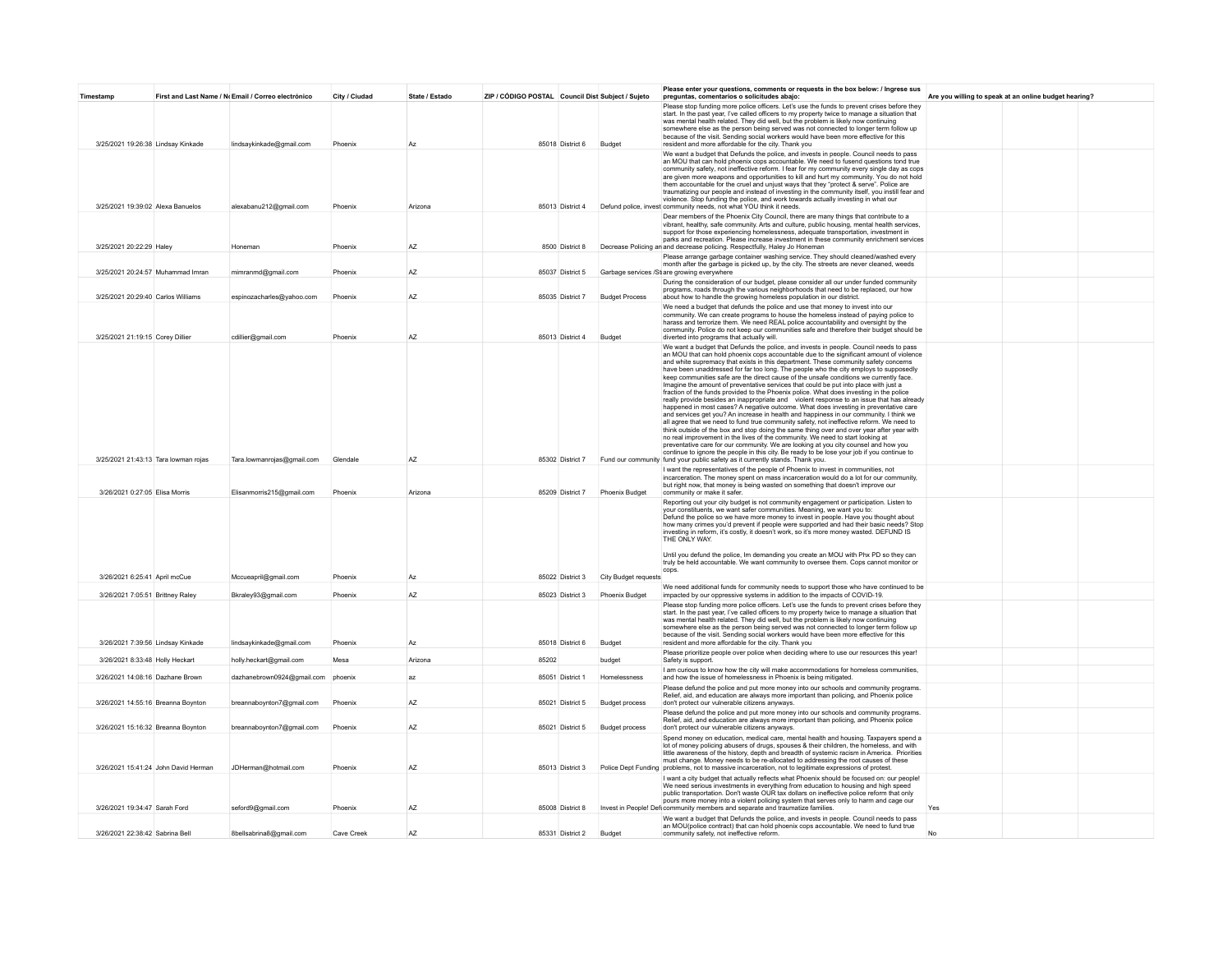| Timestamp | First and Last Name / No | Email / Correo electrónico | City / Ciudad | State / Estado | ZIP / CÓDIGO POSTAL | Council Dist | Subject / Sujeto | Please enter your questions, comments or requests in the box below: / Ingrese sus preguntas, comentarios o solicitudes abajo: | Are you willing to speak at an online budget hearing? |
|---|---|---|---|---|---|---|---|---|---|
| 3/25/2021 19:26:38 | Lindsay Kinkade | lindsaykinkade@gmail.com | Phoenix | Az | 85018 | District 6 | Budget | Please stop funding more police officers. Let's use the funds to prevent crises before they start. In the past year, I've called officers to my property twice to manage a situation that was mental health related. They did well, but the problem is likely now continuing somewhere else as the person being served was not connected to longer term follow up because of the visit. Sending social workers would have been more effective for this resident and more affordable for the city. Thank you | |
| 3/25/2021 19:39:02 | Alexa Banuelos | alexabanu212@gmail.com | Phoenix | Arizona | 85013 | District 4 | Defund police, invest | We want a budget that Defunds the police, and invests in people. Council needs to pass an MOU that can hold phoenix cops accountable. We need to fusend questions tond true community safety, not ineffective reform. I fear for my community every single day as cops are given more weapons and opportunities to kill and hurt my community. You do not hold them accountable for the cruel and unjust ways that they "protect & serve". Police are traumatizing our people and instead of investing in the community itself, you instill fear and violence. Stop funding the police, and work towards actually investing in what our community needs, not what YOU think it needs. | |
| 3/25/2021 20:22:29 | Haley | Honeman | Phoenix | AZ | 8500 | District 8 | Decrease Policing an | Dear members of the Phoenix City Council, there are many things that contribute to a vibrant, healthy, safe community. Arts and culture, public housing, mental health services, support for those experiencing homelessness, adequate transportation, investment in parks and recreation. Please increase investment in these community enrichment services and decrease policing. Respectfully, Haley Jo Honeman | |
| 3/25/2021 20:24:57 | Muhammad Imran | mimranmd@gmail.com | Phoenix | AZ | 85037 | District 5 | Garbage services /St | Please arrange garbage container washing service. They should cleaned/washed every month after the garbage is picked up, by the city. The streets are never cleaned, weeds are growing everywhere | |
| 3/25/2021 20:29:40 | Carlos Williams | espinozacharles@yahoo.com | Phoenix | AZ | 85035 | District 7 | Budget Process | During the consideration of our budget, please consider all our under funded community programs, roads through the various neighborhoods that need to be replaced, our how about how to handle the growing homeless population in our district. | |
| 3/25/2021 21:19:15 | Corey Dillier | cdillier@gmail.com | Phoenix | AZ | 85013 | District 4 | Budget | We need a budget that defunds the police and use that money to invest into our community. We can create programs to house the homeless instead of paying police to harass and terrorize them. We need REAL police accountability and oversight by the community. Police do not keep our communities safe and therefore their budget should be diverted into programs that actually will. | |
| 3/25/2021 21:43:13 | Tara lowman rojas | Tara.lowmanrojas@gmail.com | Glendale | AZ | 85302 | District 7 | Fund our community | We want a budget that Defunds the police, and invests in people. Council needs to pass an MOU that can hold phoenix cops accountable due to the significant amount of violence and white supremacy that exists in this department. These community safety concerns have been unaddressed for far too long. The people who the city employs to supposedly keep communities safe are the direct cause of the unsafe conditions we currently face. Imagine the amount of preventative services that could be put into place with just a fraction of the funds provided to the Phoenix police. What does investing in the police really provide besides an inappropriate and violent response to an issue that has already happened in most cases? A negative outcome. What does investing in preventative care and services get you? An increase in health and happiness in our community. I think we all agree that we need to fund true community safety, not ineffective reform. We need to think outside of the box and stop doing the same thing over and over year after year with no real improvement in the lives of the community. We need to start looking at preventative care for our community. We are looking at you city counsel and how you continue to ignore the people in this city. Be ready to be lose your job if you continue to fund your public safety as it currently stands. Thank you. | |
| 3/26/2021 0:27:05 | Elisa Morris | Elisanmorris215@gmail.com | Phoenix | Arizona | 85209 | District 7 | Phoenix Budget | I want the representatives of the people of Phoenix to invest in communities, not incarceration. The money spent on mass incarceration would do a lot for our community, but right now, that money is being wasted on something that doesn't improve our community or make it safer. | |
| 3/26/2021 6:25:41 | April mcCue | Mccueapril@gmail.com | Phoenix | Az | 85022 | District 3 | City Budget requests | Reporting out your city budget is not community engagement or participation. Listen to your constituents, we want safer communities. Meaning, we want you to: Defund the police so we have more money to invest in people. Have you thought about how many crimes you'd prevent if people were supported and had their basic needs? Stop investing in reform, it's costly, it doesn't work, so it's more money wasted. DEFUND IS THE ONLY WAY. Until you defund the police, Im demanding you create an MOU with Phx PD so they can truly be held accountable. We want community to oversee them. Cops cannot monitor or cops. | |
| 3/26/2021 7:05:51 | Brittney Raley | Bkraley93@gmail.com | Phoenix | AZ | 85023 | District 3 | Phoenix Budget | We need additional funds for community needs to support those who have continued to be impacted by our oppressive systems in addition to the impacts of COVID-19. | |
| 3/26/2021 7:39:56 | Lindsay Kinkade | lindsaykinkade@gmail.com | Phoenix | Az | 85018 | District 6 | Budget | Please stop funding more police officers. Let's use the funds to prevent crises before they start. In the past year, I've called officers to my property twice to manage a situation that was mental health related. They did well, but the problem is likely now continuing somewhere else as the person being served was not connected to longer term follow up because of the visit. Sending social workers would have been more effective for this resident and more affordable for the city. Thank you | |
| 3/26/2021 8:33:48 | Holly Heckart | holly.heckart@gmail.com | Mesa | Arizona | 85202 | | budget | Please prioritize people over police when deciding where to use our resources this year! Safety is support. | |
| 3/26/2021 14:08:16 | Dazhane Brown | dazhanebrown0924@gmail.com | phoenix | az | 85051 | District 1 | Homelessness | I am curious to know how the city will make accommodations for homeless communities, and how the issue of homelessness in Phoenix is being mitigated. | |
| 3/26/2021 14:55:16 | Breanna Boynton | breannaboynton7@gmail.com | Phoenix | AZ | 85021 | District 5 | Budget process | Please defund the police and put more money into our schools and community programs. Relief, aid, and education are always more important than policing, and Phoenix police don't protect our vulnerable citizens anyways. | |
| 3/26/2021 15:16:32 | Breanna Boynton | breannaboynton7@gmail.com | Phoenix | AZ | 85021 | District 5 | Budget process | Please defund the police and put more money into our schools and community programs. Relief, aid, and education are always more important than policing, and Phoenix police don't protect our vulnerable citizens anyways. | |
| 3/26/2021 15:41:24 | John David Herman | JDHerman@hotmail.com | Phoenix | AZ | 85013 | District 3 | Police Dept Funding | Spend money on education, medical care, mental health and housing. Taxpayers spend a lot of money policing abusers of drugs, spouses & their children, the homeless, and with little awareness of the history, depth and breadth of systemic racism in America. Priorities must change. Money needs to be re-allocated to addressing the root causes of these problems, not to massive incarceration, not to legitimate expressions of protest. | |
| 3/26/2021 19:34:47 | Sarah Ford | seford9@gmail.com | Phoenix | AZ | 85008 | District 8 | Invest in People! Def | I want a city budget that actually reflects what Phoenix should be focused on: our people! We need serious investments in everything from education to housing and high speed public transportation. Don't waste OUR tax dollars on ineffective police reform that only pours more money into a violent policing system that serves only to harm and cage our community members and separate and traumatize families. | Yes |
| 3/26/2021 22:38:42 | Sabrina Bell | 8bellsabrina8@gmail.com | Cave Creek | AZ | 85331 | District 2 | Budget | We want a budget that Defunds the police, and invests in people. Council needs to pass an MOU(police contract) that can hold phoenix cops accountable. We need to fund true community safety, not ineffective reform. | No |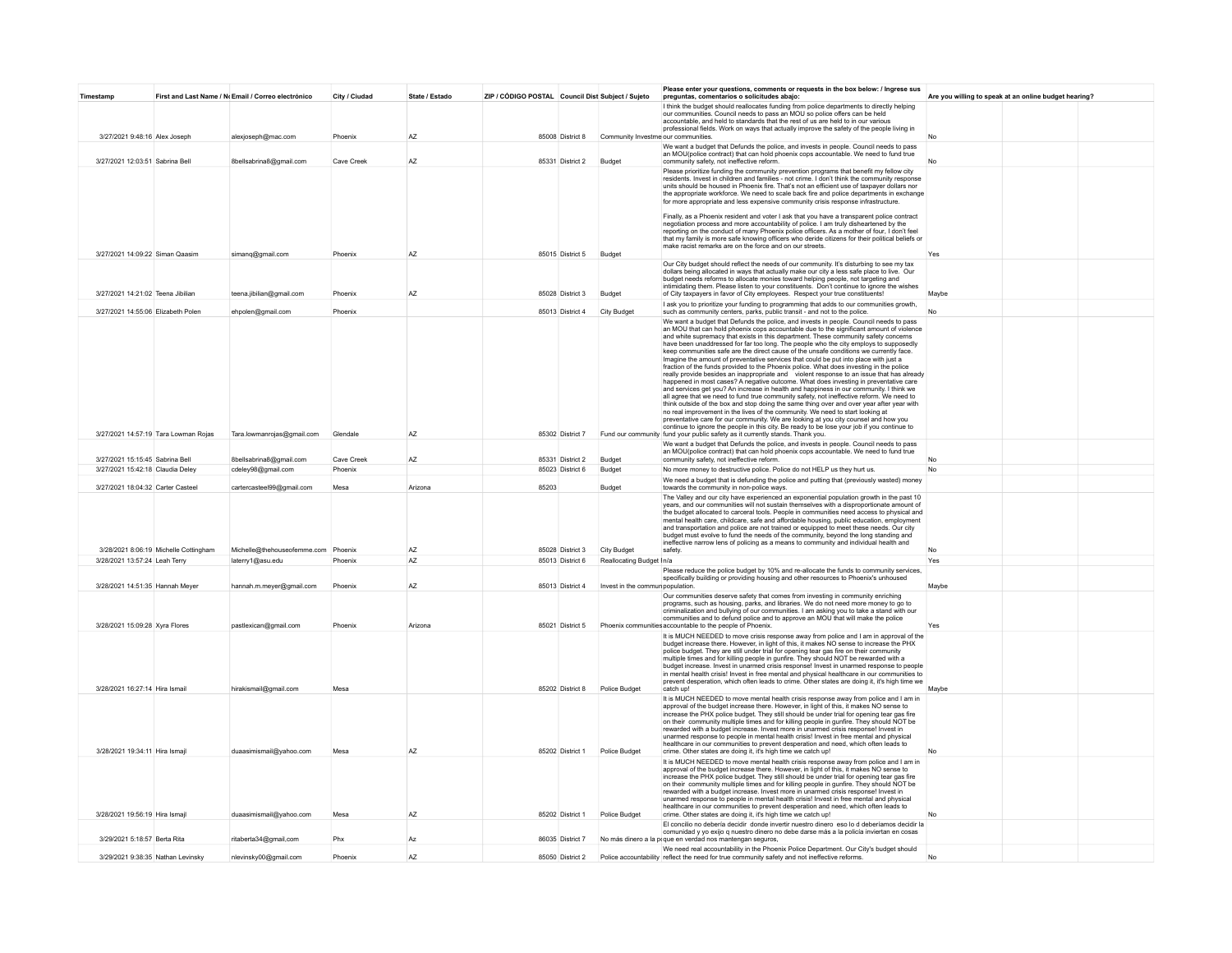| Timestamp | First and Last Name / No | Email / Correo electrónico | City / Ciudad | State / Estado | ZIP / CÓDIGO POSTAL | Council Dist | Subject / Sujeto | Please enter your questions, comments or requests in the box below: / Ingrese sus preguntas, comentarios o solicitudes abajo: | Are you willing to speak at an online budget hearing? | | |
|---|---|---|---|---|---|---|---|---|---|---|---|
| 3/27/2021 9:48:16 | Alex Joseph | alexjoseph@mac.com | Phoenix | AZ | 85008 | District 8 | Community Investme | I think the budget should reallocates funding from police departments to directly helping our communities. Council needs to pass an MOU so police offers can be held accountable, and held to standards that the rest of us are held to in our various professional fields. Work on ways that actually improve the safety of the people living in our communities. | No | | |
| 3/27/2021 12:03:51 | Sabrina Bell | 8bellsabrina8@gmail.com | Cave Creek | AZ | 85331 | District 2 | Budget | We want a budget that Defunds the police, and invests in people. Council needs to pass an MOU(police contract) that can hold phoenix cops accountable. We need to fund true community safety, not ineffective reform. | No | | |
| 3/27/2021 14:09:22 | Siman Qaasim | simanq@gmail.com | Phoenix | AZ | 85015 | District 5 | Budget | Please prioritize funding the community prevention programs that benefit my fellow city residents. Invest in children and families - not crime. I don't think the community response units should be housed in Phoenix fire. That's not an efficient use of taxpayer dollars nor the appropriate workforce. We need to scale back fire and police departments in exchange for more appropriate and less expensive community crisis response infrastructure.<br><br>Finally, as a Phoenix resident and voter I ask that you have a transparent police contract negotiation process and more accountability of police. I am truly disheartened by the reporting on the conduct of many Phoenix police officers. As a mother of four, I don't feel that my family is more safe knowing officers who deride citizens for their political beliefs or make racist remarks are on the force and on our streets. | Yes | | |
| 3/27/2021 14:21:02 | Teena Jibilian | teena.jibilian@gmail.com | Phoenix | AZ | 85028 | District 3 | Budget | Our City budget should reflect the needs of our community. It's disturbing to see my tax dollars being allocated in ways that actually make our city a less safe place to live. Our budget needs reforms to allocate monies toward helping people, not targeting and intimidating them. Please listen to your constituents. Don't continue to ignore the wishes of City taxpayers in favor of City employees. Respect your true constituents! | Maybe | | |
| 3/27/2021 14:55:06 | Elizabeth Polen | ehpolen@gmail.com | Phoenix | | 85013 | District 4 | City Budget | I ask you to prioritize your funding to programming that adds to our communities growth, such as community centers, parks, public transit - and not to the police. | No | | |
| 3/27/2021 14:57:19 | Tara Lowman Rojas | Tara.lowmanrojas@gmail.com | Glendale | AZ | 85302 | District 7 | Fund our community | We want a budget that Defunds the police, and invests in people. Council needs to pass an MOU that can hold phoenix cops accountable due to the significant amount of violence and white supremacy that exists in this department. These community safety concerns have been unaddressed for far too long. The people who the city employs to supposedly keep communities safe are the direct cause of the unsafe conditions we currently face. Imagine the amount of preventative services that could be put into place with just a fraction of the funds provided to the Phoenix police. What does investing in the police really provide besides an inappropriate and violent response to an issue that has already happened in most cases? A negative outcome. What does investing in preventative care and services get you? An increase in health and happiness in our community. I think we all agree that we need to fund true community safety, not ineffective reform. We need to think outside of the box and stop doing the same thing over and over year after year with no real improvement in the lives of the community. We need to start looking at preventative care for our community. We are looking at you city counsel and how you continue to ignore the people in this city. Be ready to be lose your job if you continue to fund your public safety as it currently stands. Thank you. | | | |
| 3/27/2021 15:15:45 | Sabrina Bell | 8bellsabrina8@gmail.com | Cave Creek | AZ | 85331 | District 2 | Budget | We want a budget that Defunds the police, and invests in people. Council needs to pass an MOU(police contract) that can hold phoenix cops accountable. We need to fund true community safety, not ineffective reform. | No | | |
| 3/27/2021 15:42:18 | Claudia Deley | cdeley98@gmail.com | Phoenix | AZ | 85023 | District 6 | Budget | No more money to destructive police. Police do not HELP us they hurt us. | No | | |
| 3/27/2021 18:04:32 | Carter Casteel | cartercasteel99@gmail.com | Mesa | Arizona | 85203 | | Budget | We need a budget that is defunding the police and putting that (previously wasted) money towards the community in non-police ways. | | | |
| 3/28/2021 8:06:19 | Michelle Cottingham | Michelle@thehouseofemme.com | Phoenix | AZ | 85028 | District 3 | City Budget | The Valley and our city have experienced an exponential population growth in the past 10 years, and our communities will not sustain themselves with a disproportionate amount of the budget allocated to carceral tools. People in communities need access to physical and mental health care, childcare, safe and affordable housing, public education, employment and transportation and police are not trained or equipped to meet these needs. Our city budget must evolve to fund the needs of the community, beyond the long standing and ineffective narrow lens of policing as a means to community and individual health and safety. | No | | |
| 3/28/2021 13:57:24 | Leah Terry | laterry1@asu.edu | Phoenix | AZ | 85013 | District 6 | Reallocating Budget I | n/a | Yes | | |
| 3/28/2021 14:51:35 | Hannah Meyer | hannah.m.meyer@gmail.com | Phoenix | AZ | 85013 | District 4 | Invest in the commun | Please reduce the police budget by 10% and re-allocate the funds to community services, specifically building or providing housing and other resources to Phoenix's unhoused population. | Maybe | | |
| 3/28/2021 15:09:28 | Xyra Flores | pastlexican@gmail.com | Phoenix | Arizona | 85021 | District 5 | Phoenix communities | Our communities deserve safety that comes from investing in community enriching programs, such as housing, parks, and libraries. We do not need more money to go to criminalization and bullying of our communities. I am asking you to take a stand with our communities and to defund police and to approve an MOU that will make the police accountable to the people of Phoenix. | Yes | | |
| 3/28/2021 16:27:14 | Hira Ismail | hirakismail@gmail.com | Mesa | | 85202 | District 8 | Police Budget | It is MUCH NEEDED to move crisis response away from police and I am in approval of the budget increase there. However, in light of this, it makes NO sense to increase the PHX police budget. They are still under trial for opening tear gas fire on their community multiple times and for killing people in gunfire. They should NOT be rewarded with a budget increase. Invest in unarmed crisis response! Invest in unarmed response to people in mental health crisis! Invest in free mental and physical healthcare in our communities to prevent desperation, which often leads to crime. Other states are doing it, it's high time we catch up! | Maybe | | |
| 3/28/2021 19:34:11 | Hira Ismajl | duaasimismail@yahoo.com | Mesa | AZ | 85202 | District 1 | Police Budget | It is MUCH NEEDED to move mental health crisis response away from police and I am in approval of the budget increase there. However, in light of this, it makes NO sense to increase the PHX police budget. They still should be under trial for opening tear gas fire on their community multiple times and for killing people in gunfire. They should NOT be rewarded with a budget increase. Invest more in unarmed crisis response! Invest in unarmed response to people in mental health crisis! Invest in free mental and physical healthcare in our communities to prevent desperation and need, which often leads to crime. Other states are doing it, it's high time we catch up! | No | | |
| 3/28/2021 19:56:19 | Hira Ismajl | duaasimismail@yahoo.com | Mesa | AZ | 85202 | District 1 | Police Budget | It is MUCH NEEDED to move mental health crisis response away from police and I am in approval of the budget increase there. However, in light of this, it makes NO sense to increase the PHX police budget. They still should be under trial for opening tear gas fire on their community multiple times and for killing people in gunfire. They should NOT be rewarded with a budget increase. Invest more in unarmed crisis response! Invest in unarmed response to people in mental health crisis! Invest in free mental and physical healthcare in our communities to prevent desperation and need, which often leads to crime. Other states are doing it, it's high time we catch up! | No | | |
| 3/29/2021 5:18:57 | Berta Rita | ritaberta34@gmail.com | Phx | Az | 86035 | District 7 | No más dinero a la p | El concilio no debería decidir donde invertir nuestro dinero eso lo d deberíamos decidir la comunidad y yo exijo q nuestro dinero no debe darse más a la policía inviertan en cosas que en verdad nos mantengan seguros, | | | |
| 3/29/2021 9:38:35 | Nathan Levinsky | nlevinsky00@gmail.com | Phoenix | AZ | 85050 | District 2 | Police accountability | We need real accountability in the Phoenix Police Department. Our City's budget should reflect the need for true community safety and not ineffective reforms. | No | | |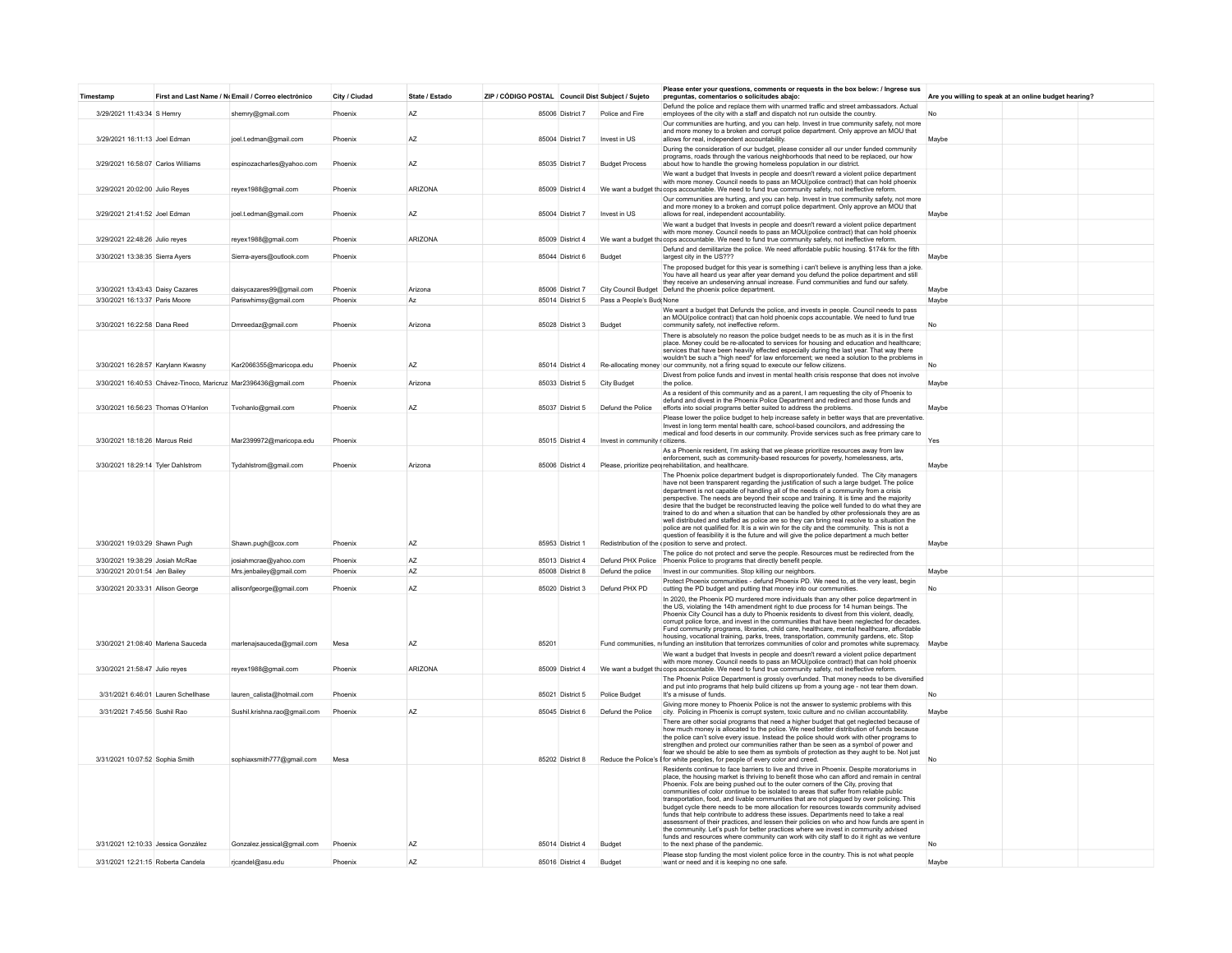| Timestamp | First and Last Name / No | Email / Correo electrónico | City / Ciudad | State / Estado | ZIP / CÓDIGO POSTAL | Council Dist | Subject / Sujeto | Please enter your questions, comments or requests in the box below: / Ingrese sus preguntas, comentarios o solicitudes abajo: | Are you willing to speak at an online budget hearing? |
|---|---|---|---|---|---|---|---|---|---|
| 3/29/2021 11:43:34 | S Hemry | shemry@gmail.com | Phoenix | AZ | 85006 | District 7 | Police and Fire | Defund the police and replace them with unarmed traffic and street ambassadors. Actual employees of the city with a staff and dispatch not run outside the country. | No |
| 3/29/2021 16:11:13 | Joel Edman | joel.t.edman@gmail.com | Phoenix | AZ | 85004 | District 7 | Invest in US | Our communities are hurting, and you can help. Invest in true community safety, not more and more money to a broken and corrupt police department. Only approve an MOU that allows for real, independent accountability. | Maybe |
| 3/29/2021 16:58:07 | Carlos Williams | espinozacharles@yahoo.com | Phoenix | AZ | 85035 | District 7 | Budget Process | During the consideration of our budget, please consider all our under funded community programs, roads through the various neighborhoods that need to be replaced, our how about how to handle the growing homeless population in our district. | |
| 3/29/2021 20:02:00 | Julio Reyes | reyex1988@gmail.com | Phoenix | ARIZONA | 85009 | District 4 | We want a budget th | We want a budget that Invests in people and doesn't reward a violent police department with more money. Council needs to pass an MOU(police contract) that can hold phoenix cops accountable. We need to fund true community safety, not ineffective reform. | |
| 3/29/2021 21:41:52 | Joel Edman | joel.t.edman@gmail.com | Phoenix | AZ | 85004 | District 7 | Invest in US | Our communities are hurting, and you can help. Invest in true community safety, not more and more money to a broken and corrupt police department. Only approve an MOU that allows for real, independent accountability. | Maybe |
| 3/29/2021 22:48:26 | Julio reyes | reyex1988@gmail.com | Phoenix | ARIZONA | 85009 | District 4 | We want a budget th | We want a budget that Invests in people and doesn't reward a violent police department with more money. Council needs to pass an MOU(police contract) that can hold phoenix cops accountable. We need to fund true community safety, not ineffective reform. | |
| 3/30/2021 13:38:35 | Sierra Ayers | Sierra-ayers@outlook.com | Phoenix | | 85044 | District 6 | Budget | Defund and demilitarize the police. We need affordable public housing. $174k for the fifth largest city in the US??? | Maybe |
| 3/30/2021 13:43:43 | Daisy Cazares | daisycazares99@gmail.com | Phoenix | Arizona | 85006 | District 7 | City Council Budget | The proposed budget for this year is something i can't believe is anything less than a joke. You have all heard us year after year demand you defund the police department and still they receive an undeserving annual increase. Fund communities and fund our safety. Defund the phoenix police department. | Maybe |
| 3/30/2021 16:13:37 | Paris Moore | Pariswhimsy@gmail.com | Phoenix | Az | 85014 | District 5 | Pass a People's Budg | None | Maybe |
| 3/30/2021 16:22:58 | Dana Reed | Dmreedaz@gmail.com | Phoenix | Arizona | 85028 | District 3 | Budget | We want a budget that Defunds the police, and invests in people. Council needs to pass an MOU(police contract) that can hold phoenix cops accountable. We need to fund true community safety, not ineffective reform. | No |
| 3/30/2021 16:28:57 | Karylann Kwasny | Kar2066355@maricopa.edu | Phoenix | AZ | 85014 | District 4 | Re-allocating money | There is absolutely no reason the police budget needs to be as much as it is in the first place. Money could be re-allocated to services for housing and education and healthcare; services that have been heavily effected especially during the last year. That way there wouldn't be such a "high need" for law enforcement; we need a solution to the problems in our community, not a firing squad to execute our fellow citizens. | No |
| 3/30/2021 16:40:53 | Chávez-Tinoco, Maricruz | Mar2396436@gmail.com | Phoenix | Arizona | 85033 | District 5 | City Budget | Divest from police funds and invest in mental health crisis response that does not involve the police. | Maybe |
| 3/30/2021 16:56:23 | Thomas O'Hanlon | Tvohanlo@gmail.com | Phoenix | AZ | 85037 | District 5 | Defund the Police | As a resident of this community and as a parent, I am requesting the city of Phoenix to defund and divest in the Phoenix Police Department and redirect and those funds and efforts into social programs better suited to address the problems. | Maybe |
| 3/30/2021 18:18:26 | Marcus Reid | Mar2399972@maricopa.edu | Phoenix | | 85015 | District 4 | Invest in community r | Please lower the police budget to help increase safety in better ways that are preventative. Invest in long term mental health care, school-based councilors, and addressing the medical and food deserts in our community. Provide services such as free primary care to citizens. | Yes |
| 3/30/2021 18:29:14 | Tyler Dahlstrom | Tydahlstrom@gmail.com | Phoenix | Arizona | 85006 | District 4 | Please, prioritize peo | As a Phoenix resident, I'm asking that we please prioritize resources away from law enforcement, such as community-based resources for poverty, homelessness, arts, rehabilitation, and healthcare. | Maybe |
| 3/30/2021 19:03:29 | Shawn Pugh | Shawn.pugh@cox.com | Phoenix | AZ | 85953 | District 1 | Redistribution of the | The Phoenix police department budget is disproportionately funded. The City managers have not been transparent regarding the justification of such a large budget. The police department is not capable of handling all of the needs of a community from a crisis perspective. The needs are beyond their scope and training. It is time and the majority desire that the budget be reconstructed leaving the police well funded to do what they are trained to do and when a situation that can be handled by other professionals they are as well distributed and staffed as police are so they can bring real resolve to a situation the police are not qualified for. It is a win win for the city and the community. This is not a question of feasibility it is the future and will give the police department a much better position to serve and protect. | Maybe |
| 3/30/2021 19:38:29 | Josiah McRae | josiahmcrae@yahoo.com | Phoenix | AZ | 85013 | District 4 | Defund PHX Police | The police do not protect and serve the people. Resources must be redirected from the Phoenix Police to programs that directly benefit people. | |
| 3/30/2021 20:01:54 | Jen Bailey | Mrs.jenbailey@gmail.com | Phoenix | AZ | 85008 | District 8 | Defund the police | Invest in our communities. Stop killing our neighbors. | Maybe |
| 3/30/2021 20:33:31 | Allison George | allisonfgeorge@gmail.com | Phoenix | AZ | 85020 | District 3 | Defund PHX PD | Protect Phoenix communities - defund Phoenix PD. We need to, at the very least, begin cutting the PD budget and putting that money into our communities. | No |
| 3/30/2021 21:08:40 | Marlena Sauceda | marlenajsauceda@gmail.com | Mesa | AZ | 85201 | | Fund communities, n | In 2020, the Phoenix PD murdered more individuals than any other police department in the US, violating the 14th amendment right to due process for 14 human beings. The Phoenix City Council has a duty to Phoenix residents to divest from this violent, deadly, corrupt police force, and invest in the communities that have been neglected for decades. Fund community programs, libraries, child care, healthcare, mental healthcare, affordable housing, vocational training, parks, trees, transportation, community gardens, etc. Stop funding an institution that terrorizes communities of color and promotes white supremacy. | Maybe |
| 3/30/2021 21:58:47 | Julio reyes | reyex1988@gmail.com | Phoenix | ARIZONA | 85009 | District 4 | We want a budget th | We want a budget that Invests in people and doesn't reward a violent police department with more money. Council needs to pass an MOU(police contract) that can hold phoenix cops accountable. We need to fund true community safety, not ineffective reform. | |
| 3/31/2021 6:46:01 | Lauren Schellhase | lauren_calista@hotmail.com | Phoenix | | 85021 | District 5 | Police Budget | The Phoenix Police Department is grossly overfunded. That money needs to be diversified and put into programs that help citizens up from a young age - not tear them down. It's a misuse of funds. | No |
| 3/31/2021 7:45:56 | Sushil Rao | Sushil.krishna.rao@gmail.com | Phoenix | AZ | 85045 | District 6 | Defund the Police | Giving more money to Phoenix Police is not the answer to systemic problems with this city. Policing in Phoenix is corrupt system, toxic culture and no civilian accountability. | Maybe |
| 3/31/2021 10:07:52 | Sophia Smith | sophiaxsmith777@gmail.com | Mesa | | 85202 | District 8 | Reduce the Police's I | There are other social programs that need a higher budget that get neglected because of how much money is allocated to the police. We need better distribution of funds because the police can't solve every issue. Instead the police should work with other programs to strengthen and protect our communities rather than be seen as a symbol of power and fear we should be able to see them as symbols of protection as they aught to be. Not just for white peoples, for people of every color and creed. | No |
| 3/31/2021 12:10:33 | Jessica González | Gonzalez.jessical@gmail.com | Phoenix | AZ | 85014 | District 4 | Budget | Residents continue to face barriers to live and thrive in Phoenix. Despite moratoriums in place, the housing market is thriving to benefit those who can afford and remain in central Phoenix. Folx are being pushed out to the outer corners of the City, proving that communities of color continue to be isolated to areas that suffer from reliable public transportation, food, and livable communities that are not plagued by over policing. This budget cycle there needs to be more allocation for resources towards community advised funds that help contribute to address these issues. Departments need to take a real assessment of their practices, and lessen their policies on who and how funds are spent in the community. Let's push for better practices where we invest in community advised funds and resources where community can work with city staff to do it right as we venture to the next phase of the pandemic. | No |
| 3/31/2021 12:21:15 | Roberta Candela | rjcandel@asu.edu | Phoenix | AZ | 85016 | District 4 | Budget | Please stop funding the most violent police force in the country. This is not what people want or need and it is keeping no one safe. | Maybe |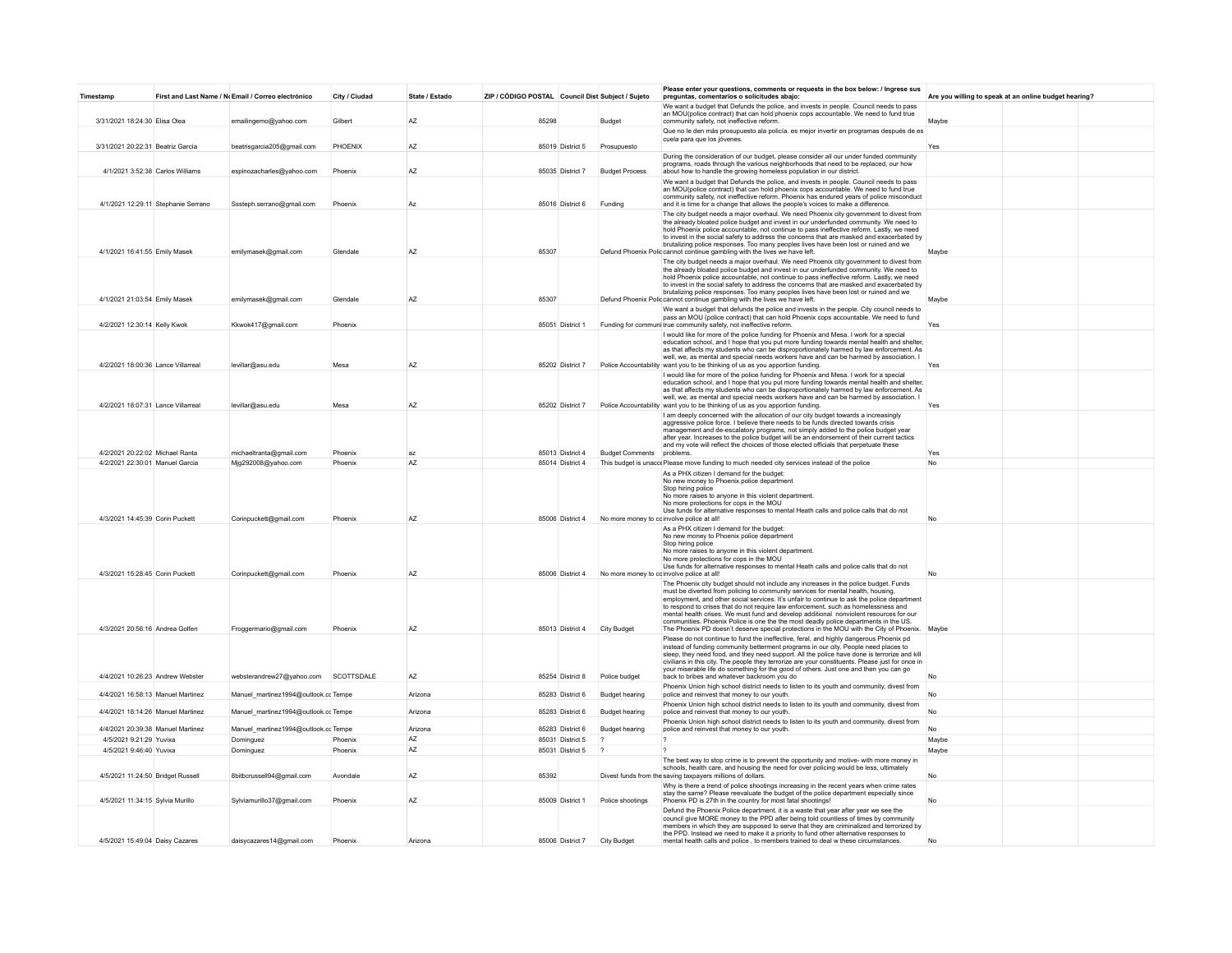| Timestamp | First and Last Name / No | Email / Correo electrónico | City / Ciudad | State / Estado | ZIP / CÓDIGO POSTAL | Council Dist | Subject / Sujeto | Please enter your questions, comments or requests in the box below: / Ingrese sus preguntas, comentarios o solicitudes abajo: | Are you willing to speak at an online budget hearing? |
|---|---|---|---|---|---|---|---|---|---|
| 3/31/2021 18:24:30 | Elisa Olea | emailingemo@yahoo.com | Gilbert | AZ | 85298 | | Budget | We want a budget that Defunds the police, and invests in people. Council needs to pass an MOU(police contract) that can hold phoenix cops accountable. We need to fund true community safety, not ineffective reform. | Maybe |
| 3/31/2021 20:22:31 | Beatriz García | beatrisgarcia205@gmail.com | PHOENIX | AZ | 85019 | District 5 | Prosupuesto | Que no le den más presupuesto ala policía. es mejor invertir en programas después de es cuela para que los jóvenes. | Yes |
| 4/1/2021 3:52:38 | Carlos Williams | espinozacharles@yahoo.com | Phoenix | AZ | 85035 | District 7 | Budget Process | During the consideration of our budget, please consider all our under funded community programs, roads through the various neighborhoods that need to be replaced, our how about how to handle the growing homeless population in our district. | |
| 4/1/2021 12:29:11 | Stephanie Serrano | Sssteph.serrano@gmail.com | Phoenix | Az | 85016 | District 6 | Funding | We want a budget that Defunds the police, and invests in people. Council needs to pass an MOU(police contract) that can hold phoenix cops accountable. We need to fund true community safety, not ineffective reform. Phoenix has endured years of police misconduct and it is time for a change that allows the people's voices to make a difference. | |
| 4/1/2021 16:41:55 | Emily Masek | emilymasek@gmail.com | Glendale | AZ | 85307 | | Defund Phoenix Polic | The city budget needs a major overhaul. We need Phoenix city government to divest from the already bloated police budget and invest in our underfunded community. We need to hold Phoenix police accountable, not continue to pass ineffective reform. Lastly, we need to invest in the social safety to address the concerns that are masked and exacerbated by brutalizing police responses. Too many peoples lives have been lost or ruined and we cannot continue gambling with the lives we have left. | Maybe |
| 4/1/2021 21:03:54 | Emily Masek | emilymasek@gmail.com | Glendale | AZ | 85307 | | Defund Phoenix Polic | The city budget needs a major overhaul. We need Phoenix city government to divest from the already bloated police budget and invest in our underfunded community. We need to hold Phoenix police accountable, not continue to pass ineffective reform. Lastly, we need to invest in the social safety to address the concerns that are masked and exacerbated by brutalizing police responses. Too many peoples lives have been lost or ruined and we cannot continue gambling with the lives we have left. | Maybe |
| 4/2/2021 12:30:14 | Kelly Kwok | Kkwok417@gmail.com | Phoenix | | 85051 | District 1 | Funding for communi | We want a budget that defunds the police and invests in the people. City council needs to pass an MOU (police contract) that can hold Phoenix cops accountable. We need to fund true community safety, not ineffective reform. | Yes |
| 4/2/2021 18:00:36 | Lance Villarreal | levillar@asu.edu | Mesa | AZ | 85202 | District 7 | Police Accountability | I would like for more of the police funding for Phoenix and Mesa. I work for a special education school, and I hope that you put more funding towards mental health and shelter, as that affects my students who can be disproportionately harmed by law enforcement. As well, we, as mental and special needs workers have and can be harmed by association. I want you to be thinking of us as you apportion funding. | Yes |
| 4/2/2021 18:07:31 | Lance Villarreal | levillar@asu.edu | Mesa | AZ | 85202 | District 7 | Police Accountability | I would like for more of the police funding for Phoenix and Mesa. I work for a special education school, and I hope that you put more funding towards mental health and shelter, as that affects my students who can be disproportionately harmed by law enforcement. As well, we, as mental and special needs workers have and can be harmed by association. I want you to be thinking of us as you apportion funding. | Yes |
| 4/2/2021 20:22:02 | Michael Ranta | michaeltranta@gmail.com | Phoenix | az | 85013 | District 4 | Budget Comments | I am deeply concerned with the allocation of our city budget towards a increasingly aggressive police force. I believe there needs to be funds directed towards crisis management and de-escalatory programs, not simply added to the police budget year after year. Increases to the police budget will be an endorsement of their current tactics and my vote will reflect the choices of those elected officials that perpetuate these problems. | Yes |
| 4/2/2021 22:30:01 | Manuel Garcia | Mjg292008@yahoo.com | Phoenix | AZ | 85014 | District 4 | This budget is unacc | Please move funding to much needed city services instead of the police | No |
| 4/3/2021 14:45:39 | Corin Puckett | Corinpuckett@gmail.com | Phoenix | AZ | 85006 | District 4 | No more money to cc | As a PHX citizen I demand for the budget:<br>No new money to Phoenix police department<br>Stop hiring police<br>No more raises to anyone in this violent department.<br>No more protections for cops in the MOU<br>Use funds for alternative responses to mental Heath calls and police calls that do not involve police at all! | No |
| 4/3/2021 15:28:45 | Corin Puckett | Corinpuckett@gmail.com | Phoenix | AZ | 85006 | District 4 | No more money to cc | As a PHX citizen I demand for the budget:<br>No new money to Phoenix police department<br>Stop hiring police<br>No more raises to anyone in this violent department.<br>No more protections for cops in the MOU<br>Use funds for alternative responses to mental Heath calls and police calls that do not involve police at all! | No |
| 4/3/2021 20:56:16 | Andrea Golfen | Froggermario@gmail.com | Phoenix | AZ | 85013 | District 4 | City Budget | The Phoenix city budget should not include any increases in the police budget. Funds must be diverted from policing to community services for mental health, housing, employment, and other social services. It's unfair to continue to ask the police department to respond to crises that do not require law enforcement, such as homelessness and mental health crises. We must fund and develop additional nonviolent resources for our communities. Phoenix Police is one the the most deadly police departments in the US. The Phoenix PD doesn't deserve special protections in the MOU with the City of Phoenix. | Maybe |
| 4/4/2021 10:26:23 | Andrew Webster | websterandrew27@yahoo.com | SCOTTSDALE | AZ | 85254 | District 8 | Police budget | Please do not continue to fund the ineffective, feral, and highly dangerous Phoenix pd instead of funding community betterment programs in our city. People need places to sleep, they need food, and they need support. All the police have done is terrorize and kill civilians in this city. The people they terrorize are your constituents. Please just for once in your miserable life do something for the good of others. Just one and then you can go back to bribes and whatever backroom you do | No |
| 4/4/2021 16:58:13 | Manuel Martinez | Manuel_martinez1994@outlook.cc | Tempe | Arizona | 85283 | District 6 | Budget hearing | Phoenix Union high school district needs to listen to its youth and community, divest from police and reinvest that money to our youth. | No |
| 4/4/2021 18:14:26 | Manuel Martinez | Manuel_martinez1994@outlook.cc | Tempe | Arizona | 85283 | District 6 | Budget hearing | Phoenix Union high school district needs to listen to its youth and community, divest from police and reinvest that money to our youth. | No |
| 4/4/2021 20:39:38 | Manuel Martinez | Manuel_martinez1994@outlook.cc | Tempe | Arizona | 85283 | District 6 | Budget hearing | Phoenix Union high school district needs to listen to its youth and community, divest from police and reinvest that money to our youth. | No |
| 4/5/2021 9:21:29 | Yuvixa | Dominguez | Phoenix | AZ | 85031 | District 5 | ? | ? | Maybe |
| 4/5/2021 9:46:40 | Yuvixa | Dominguez | Phoenix | AZ | 85031 | District 5 | ? | ? | Maybe |
| 4/5/2021 11:24:50 | Bridget Russell | 8bitbcrussell94@gmail.com | Avondale | AZ | 85392 | | Divest funds from the | The best way to stop crime is to prevent the opportunity and motive- with more money in schools, health care, and housing the need for over policing would be less, ultimately saving taxpayers millions of dollars. | No |
| 4/5/2021 11:34:15 | Sylvia Murillo | Sylviamurillo37@gmail.com | Phoenix | AZ | 85009 | District 1 | Police shootings | Why is there a trend of police shootings increasing in the recent years when crime rates stay the same? Please reevaluate the budget of the police department especially since Phoenix PD is 27th in the country for most fatal shootings! | No |
| 4/5/2021 15:49:04 | Daisy Cazares | daisycazares14@gmail.com | Phoenix | Arizona | 85006 | District 7 | City Budget | Defund the Phoenix Police department. it is a waste that year after year we see the council give MORE money to the PPD after being told countless of times by community members in which they are supposed to serve that they are criminalized and terrorized by the PPD. Instead we need to make it a priority to fund other alternative responses to mental health calls and police , to members trained to deal w these circumstances. | No |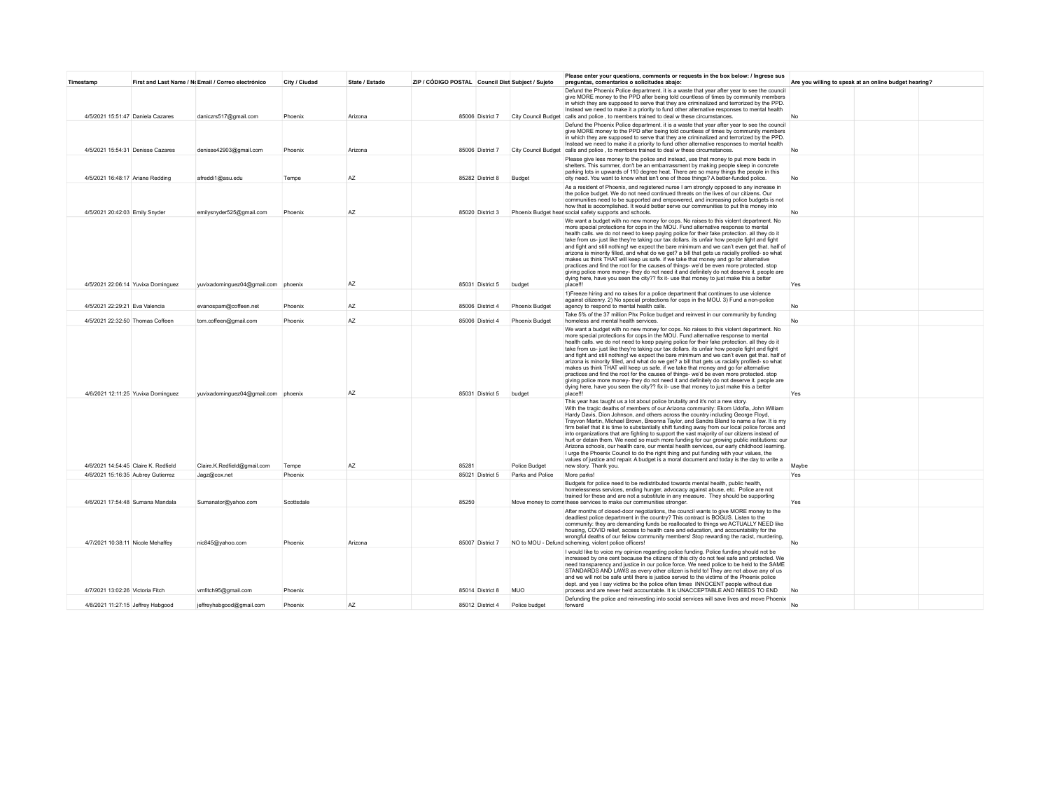| Timestamp | First and Last Name / No | Email / Correo electrónico | City / Ciudad | State / Estado | ZIP / CÓDIGO POSTAL | Council Dist | Subject / Sujeto | Please enter your questions, comments or requests in the box below: / Ingrese sus preguntas, comentarios o solicitudes abajo: | Are you willing to speak at an online budget hearing? |
|---|---|---|---|---|---|---|---|---|---|
| 4/5/2021 15:51:47 | Daniela Cazares | daniczrs517@gmail.com | Phoenix | Arizona | 85006 | District 7 | City Council Budget | Defund the Phoenix Police department. it is a waste that year after year to see the council give MORE money to the PPD after being told countless of times by community members in which they are supposed to serve that they are criminalized and terrorized by the PPD. Instead we need to make it a priority to fund other alternative responses to mental health calls and police , to members trained to deal w these circumstances. | No |
| 4/5/2021 15:54:31 | Denisse Cazares | denisse42903@gmail.com | Phoenix | Arizona | 85006 | District 7 | City Council Budget | Defund the Phoenix Police department. it is a waste that year after year to see the council give MORE money to the PPD after being told countless of times by community members in which they are supposed to serve that they are criminalized and terrorized by the PPD. Instead we need to make it a priority to fund other alternative responses to mental health calls and police , to members trained to deal w these circumstances. | No |
| 4/5/2021 16:48:17 | Ariane Redding | afreddi1@asu.edu | Tempe | AZ | 85282 | District 8 | Budget | Please give less money to the police and instead, use that money to put more beds in shelters. This summer, don't be an embarrassment by making people sleep in concrete parking lots in upwards of 110 degree heat. There are so many things the people in this city need. You want to know what isn't one of those things? A better-funded police. | No |
| 4/5/2021 20:42:03 | Emily Snyder | emilysnyder525@gmail.com | Phoenix | AZ | 85020 | District 3 | Phoenix Budget hear | As a resident of Phoenix, and registered nurse I am strongly opposed to any increase in the police budget. We do not need continued threats on the lives of our citizens. Our communities need to be supported and empowered, and increasing police budgets is not how that is accomplished. It would better serve our communities to put this money into social safety supports and schools. | No |
| 4/5/2021 22:06:14 | Yuvixa Dominguez | yuvixadominguez04@gmail.com | phoenix | AZ | 85031 | District 5 | budget | We want a budget with no new money for cops. No raises to this violent department. No more special protections for cops in the MOU. Fund alternative response to mental health calls. we do not need to keep paying police for their fake protection. all they do it take from us- just like they're taking our tax dollars. its unfair how people fight and fight and fight and still nothing! we expect the bare minimum and we can't even get that. half of arizona is minority filled, and what do we get? a bill that gets us racially profiled- so what makes us think THAT will keep us safe. if we take that money and go for alternative practices and find the root for the causes of things- we'd be even more protected. stop giving police more money- they do not need it and definitely do not deserve it. people are dying here, have you seen the city?? fix it- use that money to just make this a better place!!! | Yes |
| 4/5/2021 22:29:21 | Eva Valencia | evanospam@coffeen.net | Phoenix | AZ | 85006 | District 4 | Phoenix Budget | 1)Freeze hiring and no raises for a police department that continues to use violence against citizenry. 2) No special protections for cops in the MOU. 3) Fund a non-police agency to respond to mental health calls. | No |
| 4/5/2021 22:32:50 | Thomas Coffeen | tom.coffeen@gmail.com | Phoenix | AZ | 85006 | District 4 | Phoenix Budget | Take 5% of the 37 million Phx Police budget and reinvest in our community by funding homeless and mental health services. | No |
| 4/6/2021 12:11:25 | Yuvixa Dominguez | yuvixadominguez04@gmail.com | phoenix | AZ | 85031 | District 5 | budget | We want a budget with no new money for cops. No raises to this violent department. No more special protections for cops in the MOU. Fund alternative response to mental health calls. we do not need to keep paying police for their fake protection. all they do it take from us- just like they're taking our tax dollars. its unfair how people fight and fight and fight and still nothing! we expect the bare minimum and we can't even get that. half of arizona is minority filled, and what do we get? a bill that gets us racially profiled- so what makes us think THAT will keep us safe. if we take that money and go for alternative practices and find the root for the causes of things- we'd be even more protected. stop giving police more money- they do not need it and definitely do not deserve it. people are dying here, have you seen the city?? fix it- use that money to just make this a better place!!! | Yes |
| 4/6/2021 14:54:45 | Claire K. Redfield | Claire.K.Redfield@gmail.com | Tempe | AZ | 85281 | | Police Budget | This year has taught us a lot about police brutality and it's not a new story. With the tragic deaths of members of our Arizona community: Ekom Udofia, John William Hardy Davis, Dion Johnson, and others across the country including George Floyd, Trayvon Martin, Michael Brown, Breonna Taylor, and Sandra Bland to name a few. It is my firm belief that it is time to substantially shift funding away from our local police forces and into organizations that are fighting to support the vast majority of our citizens instead of hurt or detain them. We need so much more funding for our growing public institutions: our Arizona schools, our health care, our mental health services, our early childhood learning. I urge the Phoenix Council to do the right thing and put funding with your values, the values of justice and repair. A budget is a moral document and today is the day to write a new story. Thank you. | Maybe |
| 4/6/2021 15:16:35 | Aubrey Gutierrez | Jagz@cox.net | Phoenix | | 85021 | District 5 | Parks and Police | More parks! | Yes |
| 4/6/2021 17:54:48 | Sumana Mandala | Sumanator@yahoo.com | Scottsdale | | 85250 | | Move money to comm | Budgets for police need to be redistributed towards mental health, public health, homelessness services, ending hunger, advocacy against abuse, etc. Police are not trained for these and are not a substitute in any measure. They should be supporting these services to make our communities stronger. | Yes |
| 4/7/2021 10:38:11 | Nicole Mehaffey | nic845@yahoo.com | Phoenix | Arizona | 85007 | District 7 | NO to MOU - Defund | After months of closed-door negotiations, the council wants to give MORE money to the deadliest police department in the country? This contract is BOGUS. Listen to the community: they are demanding funds be reallocated to things we ACTUALLY NEED like housing, COVID relief, access to health care and education, and accountability for the wrongful deaths of our fellow community members! Stop rewarding the racist, murdering, scheming, violent police officers! | No |
| 4/7/2021 13:02:26 | Victoria Fitch | vmfitch95@gmail.com | Phoenix | | 85014 | District 8 | MUO | I would like to voice my opinion regarding police funding. Police funding should not be increased by one cent because the citizens of this city do not feel safe and protected. We need transparency and justice in our police force. We need police to be held to the SAME STANDARDS AND LAWS as every other citizen is held to! They are not above any of us and we will not be safe until there is justice served to the victims of the Phoenix police dept. and yes I say victims bc the police often times INNOCENT people without due process and are never held accountable. It is UNACCEPTABLE AND NEEDS TO END | No |
| 4/8/2021 11:27:15 | Jeffrey Habgood | jeffreyhabgood@gmail.com | Phoenix | AZ | 85012 | District 4 | Police budget | Defunding the police and reinvesting into social services will save lives and move Phoenix forward | No |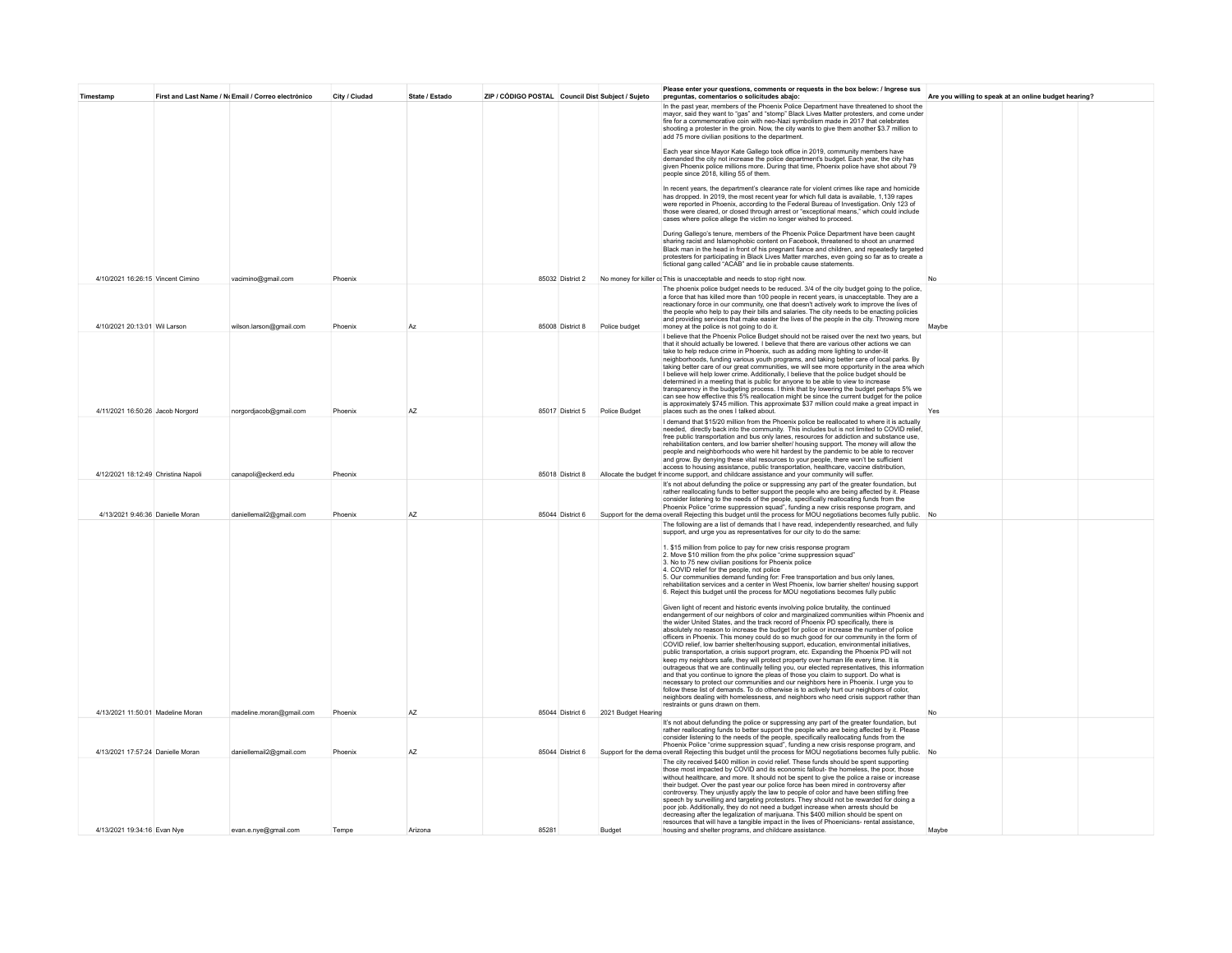| Timestamp | First and Last Name / No | Email / Correo electrónico | City / Ciudad | State / Estado | ZIP / CÓDIGO POSTAL | Council Dist | Subject / Sujeto | Please enter your questions, comments or requests in the box below: / Ingrese sus preguntas, comentarios o solicitudes abajo: | Are you willing to speak at an online budget hearing? | | |
|---|---|---|---|---|---|---|---|---|---|---|---|
| 4/10/2021 16:26:15 | Vincent Cimino | vacimino@gmail.com | Phoenix | | 85032 | District 2 | No money for killer co | In the past year, members of the Phoenix Police Department have threatened to shoot the mayor, said they want to "gas" and "stomp" Black Lives Matter protesters, and come under fire for a commemorative coin with neo-Nazi symbolism made in 2017 that celebrates shooting a protester in the groin. Now, the city wants to give them another $3.7 million to add 75 more civilian positions to the department.<br><br>Each year since Mayor Kate Gallego took office in 2019, community members have demanded the city not increase the police department's budget. Each year, the city has given Phoenix police millions more. During that time, Phoenix police have shot about 79 people since 2018, killing 55 of them.<br><br>In recent years, the department's clearance rate for violent crimes like rape and homicide has dropped. In 2019, the most recent year for which full data is available, 1,139 rapes were reported in Phoenix, according to the Federal Bureau of Investigation. Only 123 of those were cleared, or closed through arrest or "exceptional means," which could include cases where police allege the victim no longer wished to proceed.<br><br>During Gallego's tenure, members of the Phoenix Police Department have been caught sharing racist and Islamophobic content on Facebook, threatened to shoot an unarmed Black man in the head in front of his pregnant fiance and children, and repeatedly targeted protesters for participating in Black Lives Matter marches, even going so far as to create a fictional gang called "ACAB" and lie in probable cause statements.<br><br>This is unacceptable and needs to stop right now. | No | | |
| 4/10/2021 20:13:01 | Wil Larson | wilson.larson@gmail.com | Phoenix | Az | 85008 | District 8 | Police budget | The phoenix police budget needs to be reduced. 3/4 of the city budget going to the police, a force that has killed more than 100 people in recent years, is unacceptable. They are a reactionary force in our community, one that doesn't actively work to improve the lives of the people who help to pay their bills and salaries. The city needs to be enacting policies and providing services that make easier the lives of the people in the city. Throwing more money at the police is not going to do it. | Maybe | | |
| 4/11/2021 16:50:26 | Jacob Norgord | norgordjacob@gmail.com | Phoenix | AZ | 85017 | District 5 | Police Budget | I believe that the Phoenix Police Budget should not be raised over the next two years, but that it should actually be lowered. I believe that there are various other actions we can take to help reduce crime in Phoenix, such as adding more lighting to under-lit neighborhoods, funding various youth programs, and taking better care of local parks. By taking better care of our great communities, we will see more opportunity in the area which I believe will help lower crime. Additionally, I believe that the police budget should be determined in a meeting that is public for anyone to be able to view to increase transparency in the budgeting process. I think that by lowering the budget perhaps 5% we can see how effective this 5% reallocation might be since the current budget for the police is approximately $745 million. This approximate $37 million could make a great impact in places such as the ones I talked about. | Yes | | |
| 4/12/2021 18:12:49 | Christina Napoli | canapoli@eckerd.edu | Pheonix | | 85018 | District 8 | Allocate the budget fr | I demand that $15/20 million from the Phoenix police be reallocated to where it is actually needed, directly back into the community. This includes but is not limited to COVID relief, free public transportation and bus only lanes, resources for addiction and substance use, rehabilitation centers, and low barrier shelter/ housing support. The money will allow the people and neighborhoods who were hit hardest by the pandemic to be able to recover and grow. By denying these vital resources to your people, there won't be sufficient access to housing assistance, public transportation, healthcare, vaccine distribution, income support, and childcare assistance and your community will suffer. | | | |
| 4/13/2021 9:46:36 | Danielle Moran | daniellemail2@gmail.com | Phoenix | AZ | 85044 | District 6 | Support for the dema | It's not about defunding the police or suppressing any part of the greater foundation, but rather reallocating funds to better support the people who are being affected by it. Please consider listening to the needs of the people, specifically reallocating funds from the Phoenix Police "crime suppression squad", funding a new crisis response program, and overall Rejecting this budget until the process for MOU negotiations becomes fully public. | No | | |
| 4/13/2021 11:50:01 | Madeline Moran | madeline.moran@gmail.com | Phoenix | AZ | 85044 | District 6 | 2021 Budget Hearing | The following are a list of demands that I have read, independently researched, and fully support, and urge you as representatives for our city to do the same:<br><br>1. $15 million from police to pay for new crisis response program<br>2. Move $10 million from the phx police "crime suppression squad"<br>3. No to 75 new civilian positions for Phoenix police<br>4. COVID relief for the people, not police<br>5. Our communities demand funding for: Free transportation and bus only lanes, rehabilitation services and a center in West Phoenix, low barrier shelter/ housing support<br>6. Reject this budget until the process for MOU negotiations becomes fully public<br><br>Given light of recent and historic events involving police brutality, the continued endangerment of our neighbors of color and marginalized communities within Phoenix and the wider United States, and the track record of Phoenix PD specifically, there is absolutely no reason to increase the budget for police or increase the number of police officers in Phoenix. This money could do so much good for our community in the form of COVID relief, low barrier shelter/housing support, education, environmental initiatives, public transportation, a crisis support program, etc. Expanding the Phoenix PD will not keep my neighbors safe, they will protect property over human life every time. It is outrageous that we are continually telling you, our elected representatives, this information and that you continue to ignore the pleas of those you claim to support. Do what is necessary to protect our communities and our neighbors here in Phoenix. I urge you to follow these list of demands. To do otherwise is to actively hurt our neighbors of color, neighbors dealing with homelessness, and neighbors who need crisis support rather than restraints or guns drawn on them. | No | | |
| 4/13/2021 17:57:24 | Danielle Moran | daniellemail2@gmail.com | Phoenix | AZ | 85044 | District 6 | Support for the dema | It's not about defunding the police or suppressing any part of the greater foundation, but rather reallocating funds to better support the people who are being affected by it. Please consider listening to the needs of the people, specifically reallocating funds from the Phoenix Police "crime suppression squad", funding a new crisis response program, and overall Rejecting this budget until the process for MOU negotiations becomes fully public. | No | | |
| 4/13/2021 19:34:16 | Evan Nye | evan.e.nye@gmail.com | Tempe | Arizona | 85281 | | Budget | The city received $400 million in covid relief. These funds should be spent supporting those most impacted by COVID and its economic fallout- the homeless, the poor, those without healthcare, and more. It should not be spent to give the police a raise or increase their budget. Over the past year our police force has been mired in controversy after controversy. They unjustly apply the law to people of color and have been stifling free speech by surveilling and targeting protestors. They should not be rewarded for doing a poor job. Additionally, they do not need a budget increase when arrests should be decreasing after the legalization of marijuana. This $400 million should be spent on resources that will have a tangible impact in the lives of Phoenicians- rental assistance, housing and shelter programs, and childcare assistance. | Maybe | | |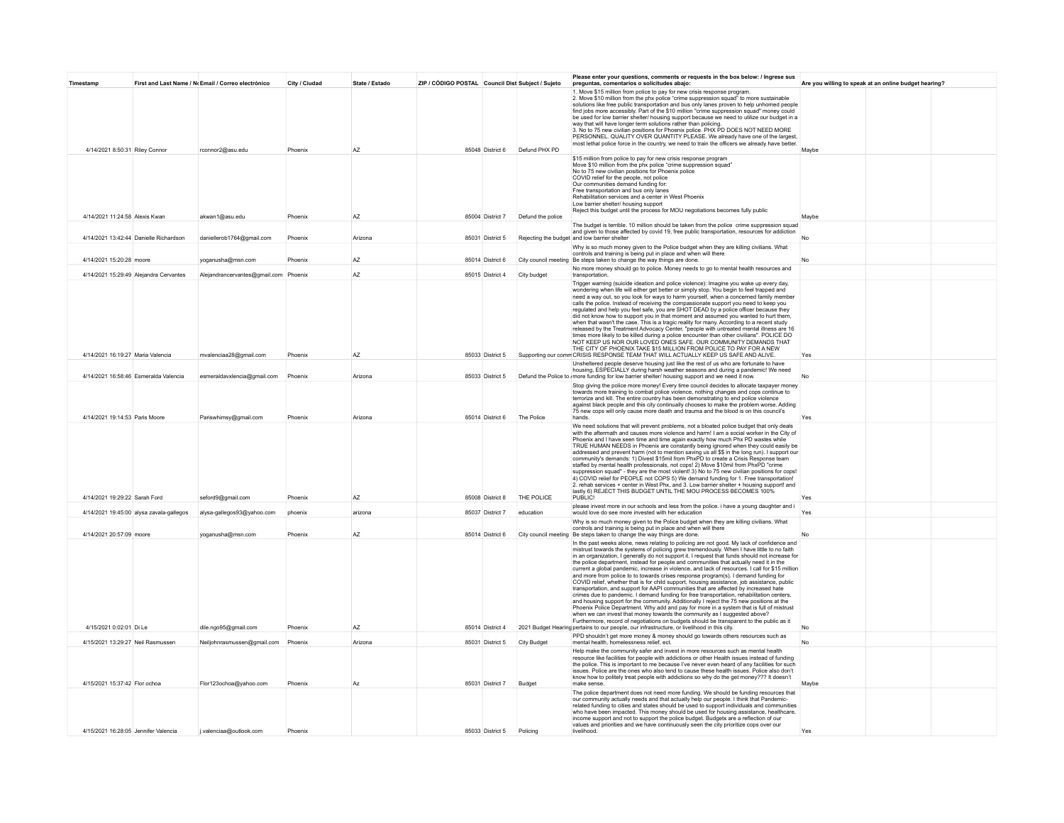| Timestamp | First and Last Name / No | Email / Correo electrónico | City / Ciudad | State / Estado | ZIP / CÓDIGO POSTAL | Council Dist | Subject / Sujeto | Please enter your questions, comments or requests in the box below: / Ingrese sus preguntas, comentarios o solicitudes abajo: | Are you willing to speak at an online budget hearing? |
|---|---|---|---|---|---|---|---|---|---|
| 4/14/2021 8:50:31 | Riley Connor | rconnor2@asu.edu | Phoenix | AZ | 85048 | District 6 | Defund PHX PD | 1. Move $15 million from police to pay for new crisis response program. 2. Move $10 million from the phx police "crime suppression squad" to more sustainable solutions like free public transportation and bus only lanes proven to help unhomed people find jobs more accessibly. Part of the $10 million "crime suppression squad" money could be used for low barrier shelter/ housing support because we need to utilize our budget in a way that will have longer term solutions rather than policing. 3. No to 75 new civilian positions for Phoenix police. PHX PD DOES NOT NEED MORE PERSONNEL. QUALITY OVER QUANTITY PLEASE. We already have one of the largest, most lethal police force in the country, we need to train the officers we already have better. | Maybe |
| 4/14/2021 11:24:58 | Alexis Kwan | akwan1@asu.edu | Phoenix | AZ | 85004 | District 7 | Defund the police | $15 million from police to pay for new crisis response program Move $10 million from the phx police "crime suppression squad" No to 75 new civilian positions for Phoenix police COVID relief for the people, not police Our communities demand funding for: Free transportation and bus only lanes Rehabilitation services and a center in West Phoenix Low barrier shelter/ housing support Reject this budget until the process for MOU negotiations becomes fully public | Maybe |
| 4/14/2021 13:42:44 | Danielle Richardson | daniellerob1764@gmail.com | Phoenix | Arizona | 85031 | District 5 | Rejecting the budget | The budget is terrible. 10 million should be taken from the police crime suppression squad and given to those affected by covid 19, free public transportation, resources for addiction and low barrier shelter | No |
| 4/14/2021 15:20:28 | moore | yoganusha@msn.com | Phoenix | AZ | 85014 | District 6 | City council meeting | Why is so much money given to the Police budget when they are killing civilians. What controls and training is being put in place and when will there Be steps taken to change the way things are done. | No |
| 4/14/2021 15:29:49 | Alejandra Cervantes | Alejandrancervantes@gmail.com | Phoenix | AZ | 85015 | District 4 | City budget | No more money should go to police. Money needs to go to mental health resources and transportation. | |
| 4/14/2021 16:19:27 | Maria Valencia | mvalenciaa28@gmail.com | Phoenix | AZ | 85033 | District 5 | Supporting our comm | Trigger warning (suicide ideation and police violence): Imagine you wake up every day, wondering when life will either get better or simply stop. You begin to feel trapped and need a way out, so you look for ways to harm yourself, when a concerned family member calls the police. Instead of receiving the compassionate support you need to keep you regulated and help you feel safe, you are SHOT DEAD by a police officer because they did not know how to support you in that moment and assumed you wanted to hurt them, when that wasn't the case. This is a tragic reality for many. According to a recent study released by the Treatment Advocacy Center, "people with untreated mental illness are 16 times more likely to be killed during a police encounter than other civilians". POLICE DO NOT KEEP US NOR OUR LOVED ONES SAFE. OUR COMMUNITY DEMANDS THAT THE CITY OF PHOENIX TAKE $15 MILLION FROM POLICE TO PAY FOR A NEW CRISIS RESPONSE TEAM THAT WILL ACTUALLY KEEP US SAFE AND ALIVE. | Yes |
| 4/14/2021 16:58:46 | Esmeralda Valencia | esmeraldavxlencia@gmail.com | Phoenix | Arizona | 85033 | District 5 | Defund the Police to | Unsheltered people deserve housing just like the rest of us who are fortunate to have housing, ESPECIALLY during harsh weather seasons and during a pandemic! We need more funding for low barrier shelter/ housing support and we need it now. | No |
| 4/14/2021 19:14:53 | Paris Moore | Pariswhimsy@gmail.com | Phoenix | Arizona | 85014 | District 6 | The Police | Stop giving the police more money! Every time council decides to allocate taxpayer money towards more training to combat police violence, nothing changes and cops continue to terrorize and kill. The entire country has been demonstrating to end police violence against black people and this city continually chooses to make the problem worse. Adding 75 new cops will only cause more death and trauma and the blood is on this council's hands. | Yes |
| 4/14/2021 19:29:22 | Sarah Ford | seford9@gmail.com | Phoenix | AZ | 85008 | District 8 | THE POLICE | We need solutions that will prevent problems, not a bloated police budget that only deals with the aftermath and causes more violence and harm! I am a social worker in the City of Phoenix and I have seen time and time again exactly how much Phx PD wastes while TRUE HUMAN NEEDS in Phoenix are constantly being ignored when they could easily be addressed and prevent harm (not to mention saving us all $$ in the long run). I support our community's demands: 1) Divest $15mil from PhxPD to create a Crisis Response team staffed by mental health professionals, not cops! 2) Move $10mil from PhxPD "crime suppression squad" - they are the most violent! 3) No to 75 new civilian positions for cops! 4) COVID relief for PEOPLE not COPS 5) We demand funding for 1. Free transportation! 2. rehab services + center in West Phx, and 3. Low barrier shelter + housing support! and lastly 6) REJECT THIS BUDGET UNTIL THE MOU PROCESS BECOMES 100% PUBLIC! | Yes |
| 4/14/2021 19:45:00 | alysa zavala-gallegos | alysa-gallegos93@yahoo.com | phoenix | arizona | 85037 | District 7 | education | please invest more in our schools and less from the police. i have a young daughter and i would love do see more invested with her education | Yes |
| 4/14/2021 20:57:09 | moore | yoganusha@msn.com | Phoenix | AZ | 85014 | District 6 | City council meeting | Why is so much money given to the Police budget when they are killing civilians. What controls and training is being put in place and when will there Be steps taken to change the way things are done. | No |
| 4/15/2021 0:02:01 | Di Le | dile.ngo95@gmail.com | Phoenix | AZ | 85014 | District 4 | 2021 Budget Hearing | In the past weeks alone, news relating to policing are not good. My lack of confidence and mistrust towards the systems of policing grew tremendously. When I have little to no faith in an organization, I generally do not support it. I request that funds should not increase for the police department, instead for people and communities that actually need it in the current a global pandemic, increase in violence, and lack of resources. I call for $15 million and more from police to to towards crises response program(s). I demand funding for COVID relief, whether that is for child support, housing assistance, job assistance, public transportation, and support for AAPI communities that are affected by increased hate crimes due to pandemic. I demand funding for free transportation, rehabilitation centers, and housing support for the community. Additionally I reject the 75 new positions at the Phoenix Police Department. Why add and pay for more in a system that is full of mistrust when we can invest that money towards the community as I suggested above? Furthermore, record of negotiations on budgets should be transparent to the public as it pertains to our people, our infrastructure, or livelihood in this city. | No |
| 4/15/2021 13:29:27 | Neil Rasmussen | Neiljohnrasmussen@gmail.com | Phoenix | Arizona | 85031 | District 5 | City Budget | PPD shouldn't get more money & money should go towards others resources such as mental health, homelessness relief, ect. | No |
| 4/15/2021 15:37:42 | Flor ochoa | Flor123ochoa@yahoo.com | Phoenix | Az | 85031 | District 7 | Budget | Help make the community safer and invest in more resources such as mental health resource like facilities for people with addictions or other Health issues instead of funding the police. This is important to me because I've never even heard of any facilities for such issues. Police are the ones who also tend to cause these health issues. Police also don't know how to politely treat people with addictions so why do the get money??? It doesn't make sense. | Maybe |
| 4/15/2021 16:28:05 | Jennifer Valencia | j.valenciaa@outlook.com | Phoenix | | 85033 | District 5 | Policing | The police department does not need more funding. We should be funding resources that our community actually needs and that actually help our people. I think that Pandemic-related funding to cities and states should be used to support individuals and communities who have been impacted. This money should be used for housing assistance, healthcare, income support and not to support the police budget. Budgets are a reflection of our values and priorities and we have continuously seen the city prioritize cops over our livelihood. | Yes |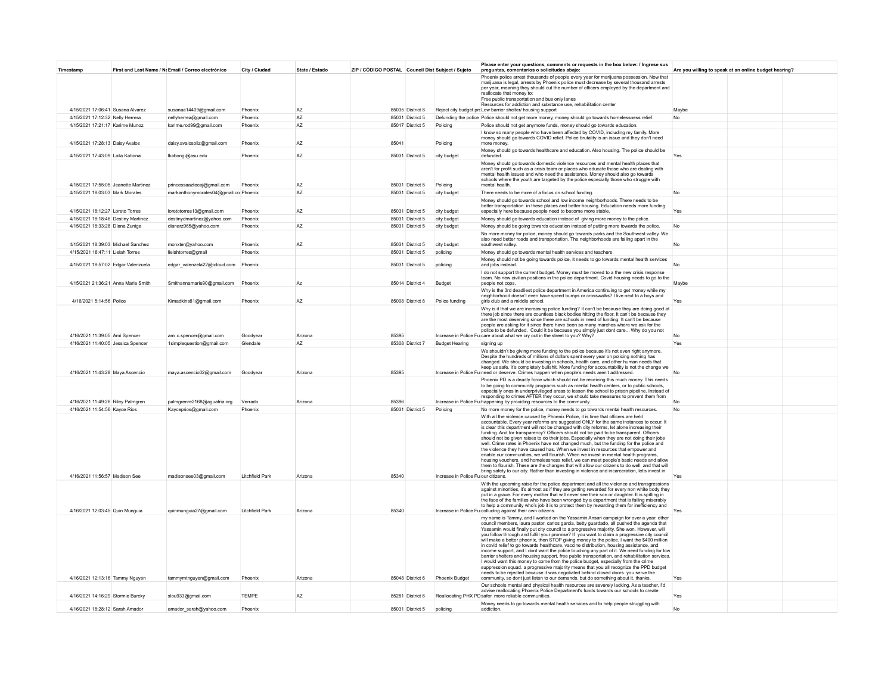| Timestamp | First and Last Name / No | Email / Correo electrónico | City / Ciudad | State / Estado | ZIP / CÓDIGO POSTAL | Council Dist | Subject / Sujeto | Please enter your questions, comments or requests in the box below: / Ingrese sus preguntas, comentarios o solicitudes abajo: | Are you willing to speak at an online budget hearing? |
|---|---|---|---|---|---|---|---|---|---|
| 4/15/2021 17:06:41 | Susana Alvarez | susanaa14409@gmail.com | Phoenix | AZ | 85035 | District 8 | Reject city budget pro | Phoenix police arrest thousands of people every year for marijuana possession. Now that marijuana is legal, arrests by Phoenix police must decrease by several thousand arrests per year, meaning they should cut the number of officers employed by the department and reallocate that money to: Free public transportation and bus only lanes Resources for addiction and substance use, rehabilitation center Low barrier shelter/ housing support | Maybe |
| 4/15/2021 17:12:32 | Nelly Herrera | nellyherrea@gmail.com | Phoenix | AZ | 85031 | District 5 | Defunding the police | Police should not get more money, money should go towards homelessness relief. | No |
| 4/15/2021 17:21:17 | Karime Munoz | karime.rod99@gmail.com | Phoenix | AZ | 85017 | District 5 | Policing | Police should not get anymore funds, money should go towards education. | |
| 4/15/2021 17:28:13 | Daisy Avalos | daisy.avalosoliz@gmail.com | Phoenix | AZ | 85041 | | Policing | I know so many people who have been affected by COVID, including my family. More money should go towards COVID relief. Police brutality is an issue and they don't need more money. | |
| 4/15/2021 17:43:09 | Laila Kabonai | lkabongi@asu.edu | Phoenix | AZ | 85031 | District 5 | city budget | Money should go towards healthcare and education. Also housing. The police should be defunded. | Yes |
| 4/15/2021 17:55:05 | Jeanette Martinez | princessaaztecaj@gmail.com | Phoenix | AZ | 85031 | District 5 | Policing | Money should go towards domestic violence resources and mental health places that aren't for profit such as a crisis team or places who educate those who are dealing with mental health issues and who need the assistance. Money should also go towards schools where the youth are targeted by the police especially those who struggle with mental health. | |
| 4/15/2021 18:03:03 | Mark Morales | markanthonymorales04@gmail.co | Phoenix | AZ | 85031 | District 5 | city budget | There needs to be more of a focus on school funding. | No |
| 4/15/2021 18:12:27 | Loreto Torres | loretotorres13@gmail.com | Phoenix | AZ | 85031 | District 5 | city budget | Money should go towards school and low income neighborhoods. There needs to be better transportation in these places and better housing. Education needs more funding especially here because people need to become more stable. | Yes |
| 4/15/2021 18:18:46 | Destiny Martinez | destinydmartinez@yahoo.com | Phoenix | | 85031 | District 5 | city budget | Money should go towards education instead of giving more money to the police. | |
| 4/15/2021 18:33:28 | Diana Zuniga | dianarz965@yahoo.com | Phoenix | AZ | 85031 | District 5 | city budget | Money should be going towards education instead of putting more towards the police. | No |
| 4/15/2021 18:39:03 | Michael Sanchez | monxter@yahoo.com | Phoenix | AZ | 85031 | District 5 | city budget | No more money for police, money should go towards parks and the Southwest valley. We also need better roads and transportation. The neighborhoods are falling apart in the southwest valley. | No |
| 4/15/2021 18:47:11 | Lielah Torres | lielahtorres@gmail | Phoenix | | 85031 | District 5 | policing | Money should go towards mental health services and teachers. | |
| 4/15/2021 18:57:02 | Edgar Valenzuela | edgar_valenzela22@icloud.com | Phoenix | | 85031 | District 5 | policing | Money should not be going towards police, it needs to go towards mental health services and jobs instead. | No |
| 4/15/2021 21:36:21 | Anna Marie Smith | Smithannamarie90@gmail.com | Phoenix | Az | 85014 | District 4 | Budget | I do not support the current budget. Money must be moved to a the new crisis response team. No new civilian positions in the police department. Covid housing needs to go to the people not cops. | Maybe |
| 4/16/2021 5:14:56 | Police | Kimadkins81@gmail.com | Phoenix | AZ | 85008 | District 8 | Police funding | Why is the 3rd deadliest police department in America continuing to get money while my neighborhood doesn't even have speed bumps or crosswalks? I live next to a boys and girls club and a middle school. | Yes |
| 4/16/2021 11:39:05 | Ami Spencer | ami.c.spencer@gmail.com | Goodyear | Arizona | 85395 | | Increase in Police Fu | Why is it that we are increasing police funding? It can't be because they are doing good at there job since there are countless black bodies hitting the floor. It can't be because they are the most deserving since there are schools in need of funding. It can't be because people are asking for it since there have been so many marches where we ask for the police to be defunded. Could it be because you simply just dont care... Why do you not care about what we cry out in the street to you? Why? | No |
| 4/16/2021 11:40:05 | Jessica Spencer | 1simplequestion@gmail.com | Glendale | AZ | 85308 | District 7 | Budget Hearing | signing up | Yes |
| 4/16/2021 11:43:28 | Maya Ascencio | maya.ascencio02@gmail.com | Goodyear | Arizona | 85395 | | Increase in Police Fu | We shouldn't be giving more funding to the police because it's not even right anymore. Despite the hundreds of millions of dollars spent every year on policing nothing has changed. We should be investing in schools, health care, and other human needs that keep us safe. It's completely bullshit. More funding for accountability is not the change we need or deserve. Crimes happen when people's needs aren't addressed. | No |
| 4/16/2021 11:49:26 | Riley Palmgren | palmgrenre2168@aguafria.org | Verrado | Arizona | 85396 | | Increase in Police Fu | Phoenix PD is a deadly force which should not be receiving this much money. This needs to be going to community programs such as mental health centers, or to public schools, especially ones in underprivileged areas to lessen the school to prison pipeline. Instead of responding to crimes AFTER they occur, we should take measures to prevent them from happening by providing resources to the community. | No |
| 4/16/2021 11:54:56 | Kayce Rios | Kayceprios@gmail.com | Phoenix | | 85031 | District 5 | Policing | No more money for the police, money needs to go towards mental health resources. | No |
| 4/16/2021 11:56:57 | Madison See | madisonsee03@gmail.com | Litchfield Park | Arizona | 85340 | | Increase in Police Fu | With all the violence caused by Phoenix Police, it is time that officers are held accountable. Every year reforms are suggested ONLY for the same instances to occur. It is clear this department will not be changed with city reforms, let alone increasing their funding. And for transparency? Officers should not be paid to be transparent. Officers should not be given raises to do their jobs. Especially when they are not doing their jobs well. Crime rates in Phoenix have not changed much, but the funding for the police and the violence they have caused has. When we invest in resources that empower and enable our communities, we will flourish. When we invest in mental health programs, housing vouchers, and homelessness relief, we can meet people's basic needs and allow them to flourish. These are the changes that will allow our citizens to do well, and that will bring safety to our city. Rather than investing in violence and incarceration, let's invest in our citizens. | Yes |
| 4/16/2021 12:03:45 | Quin Munguia | quinmunguia27@gmail.com | Litchfield Park | Arizona | 85340 | | Increase in Police Fu | With the upcoming raise for the police department and all the violence and transgressions against minorities, it's almost as if they are getting rewarded for every non white body they put in a grave. For every mother that will never see their son or daughter. It is spitting in the face of the families who have been wronged by a department that is failing miserably to help a community who's job it is to protect them by rewarding them for inefficiency and colluding against their own citizens. | Yes |
| 4/16/2021 12:13:16 | Tammy Nguyen | tammymtnguyen@gmail.com | Phoenix | Arizona | 85048 | District 6 | Phoenix Budget | my name is Tammy, and I worked on the Yassamin Ansari campaign for over a year. other council members, laura pastor, carlos garcia, betty guardado, all pushed the agenda that Yassamin would finally put city council to a progressive majority. She won. However, will you follow through and fulfill your promise? If you want to claim a progressive city council will make a better phoenix, then STOP giving money to the police. I want the $400 million in covid relief to go towards healthcare, vaccine distribution, housing assistance, and income support, and I dont want the police touching any part of it. We need funding for low barrier shelters and housing support, free public transportation, and rehabilitation services. I would want this money to come from the police budget, especially from the crime suppression squad. a progressive majority means that you all recognize the PPD budget needs to be rejected because it was negotiated behind closed doors. you serve the community, so dont just listen to our demands, but do something about it. thanks. | Yes |
| 4/16/2021 14:16:29 | Stormie Burcky | slou933@gmail.com | TEMPE | AZ | 85281 | District 6 | Reallocating PHX PD | Our schools mental and physical health resources are severely lacking. As a teacher, I'd advise reallocating Phoenix Police Department's funds towards our schools to create safer, more reliable communities. | Yes |
| 4/16/2021 18:28:12 | Sarah Amador | amador_sarah@yahoo.com | Phoenix | | 85031 | District 5 | policing | Money needs to go towards mental health services and to help people struggling with addiction. | No |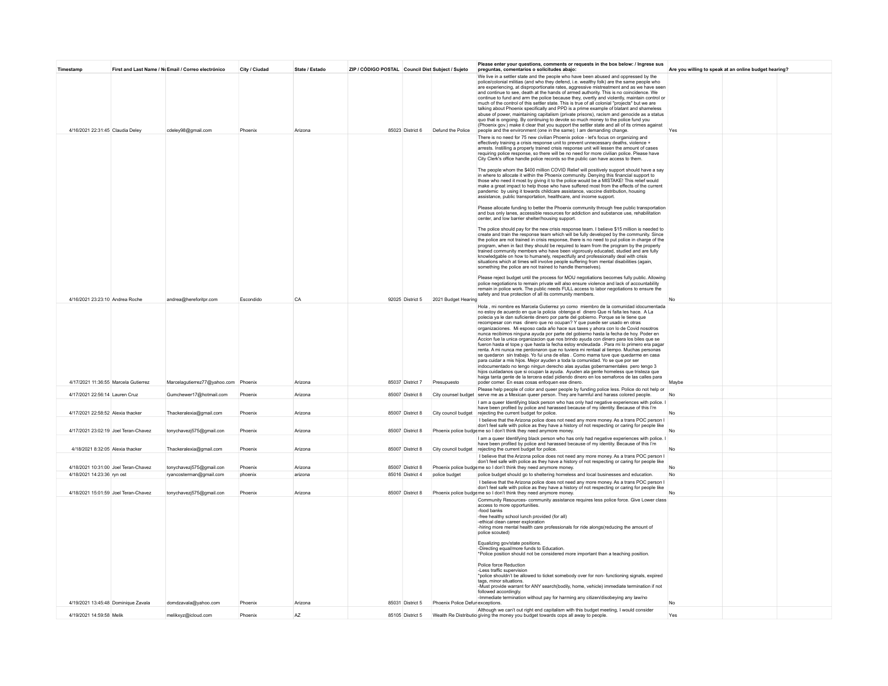| Timestamp | First and Last Name / No | Email / Correo electrónico | City / Ciudad | State / Estado | ZIP / CÓDIGO POSTAL | Council Dist | Subject / Sujeto | Please enter your questions, comments or requests in the box below: / Ingrese sus preguntas, comentarios o solicitudes abajo: | Are you willing to speak at an online budget hearing? |
|---|---|---|---|---|---|---|---|---|---|
| 4/16/2021 22:31:45 | Claudia Deley | cdeley98@gmail.com | Phoenix | Arizona | 85023 | District 6 | Defund the Police | We live in a settler state and the people who have been abused and oppressed by the police/colonial militias (and who they defend, i.e. wealthy folk) are the same people who are experiencing, at disproportionate rates, aggressive mistreatment and as we have seen and continue to see, death at the hands of armed authority. This is no coincidence. We continue to fund and arm the police because they, overtly and violently, maintain control or much of the control of this settler state. This is true of all colonial "projects" but we are talking about Phoenix specifically and PPD is a prime example of blatant and shameless abuse of power, maintaining capitalism (private prisons), racism and genocide as a status quo that is ongoing. By continuing to devote so much money to the police fund you (Phoenix gov.) make it clear that you support the settler state and all of its crimes against people and the environment (one in the same); I am demanding change. | Yes |
| 4/16/2021 23:23:10 | Andrea Roche | andrea@hereforitpr.com | Escondido | CA | 92025 | District 5 | 2021 Budget Hearing | There is no need for 75 new civilian Phoenix police - let's focus on organizing and effectively training a crisis response unit to prevent unnecessary deaths, violence + arrests. Instilling a properly trained crisis response unit will lessen the amount of cases requiring police response, so there will be no need for more civilian police. Please have City Clerk's office handle police records so the public can have access to them.<br><br>The people whom the $400 million COVID Relief will positively support should have a say in where to allocate it within the Phoenix community. Denying this financial support to those who need it most by giving it to the police would be a MISTAKE! This relief would make a great impact to help those who have suffered most from the effects of the current pandemic by using it towards childcare assistance, vaccine distribution, housing assistance, public transportation, healthcare, and income support.<br><br>Please allocate funding to better the Phoenix community through free public transportation and bus only lanes, accessible resources for addiction and substance use, rehabilitation center, and low barrier shelter/housing support.<br><br>The police should pay for the new crisis response team. I believe $15 million is needed to create and train the response team which will be fully developed by the community. Since the police are not trained in crisis response, there is no need to put police in charge of the program, when in fact they should be required to learn from the program by the properly trained community members who have been vigorously educated, studied and are fully knowledgable on how to humanely, respectfully and professionally deal with crisis situations which at times will involve people suffering from mental disabilities (again, something the police are not trained to handle themselves).<br><br>Please reject budget until the process for MOU negotiations becomes fully public. Allowing police negotiations to remain private will also ensure violence and lack of accountability remain in police work. The public needs FULL access to labor negotiations to ensure the safety and true protection of all its community members. | No |
| 4/17/2021 11:36:55 | Marcela Gutierrez | Marcelagutierrez77@yahoo.com | Phoenix | Arizona | 85037 | District 7 | Presupuesto | Hola , mi nombre es Marcela Gutierrez yo como miembro de la comunidad idocumentada no estoy de acuerdo en que la policia obtenga el dinero Que ni falta les hace. A La polecia ya le dan suficiente dinero por parte del gobierno. Porque se le tiene que recompesar con mas dinero que no ocupan? Y que puede ser usado en otras organizaciones. Mi esposo cada año hace sus taxes y ahora con lo de Covid nosotros nunca recibimos ninguna ayuda por parte del gobierno hasta la fecha de hoy. Poder en Accion fue la unica organizacion que nos brindo ayuda con dinero para los biles que se fueron hasta el tope.y que hasta la fecha estoy endeudada . Para mi lo primero era pagar renta. A mi nunca me perdonaron que no tuviera mi rentaal al tiempo. Muchas personas se quedaron sin trabajo. Yo fui una de ellas . Como mama tuve que quedarme en casa para cuidar a mis hijos. Mejor ayuden a toda la comunidad. Yo se que por ser indocumentado no tengo ningun derecho alas ayudas gobernamentales pero tengo 3 hijos cuidadanos que si ocupan la ayuda. Ayuden ala gente homeless que tristeza que haiga tanta gente de la tercera edad pidiendo dinero en los semaforos de las calles para poder comer. En esas cosas enfoquen ese dinero. | Maybe |
| 4/17/2021 22:56:14 | Lauren Cruz | Gumchewer17@hotmail.com | Phoenix | Arizona | 85007 | District 8 | City counsel budget | Please help people of color and queer people by funding police less. Police do not help or serve me as a Mexican queer person. They are harmful and harass colored people. | No |
| 4/17/2021 22:58:52 | Alexia thacker | Thackeralexia@gmail.com | Phoenix | Arizona | 85007 | District 8 | City council budget | I am a queer Identifying black person who has only had negative experiences with police. I have been profiled by police and harassed because of my identity. Because of this I'm rejecting the current budget for police. | No |
| 4/17/2021 23:02:19 | Joel Teran-Chavez | tonychavezj575@gmail.con | Phoenix | Arizona | 85007 | District 8 | Phoenix police budge | I believe that the Arizona police does not need any more money. As a trans POC person I don't feel safe with police as they have a history of not respecting or caring for people like me so I don't think they need anymore money. | No |
| 4/18/2021 8:32:05 | Alexia thacker | Thackeralexia@gmail.com | Phoenix | Arizona | 85007 | District 8 | City council budget | I am a queer Identifying black person who has only had negative experiences with police. I have been profiled by police and harassed because of my identity. Because of this I'm rejecting the current budget for police. | No |
| 4/18/2021 10:31:00 | Joel Teran-Chavez | tonychavezj575@gmail.com | Phoenix | Arizona | 85007 | District 8 | Phoenix police budge | I believe that the Arizona police does not need any more money. As a trans POC person I don't feel safe with police as they have a history of not respecting or caring for people like me so I don't think they need anymore money. | No |
| 4/18/2021 14:23:36 | ryn ost | ryancosterman@gmail.com | phoenix | arizona | 85016 | District 4 | police budget | police budget should go to sheltering homeless and local businesses and education. | No |
| 4/18/2021 15:01:59 | Joel Teran-Chavez | tonychavezj575@gmail.com | Phoenix | Arizona | 85007 | District 8 | Phoenix police budge | I believe that the Arizona police does not need any more money. As a trans POC person I don't feel safe with police as they have a history of not respecting or caring for people like me so I don't think they need anymore money. | No |
| 4/19/2021 13:45:48 | Dominique Zavala | domdzavala@yahoo.com | Phoenix | Arizona | 85031 | District 5 | Phoenix Police Defun | Community Resources- community assistance requires less police force. Give Lower class access to more opportunities.<br>-food banks<br>-free healthy school lunch provided (for all)<br>-ethical clean career exploration<br>-hiring more mental health care professionals for ride alongs(reducing the amount of police scouted)<br><br>Equalizing gov/state positions.<br>-Directing equal/more funds to Education.<br>*Police position should not be considered more important than a teaching position.<br><br>Police force Reduction<br>-Less traffic supervision<br>*police shouldn't be allowed to ticket somebody over for non- functioning signals, expired tags, minor situations.<br>-Must provide warrant for ANY search(bodily, home, vehicle) immediate termination if not followed accordingly.<br>-Immediate termination without pay for harming any citizen/disobeying any law/no exceptions. | No |
| 4/19/2021 14:59:58 | Melik | melikxyz@icloud.com | Phoenix | AZ | 85105 | District 5 | Wealth Re Distributio | Although we can't out right end capitalism with this budget meeting, I would consider giving the money you budget towards cops all away to people. | Yes |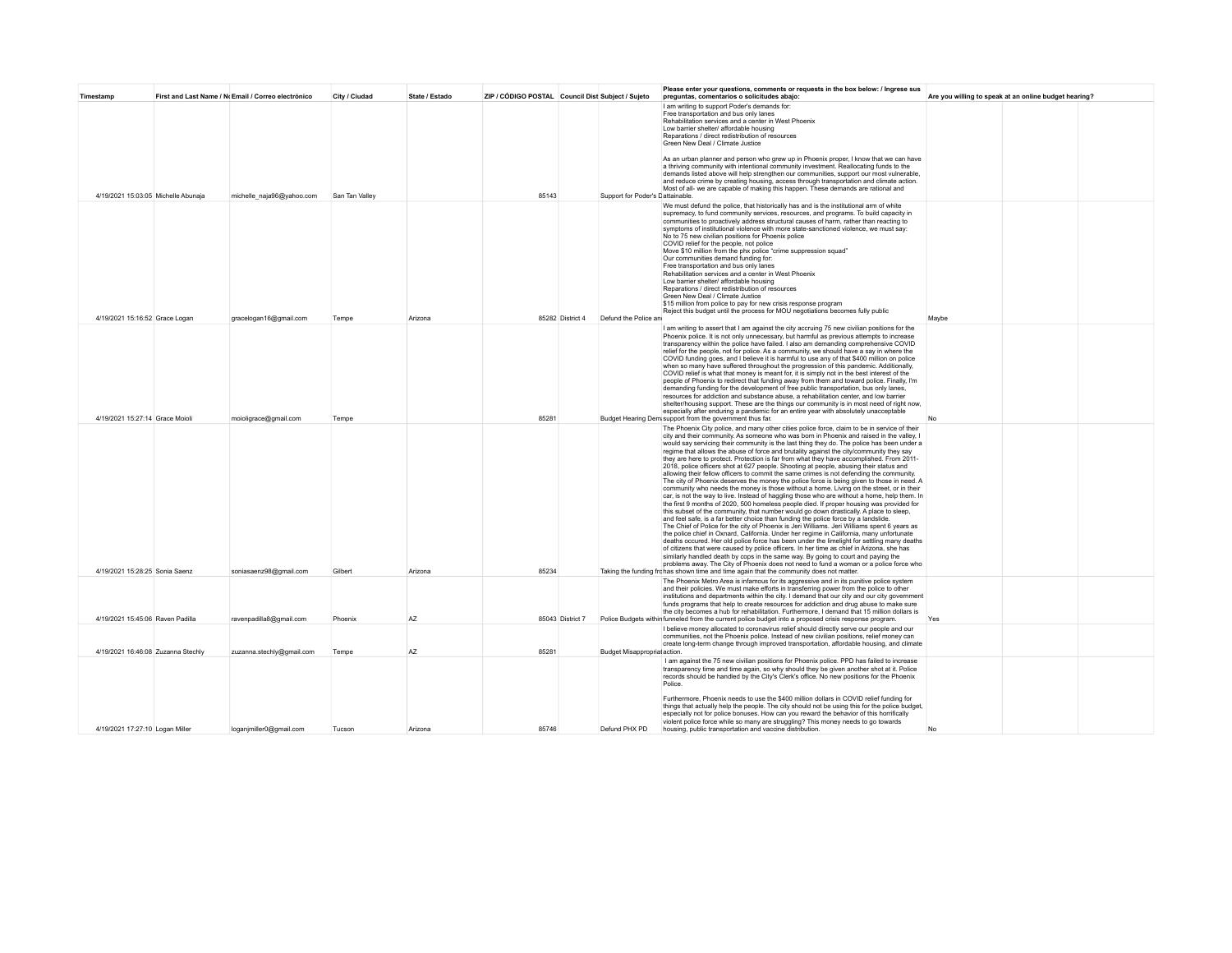| Timestamp | First and Last Name / No | Email / Correo electrónico | City / Ciudad | State / Estado | ZIP / CÓDIGO POSTAL | Council Dist | Subject / Sujeto | Please enter your questions, comments or requests in the box below: / Ingrese sus preguntas, comentarios o solicitudes abajo: | Are you willing to speak at an online budget hearing? | | |
|---|---|---|---|---|---|---|---|---|---|---|---|
| 4/19/2021 15:03:05 | Michelle Abunaja | michelle_naja96@yahoo.com | San Tan Valley | | 85143 | | Support for Poder's D | I am writing to support Poder's demands for: Free transportation and bus only lanes Rehabilitation services and a center in West Phoenix Low barrier shelter/ affordable housing Reparations / direct redistribution of resources Green New Deal / Climate Justice As an urban planner and person who grew up in Phoenix proper, I know that we can have a thriving community with intentional community investment. Reallocating funds to the demands listed above will help strengthen our communities, support our most vulnerable, and reduce crime by creating housing, access through transportation and climate action. Most of all- we are capable of making this happen. These demands are rational and attainable. | | | |
| 4/19/2021 15:16:52 | Grace Logan | gracelogan16@gmail.com | Tempe | Arizona | 85282 | District 4 | Defund the Police an | We must defund the police, that historically has and is the institutional arm of white supremacy, to fund community services, resources, and programs. To build capacity in communities to proactively address structural causes of harm, rather than reacting to symptoms of institutional violence with more state-sanctioned violence, we must say: No to 75 new civilian positions for Phoenix police COVID relief for the people, not police Move $10 million from the phx police "crime suppression squad" Our communities demand funding for: Free transportation and bus only lanes Rehabilitation services and a center in West Phoenix Low barrier shelter/ affordable housing Reparations / direct redistribution of resources Green New Deal / Climate Justice $15 million from police to pay for new crisis response program Reject this budget until the process for MOU negotiations becomes fully public | Maybe | | |
| 4/19/2021 15:27:14 | Grace Moioli | moioligrace@gmail.com | Tempe | | 85281 | | Budget Hearing Dem | I am writing to assert that I am against the city accruing 75 new civilian positions for the Phoenix police. It is not only unnecessary, but harmful as previous attempts to increase transparency within the police have failed. I also am demanding comprehensive COVID relief for the people, not for police. As a community, we should have a say in where the COVID funding goes, and I believe it is harmful to use any of that $400 million on police when so many have suffered throughout the progression of this pandemic. Additionally, COVID relief is what that money is meant for, it is simply not in the best interest of the people of Phoenix to redirect that funding away from them and toward police. Finally, I'm demanding funding for the development of free public transportation, bus only lanes, resources for addiction and substance abuse, a rehabilitation center, and low barrier shelter/housing support. These are the things our community is in most need of right now, especially after enduring a pandemic for an entire year with absolutely unacceptable support from the government thus far. | No | | |
| 4/19/2021 15:28:25 | Sonia Saenz | soniasaenz98@gmail.com | Gilbert | Arizona | 85234 | | Taking the funding fro | The Phoenix City police, and many other cities police force, claim to be in service of their city and their community. As someone who was born in Phoenix and raised in the valley, I would say servicing their community is the last thing they do. The police has been under a regime that allows the abuse of force and brutality against the city/community they say they are here to protect. Protection is far from what they have accomplished. From 2011-2018, police officers shot at 627 people. Shooting at people, abusing their status and allowing their fellow officers to commit the same crimes is not defending the community. The city of Phoenix deserves the money the police force is being given to those in need. A community who needs the money is those without a home. Living on the street, or in their car, is not the way to live. Instead of haggling those who are without a home, help them. In the first 9 months of 2020, 500 homeless people died. If proper housing was provided for this subset of the community, that number would go down drastically. A place to sleep, and feel safe, is a far better choice than funding the police force by a landslide. The Chief of Police for the city of Phoenix is Jeri Williams. Jeri Williams spent 6 years as the police chief in Oxnard, California. Under her regime in California, many unfortunate deaths occured. Her old police force has been under the limelight for settling many deaths of citizens that were caused by police officers. In her time as chief in Arizona, she has similarly handled death by cops in the same way. By going to court and paying the problems away. The City of Phoenix does not need to fund a woman or a police force who has shown time and time again that the community does not matter. | | | |
| 4/19/2021 15:45:06 | Raven Padilla | ravenpadilla8@gmail.com | Phoenix | AZ | 85043 | District 7 | Police Budgets within | The Phoenix Metro Area is infamous for its aggressive and in its punitive police system and their policies. We must make efforts in transferring power from the police to other institutions and departments within the city. I demand that our city and our city government funds programs that help to create resources for addiction and drug abuse to make sure the city becomes a hub for rehabilitation. Furthermore, I demand that 15 million dollars is funneled from the current police budget into a proposed crisis response program. | Yes | | |
| 4/19/2021 16:46:08 | Zuzanna Stechly | zuzanna.stechly@gmail.com | Tempe | AZ | 85281 | | Budget Misappropriat | I believe money allocated to coronavirus relief should directly serve our people and our communities, not the Phoenix police. Instead of new civilian positions, relief money can create long-term change through improved transportation, affordable housing, and climate action. | | | |
| 4/19/2021 17:27:10 | Logan Miller | loganjmiller0@gmail.com | Tucson | Arizona | 85746 | | Defund PHX PD | I am against the 75 new civilian positions for Phoenix police. PPD has failed to increase transparency time and time again, so why should they be given another shot at it. Police records should be handled by the City's Clerk's office. No new positions for the Phoenix Police. Furthermore, Phoenix needs to use the $400 million dollars in COVID relief funding for things that actually help the people. The city should not be using this for the police budget, especially not for police bonuses. How can you reward the behavior of this horrifically violent police force while so many are struggling? This money needs to go towards housing, public transportation and vaccine distribution. | No | | |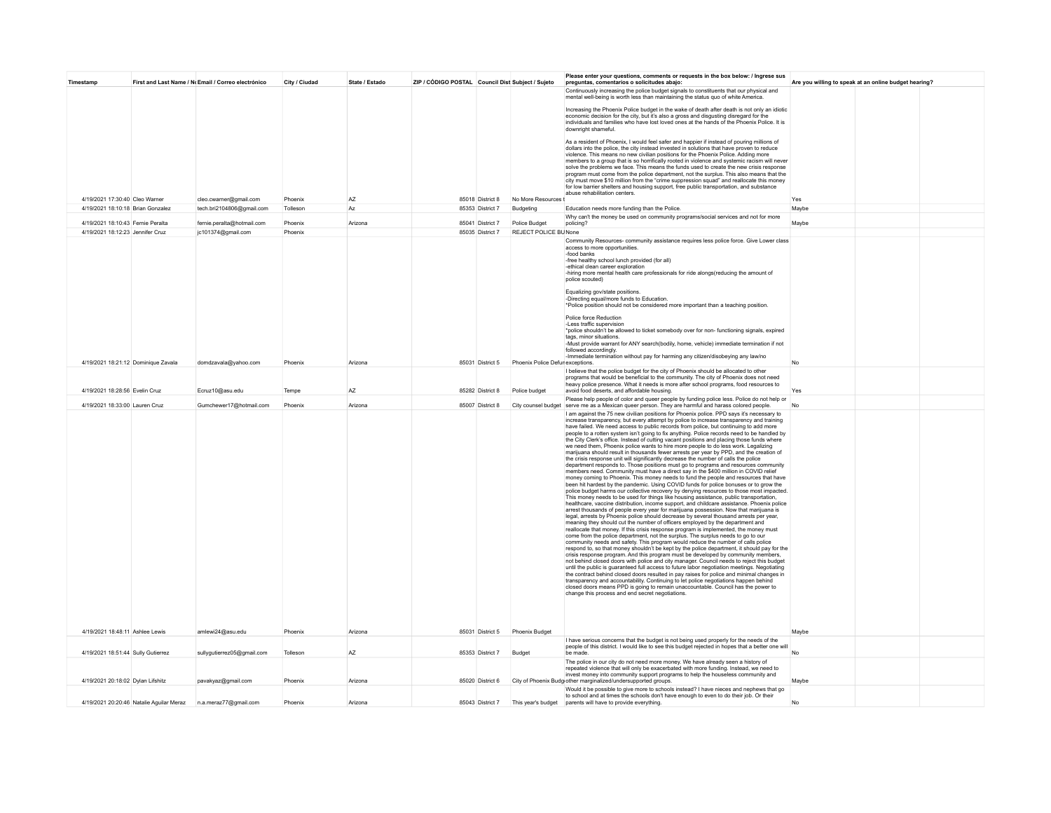| Timestamp | First and Last Name / No | Email / Correo electrónico | City / Ciudad | State / Estado | ZIP / CÓDIGO POSTAL | Council Dist | Subject / Sujeto | Please enter your questions, comments or requests in the box below: / Ingrese sus preguntas, comentarios o solicitudes abajo: | Are you willing to speak at an online budget hearing? | | |
|---|---|---|---|---|---|---|---|---|---|---|---|
| 4/19/2021 17:30:40 | Cleo Warner | cleo.cwarner@gmail.com | Phoenix | AZ | 85018 | District 8 | No Resources t | Continuously increasing the police budget signals to constituents that our physical and mental well-being is worth less than maintaining the status quo of white America.<br><br>Increasing the Phoenix Police budget in the wake of death after death is not only an idiotic economic decision for the city, but it's also a gross and disgusting disregard for the individuals and families who have lost loved ones at the hands of the Phoenix Police. It is downright shameful.<br><br>As a resident of Phoenix, I would feel safer and happier if instead of pouring millions of dollars into the police, the city instead invested in solutions that have proven to reduce violence. This means no new civilian positions for the Phoenix Police. Adding more members to a group that is so horrifically rooted in violence and systemic racism will never solve the problems we face. This means the funds used to create the new crisis response program must come from the police department, not the surplus. This also means that the city must move $10 million from the "crime suppression squad" and reallocate this money for low barrier shelters and housing support, free public transportation, and substance abuse rehabilitation centers. | Yes | | |
| 4/19/2021 18:10:18 | Brian Gonzalez | tech.bri2104806@gmail.com | Tolleson | Az | 85353 | District 7 | Budgeting | Education needs more funding than the Police. | Maybe | | |
| 4/19/2021 18:10:43 | Fernie Peralta | fernie.peralta@hotmail.com | Phoenix | Arizona | 85041 | District 7 | Police Budget | Why can't the money be used on community programs/social services and not for more policing? | Maybe | | |
| 4/19/2021 18:12:23 | Jennifer Cruz | jc101374@gmail.com | Phoenix | | 85035 | District 7 | REJECT POLICE BU | None | | | |
| 4/19/2021 18:21:12 | Dominique Zavala | domdzavala@yahoo.com | Phoenix | Arizona | 85031 | District 5 | Phoenix Police Defun | Community Resources- community assistance requires less police force. Give Lower class access to more opportunities.<br>-food banks<br>-free healthy school lunch provided (for all)<br>-ethical clean career exploration<br>-hiring more mental health care professionals for ride alongs(reducing the amount of police scouted)<br><br>Equalizing gov/state positions.<br>-Directing equal/more funds to Education.<br>*Police position should not be considered more important than a teaching position.<br><br>Police force Reduction<br>-Less traffic supervision<br>*police shouldn't be allowed to ticket somebody over for non- functioning signals, expired tags, minor situations.<br>-Must provide warrant for ANY search(bodily, home, vehicle) immediate termination if not followed accordingly.<br>-Immediate termination without pay for harming any citizen/disobeying any law/no exceptions. | No | | |
| 4/19/2021 18:28:56 | Evelin Cruz | Ecruz10@asu.edu | Tempe | AZ | 85282 | District 8 | Police budget | I believe that the police budget for the city of Phoenix should be allocated to other programs that would be beneficial to the community. The city of Phoenix does not need heavy police presence. What it needs is more after school programs, food resources to avoid food deserts, and affordable housing. | Yes | | |
| 4/19/2021 18:33:00 | Lauren Cruz | Gumchewer17@hotmail.com | Phoenix | Arizona | 85007 | District 8 | City counsel budget | Please help people of color and queer people by funding police less. Police do not help or serve me as a Mexican queer person. They are harmful and harass colored people. | No | | |
| 4/19/2021 18:48:11 | Ashlee Lewis | amlewi24@asu.edu | Phoenix | Arizona | 85031 | District 5 | Phoenix Budget | I am against the 75 new civilian positions for Phoenix police. PPD says it's necessary to increase transparency, but every attempt by police to increase transparency and training have failed. We need access to public records from police, but continuing to add more people to a rotten system isn't going to fix anything. Police records need to be handled by the City Clerk's office. Instead of cutting vacant positions and placing those funds where we need them, Phoenix police wants to hire more people to do less work. Legalizing marijuana should result in thousands fewer arrests per year by PPD, and the creation of the crisis response unit will significantly decrease the number of calls the police department responds to. Those positions must go to programs and resources community members need. Community must have a direct say in the $400 million in COVID relief money coming to Phoenix. This money needs to fund the people and resources that have been hit hardest by the pandemic. Using COVID funds for police bonuses or to grow the police budget harms our collective recovery by denying resources to those most impacted. This money needs to be used for things like housing assistance, public transportation, healthcare, vaccine distribution, income support, and childcare assistance. Phoenix police arrest thousands of people every year for marijuana possession. Now that marijuana is legal, arrests by Phoenix police should decrease by several thousand arrests per year, meaning they should cut the number of officers employed by the department and reallocate that money. If this crisis response program is implemented, the money must come from the police department, not the surplus. The surplus needs to go to our community needs and safety. This program would reduce the number of calls police respond to, so that money shouldn't be kept by the police department, it should pay for the crisis response program. And this program must be developed by community members, not behind closed doors with police and city manager. Council needs to reject this budget until the public is guaranteed full access to future labor negotiation meetings. Negotiating the contract behind closed doors resulted in pay raises for police and minimal changes in transparency and accountability. Continuing to let police negotiations happen behind closed doors means PPD is going to remain unaccountable. Council has the power to change this process and end secret negotiations. | Maybe | | |
| 4/19/2021 18:51:44 | Sully Gutierrez | sullygutierrez05@gmail.com | Tolleson | AZ | 85353 | District 7 | Budget | I have serious concerns that the budget is not being used properly for the needs of the people of this district. I would like to see this budget rejected in hopes that a better one will be made. | No | | |
| 4/19/2021 20:18:02 | Dylan Lifshitz | pavakyaz@gmail.com | Phoenix | Arizona | 85020 | District 6 | City of Phoenix Budg | The police in our city do not need more money. We have already seen a history of repeated violence that will only be exacerbated with more funding. Instead, we need to invest money into community support programs to help the houseless community and other marginalized/undersupported groups. | Maybe | | |
| 4/19/2021 20:20:46 | Natalie Aguilar Meraz | n.a.meraz77@gmail.com | Phoenix | Arizona | 85043 | District 7 | This year's budget | Would it be possible to give more to schools instead? I have nieces and nephews that go to school and at times the schools don't have enough to even to do their job. Or their parents will have to provide everything. | No | | |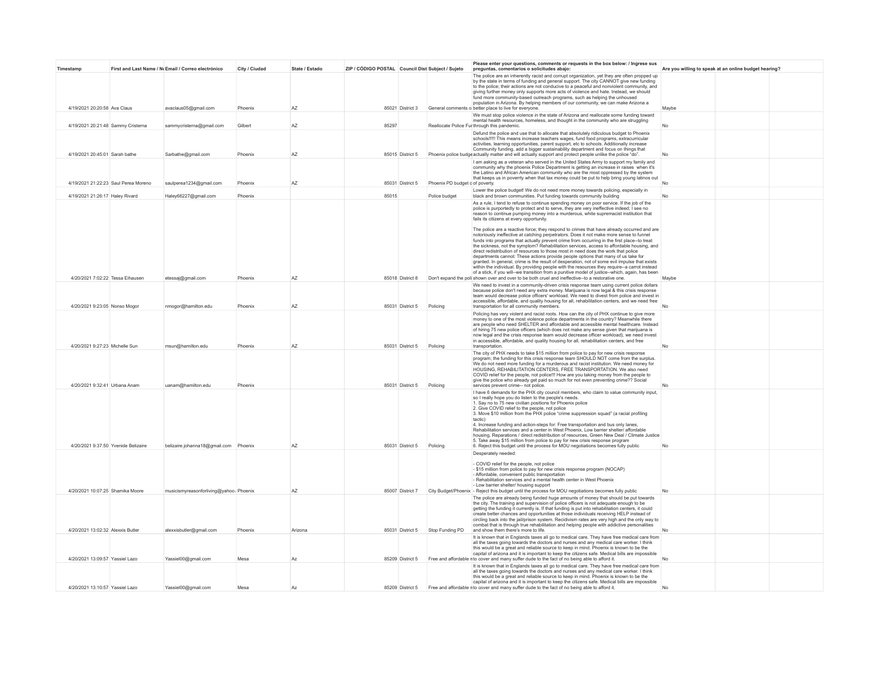| Timestamp | First and Last Name / No | Email / Correo electrónico | City / Ciudad | State / Estado | ZIP / CÓDIGO POSTAL | Council Dist | Subject / Sujeto | Please enter your questions, comments or requests in the box below: / Ingrese sus preguntas, comentarios o solicitudes abajo: | Are you willing to speak at an online budget hearing? |
|---|---|---|---|---|---|---|---|---|---|
| 4/19/2021 20:20:58 | Ava Claus | avaclaus05@gmail.com | Phoenix | AZ | 85021 | District 3 | General comments o | The police are an inherently racist and corrupt organization, yet they are often propped up by the state in terms of funding and general support. The city CANNOT give new funding to the police; their actions are not conducive to a peaceful and nonviolent community, and giving further money only supports more acts of violence and hate. Instead, we should fund more community-based outreach programs, such as helping the unhoused population in Arizona. By helping members of our community, we can make Arizona a better place to live for everyone. | Maybe |
| 4/19/2021 20:21:48 | Sammy Cristerna | sammycristerna@gmail.com | Gilbert | AZ | 85297 | | Reallocate Police Fur | We must stop police violence in the state of Arizona and reallocate some funding toward mental health resources, homeless, and thought in the community who are struggling through this pandemic. | No |
| 4/19/2021 20:45:01 | Sarah bathe | Sarbathe@gmail.com | Phoenix | AZ | 85015 | District 5 | Phoenix police budge | Defund the police and use that to allocate that absolutely ridiculous budget to Phoenix schools!!!!! This means increase teachers wages, fund food programs, extracurricular activities, learning opportunities, parent support, etc to schools. Additionally increase Community funding, add a bigger sustainability department and focus on things that actually matter and will actually support and protect people unlike the police "do". | No |
| 4/19/2021 21:22:23 | Saul Perea Moreno | saulperea1234@gmail.com | Phoenix | AZ | 85031 | District 5 | Phoenix PD budget c | I am asking as a veteran who served in the United States Army to support my family and community why the phoenix Police Department is getting an increase in raises when it's the Latino and African American community who are the most oppressed by the system that keeps us in poverrty when that tax money could be put to help bring young latinos out of poverty. | No |
| 4/19/2021 21:26:17 | Haley Rivard | Haley66227@gmail.com | Phoenix | | 85015 | | Police budget | Lower the police budget! We do not need more money towards policing, especially in black and brown communities. Put funding towards community building | No |
| 4/20/2021 7:02:22 | Tessa Eihausen | etessaj@gmail.com | Phoenix | AZ | 85018 | District 8 | Don't expand the poli | As a rule, I tend to refuse to continue spending money on poor service. If the job of the police is purportedly to protect and to serve, they are very ineffective indeed; I see no reason to continue pumping money into a murderous, white supremacist institution that fails its citizens at every opportunity.<br><br>The police are a reactive force; they respond to crimes that have already occurred and are notoriously ineffective at catching perpetrators. Does it not make more sense to funnel funds into programs that actually prevent crime from occurring in the first place--to treat the sickness, not the symptom? Rehabilitation services, access to affordable housing, and direct redistribution of resources to those most in need does the work that police departments cannot: These actions provide people options that many of us take for granted. In general, crime is the result of desperation, not of some evil impulse that exists within the individual. By providing people with the resources they require--a carrot instead of a stick, if you will--we transition from a punitive model of justice--which, again, has been shown over and over to be both cruel and ineffective--to a restorative one. | Maybe |
| 4/20/2021 9:23:05 | Nonso Mogor | nmogor@hamilton.edu | Phoenix | AZ | 85031 | District 5 | Policing | We need to invest in a community-driven crisis response team using current police dollars because police don't need any extra money. Marijuana is now legal & this crisis response team would decrease police officers' workload. We need to divest from police and invest in accessible, affordable, and quality housing for all, rehabilitation centers, and we need free transportation for all community members. | No |
| 4/20/2021 9:27:23 | Michelle Sun | msun@hamilton.edu | Phoenix | AZ | 85031 | District 5 | Policing | Policing has very violent and racist roots. How can the city of PHX continue to give more money to one of the most violence police departments in the country? Meanwhile there are people who need SHELTER and affordable and accessible mental healthcare. Instead of hiring 75 new police officers (which does not make any sense given that marijuana is now legal and the crisis response team would decrease officer workload), we need invest in accessible, affordable, and quality housing for all, rehabilitation centers, and free transportation. | No |
| 4/20/2021 9:32:41 | Urbana Anam | uanam@hamilton.edu | Phoenix | | 85031 | District 5 | Policing | The city of PHX needs to take $15 million from police to pay for new crisis response program; the funding for this crisis response team SHOULD NOT come from the surplus. We do not need more funding for a murderous and racist institution. We need money for HOUSING, REHABILITATION CENTERS, FREE TRANSPORTATION. We also need COVID relief for the people, not police!!! How are you taking money from the people to give the police who already get paid so much for not even preventing crime?? Social services prevent crime-- not police. | No |
| 4/20/2021 9:37:50 | Yvenide Belizaire | belizaire.johanna18@gmail.com | Phoenix | AZ | 85031 | District 5 | Policing | I have 6 demands for the PHX city council members, who claim to value community input, so I really hope you do listen to the people's needs.<br>1. Say no to 75 new civilian positions for Phoenix police<br>2. Give COVID relief to the people, not police<br>3. Move $10 million from the PHX police "crime suppression squad" (a racial profiling tactic)<br>4. Increase funding and action-steps for: Free transportation and bus only lanes, Rehabilitation services and a center in West Phoenix, Low barrier shelter/ affordable housing, Reparations / direct redistribution of resources, Green New Deal / Climate Justice<br>5. Take away $15 million from police to pay for new crisis response program<br>6. Reject this budget until the process for MOU negotiations becomes fully public | No |
| 4/20/2021 10:07:25 | Shamika Moore | musicismyreasonforliving@yahoo. | Phoenix | AZ | 85007 | District 7 | City Budget/Phoenix | Desperately needed:<br><br>- COVID relief for the people, not police<br>- $15 million from police to pay for new crisis response program (NOCAP)<br>- Affordable, convenient public transportation<br>- Rehabilitation services and a mental health center in West Phoenix<br>- Low barrier shelter/ housing support<br>- Reject this budget until the process for MOU negotiations becomes fully public | No |
| 4/20/2021 13:02:32 | Alexxis Butler | alexxisbutler@gmail.com | Phoenix | Arizona | 85031 | District 5 | Stop Funding PD | The police are already being funded huge amounts of money that should be put towards the city. The training and supervision of police officers is not adequate enough to be getting the funding it currently is. If that funding is put into rehabilitation centers, it could create better chances and opportunities at those individuals receiving HELP instead of circling back into the jail/prison system. Recidivism rates are very high and the only way to combat that is through true rehabilitation and helping people with addictive personalities and show them there's more to life. | No |
| 4/20/2021 13:09:57 | Yassiel Lazo | Yassiel00@gmail.com | Mesa | Az | 85209 | District 5 | Free and affordable m | It is known that in Englands taxes all go to medical care. They have free medical care from all the taxes going towards the doctors and nurses and any medical care worker. I think this would be a great and reliable source to keep in mind. Phoenix is known to be the capital of arizona and it is important to keep the citizens safe. Medical bills are impossible to cover and many suffer dude to the fact of no being able to afford it. | No |
| 4/20/2021 13:10:57 | Yassiel Lazo | Yassiel00@gmail.com | Mesa | Az | 85209 | District 5 | Free and affordable m | It is known that in Englands taxes all go to medical care. They have free medical care from all the taxes going towards the doctors and nurses and any medical care worker. I think this would be a great and reliable source to keep in mind. Phoenix is known to be the capital of arizona and it is important to keep the citizens safe. Medical bills are impossible to cover and many suffer dude to the fact of no being able to afford it. | No |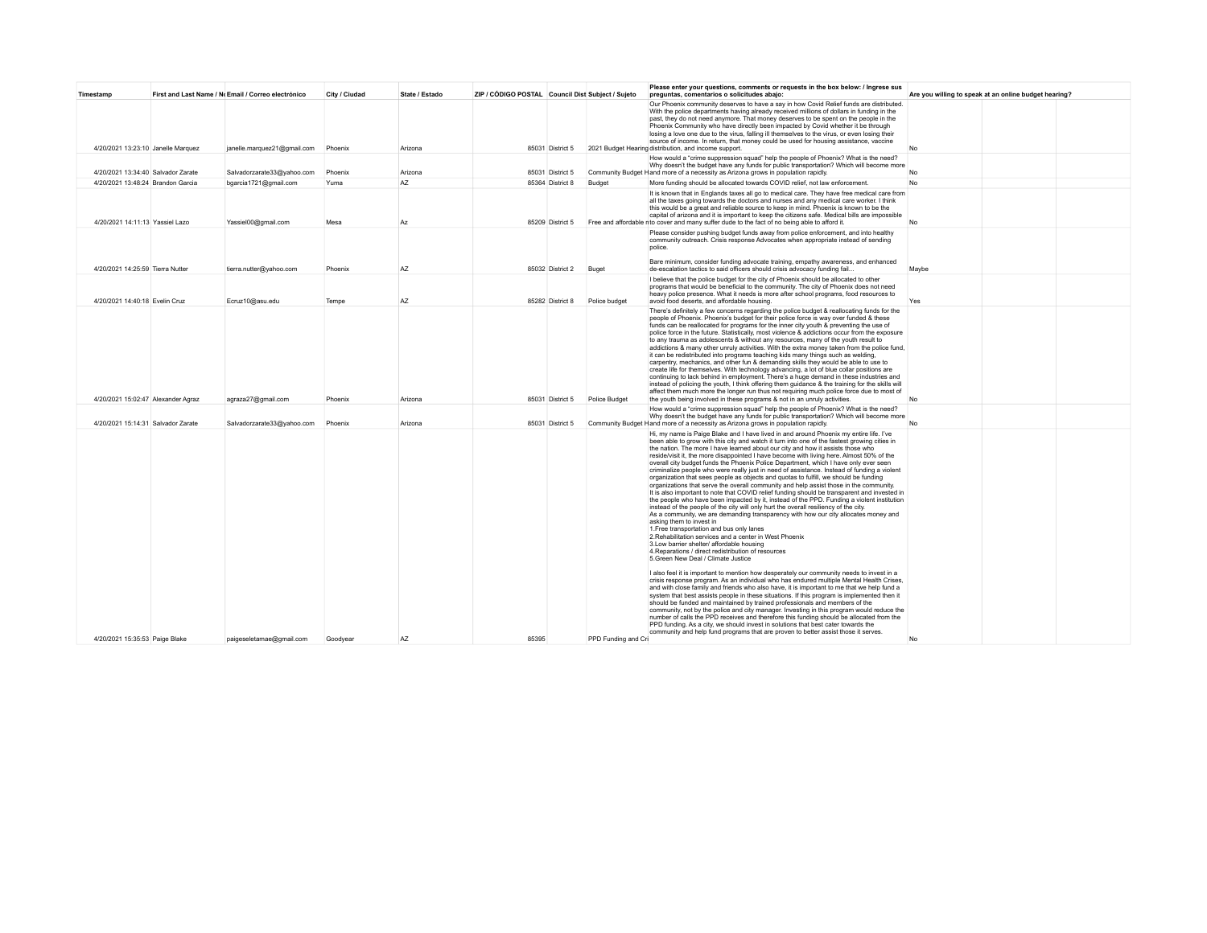| Timestamp | First and Last Name / No | Email / Correo electrónico | City / Ciudad | State / Estado | ZIP / CÓDIGO POSTAL | Council Dist | Subject / Sujeto | Please enter your questions, comments or requests in the box below: / Ingrese sus preguntas, comentarios o solicitudes abajo: | Are you willing to speak at an online budget hearing? | | |
|---|---|---|---|---|---|---|---|---|---|---|---|
| 4/20/2021 13:23:10 | Janelle Marquez | janelle.marquez21@gmail.com | Phoenix | Arizona | 85031 | District 5 | 2021 Budget Hearing | Our Phoenix community deserves to have a say in how Covid Relief funds are distributed. With the police departments having already received millions of dollars in funding in the past, they do not need anymore. That money deserves to be spent on the people in the Phoenix Community who have directly been impacted by Covid whether it be through losing a love one due to the virus, falling ill themselves to the virus, or even losing their source of income. In return, that money could be used for housing assistance, vaccine distribution, and income support. | No | | |
| 4/20/2021 13:34:40 | Salvador Zarate | Salvadorzarate33@yahoo.com | Phoenix | Arizona | 85031 | District 5 | Community Budget H | How would a "crime suppression squad" help the people of Phoenix? What is the need? Why doesn't the budget have any funds for public transportation? Which will become more and more of a necessity as Arizona grows in population rapidly. | No | | |
| 4/20/2021 13:48:24 | Brandon Garcia | bgarcia1721@gmail.com | Yuma | AZ | 85364 | District 8 | Budget | More funding should be allocated towards COVID relief, not law enforcement. | No | | |
| 4/20/2021 14:11:13 | Yassiel Lazo | Yassiel00@gmail.com | Mesa | Az | 85209 | District 5 | Free and affordable m | It is known that in Englands taxes all go to medical care. They have free medical care from all the taxes going towards the doctors and nurses and any medical care worker. I think this would be a great and reliable source to keep in mind. Phoenix is known to be the capital of arizona and it is important to keep the citizens safe. Medical bills are impossible to cover and many suffer dude to the fact of no being able to afford it. | No | | |
| 4/20/2021 14:25:59 | Tierra Nutter | tierra.nutter@yahoo.com | Phoenix | AZ | 85032 | District 2 | Buget | Please consider pushing budget funds away from police enforcement, and into healthy community outreach. Crisis response Advocates when appropriate instead of sending police.<br><br>Bare minimum, consider funding advocate training, empathy awareness, and enhanced de-escalation tactics to said officers should crisis advocacy funding fail... | Maybe | | |
| 4/20/2021 14:40:18 | Evelin Cruz | Ecruz10@asu.edu | Tempe | AZ | 85282 | District 8 | Police budget | I believe that the police budget for the city of Phoenix should be allocated to other programs that would be beneficial to the community. The city of Phoenix does not need heavy police presence. What it needs is more after school programs, food resources to avoid food deserts, and affordable housing. | Yes | | |
| 4/20/2021 15:02:47 | Alexander Agraz | agraza27@gmail.com | Phoenix | Arizona | 85031 | District 5 | Police Budget | There's definitely a few concerns regarding the police budget & reallocating funds for the people of Phoenix. Phoenix's budget for their police force is way over funded & these funds can be reallocated for programs for the inner city youth & preventing the use of police force in the future. Statistically, most violence & addictions occur from the exposure to any trauma as adolescents & without any resources, many of the youth result to addictions & many other unruly activities. With the extra money taken from the police fund, it can be redistributed into programs teaching kids many things such as welding, carpentry, mechanics, and other fun & demanding skills they would be able to use to create life for themselves. With technology advancing, a lot of blue collar positions are continuing to lack behind in employment. There's a huge demand in these industries and instead of policing the youth, I think offering them guidance & the training for the skills will affect them much more the longer run thus not requiring much police force due to most of the youth being involved in these programs & not in an unruly activities. | No | | |
| 4/20/2021 15:14:31 | Salvador Zarate | Salvadorzarate33@yahoo.com | Phoenix | Arizona | 85031 | District 5 | Community Budget H | How would a "crime suppression squad" help the people of Phoenix? What is the need? Why doesn't the budget have any funds for public transportation? Which will become more and more of a necessity as Arizona grows in population rapidly. | No | | |
| 4/20/2021 15:35:53 | Paige Blake | paigeseletamae@gmail.com | Goodyear | AZ | 85395 | | PPD Funding and Cri | Hi, my name is Paige Blake and I have lived in and around Phoenix my entire life. I've been able to grow with this city and watch it turn into one of the fastest growing cities in the nation. The more I have learned about our city and how it assists those who reside/visit it, the more disappointed I have become with living here. Almost 50% of the overall city budget funds the Phoenix Police Department, which I have only ever seen criminalize people who were really just in need of assistance. Instead of funding a violent organization that sees people as objects and quotas to fulfill, we should be funding organizations that serve the overall community and help assist those in the community. It is also important to note that COVID relief funding should be transparent and invested in the people who have been impacted by it, instead of the PPD. Funding a violent institution instead of the people of the city will only hurt the overall resiliency of the city.<br>As a community, we are demanding transparency with how our city allocates money and asking them to invest in<br>1.Free transportation and bus only lanes<br>2.Rehabilitation services and a center in West Phoenix<br>3.Low barrier shelter/ affordable housing<br>4.Reparations / direct redistribution of resources<br>5.Green New Deal / Climate Justice<br><br>I also feel it is important to mention how desperately our community needs to invest in a crisis response program. As an individual who has endured multiple Mental Health Crises, and with close family and friends who also have, it is important to me that we help fund a system that best assists people in these situations. If this program is implemented then it should be funded and maintained by trained professionals and members of the community, not by the police and city manager. Investing in this program would reduce the number of calls the PPD receives and therefore this funding should be allocated from the PPD funding. As a city, we should invest in solutions that best cater towards the community and help fund programs that are proven to better assist those it serves. | No | | |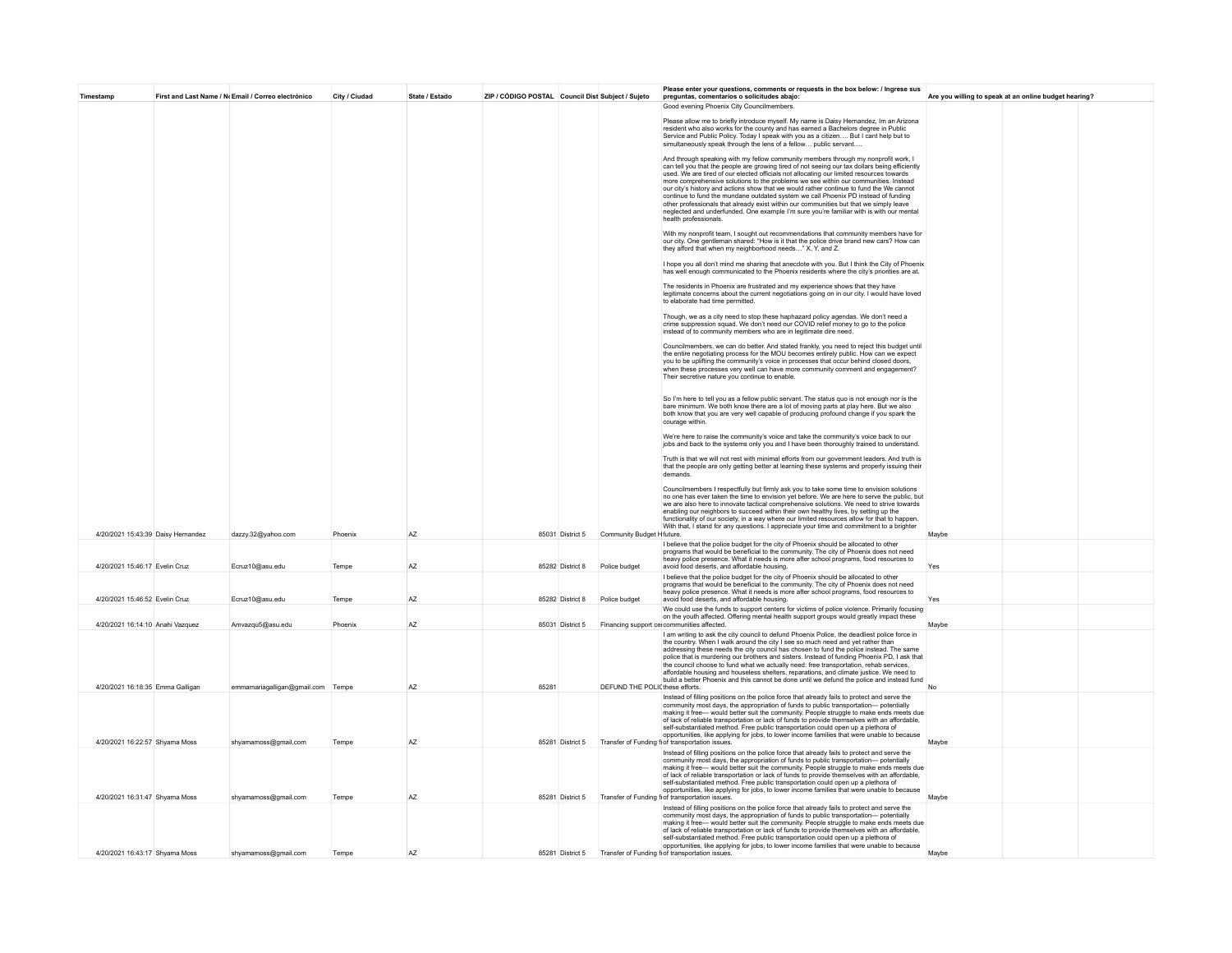| Timestamp | First and Last Name / No | Email / Correo electrónico | City / Ciudad | State / Estado | ZIP / CÓDIGO POSTAL | Council Dist | Subject / Sujeto | Please enter your questions, comments or requests in the box below: / Ingrese sus preguntas, comentarios o solicitudes abajo: | Are you willing to speak at an online budget hearing? |
|---|---|---|---|---|---|---|---|---|---|
| 4/20/2021 15:43:39 | Daisy Hernandez | dazzy.32@yahoo.com | Phoenix | AZ | 85031 | District 5 | Community Budget H | Good evening Phoenix City Councilmembers.<br><br>Please allow me to briefly introduce myself. My name is Daisy Hernandez, Im an Arizona resident who also works for the county and has earned a Bachelors degree in Public Service and Public Policy. Today I speak with you as a citizen…. But I cant help but to simultaneously speak through the lens of a fellow… public servant….<br><br>And through speaking with my fellow community members through my nonprofit work, I can tell you that the people are growing tired of not seeing our tax dollars being efficiently used. We are tired of our elected officials not allocating our limited resources towards more comprehensive solutions to the problems we see within our communities. Instead our city's history and actions show that we would rather continue to fund the We cannot continue to fund the mundane outdated system we call Phoenix PD instead of funding other professionals that already exist within our communities but that we simply leave neglected and underfunded. One example I'm sure you're familiar with is with our mental health professionals.<br><br>With my nonprofit team, I sought out recommendations that community members have for our city. One gentleman shared: "How is it that the police drive brand new cars? How can they afford that when my neighborhood needs…" X, Y, and Z.<br><br>I hope you all don't mind me sharing that anecdote with you. But I think the City of Phoenix has well enough communicated to the Phoenix residents where the city's priorities are at.<br><br>The residents in Phoenix are frustrated and my experience shows that they have legitimate concerns about the current negotiations going on in our city. I would have loved to elaborate had time permitted.<br><br>Though, we as a city need to stop these haphazard policy agendas. We don't need a crime suppression squad. We don't need our COVID relief money to go to the police instead of to community members who are in legitimate dire need.<br><br>Councilmembers, we can do better. And stated frankly, you need to reject this budget until the entire negotiating process for the MOU becomes entirely public. How can we expect you to be uplifting the community's voice in processes that occur behind closed doors, when these processes very well can have more community comment and engagement? Their secretive nature you continue to enable.<br><br>So I'm here to tell you as a fellow public servant. The status quo is not enough nor is the bare minimum. We both know there are a lot of moving parts at play here. But we also both know that you are very well capable of producing profound change if you spark the courage within.<br><br>We're here to raise the community's voice and take the community's voice back to our jobs and back to the systems only you and I have been thoroughly trained to understand.<br><br>Truth is that we will not rest with minimal efforts from our government leaders. And truth is that the people are only getting better at learning these systems and properly issuing their demands.<br><br>Councilmembers I respectfully but firmly ask you to take some time to envision solutions no one has ever taken the time to envision yet before. We are here to serve the public, but we are also here to innovate tactical comprehensive solutions. We need to strive towards enabling our neighbors to succeed within their own healthy lives, by setting up the functionality of our society, in a way where our limited resources allow for that to happen. With that, I stand for any questions. I appreciate your time and commitment to a brighter future. | Maybe |
| 4/20/2021 15:46:17 | Evelin Cruz | Ecruz10@asu.edu | Tempe | AZ | 85282 | District 8 | Police budget | I believe that the police budget for the city of Phoenix should be allocated to other programs that would be beneficial to the community. The city of Phoenix does not need heavy police presence. What it needs is more after school programs, food resources to avoid food deserts, and affordable housing. | Yes |
| 4/20/2021 15:46:52 | Evelin Cruz | Ecruz10@asu.edu | Tempe | AZ | 85282 | District 8 | Police budget | I believe that the police budget for the city of Phoenix should be allocated to other programs that would be beneficial to the community. The city of Phoenix does not need heavy police presence. What it needs is more after school programs, food resources to avoid food deserts, and affordable housing. | Yes |
| 4/20/2021 16:14:10 | Anahi Vazquez | Amvazqu5@asu.edu | Phoenix | AZ | 85031 | District 5 | Financing support ce | We could use the funds to support centers for victims of police violence. Primarily focusing on the youth affected. Offering mental health support groups would greatly impact these communities affected. | Maybe |
| 4/20/2021 16:18:35 | Emma Galligan | emmamariagalligan@gmail.com | Tempe | AZ | 85281 | | DEFUND THE POLIC | I am writing to ask the city council to defund Phoenix Police, the deadliest police force in the country. When I walk around the city I see so much need and yet rather than addressing these needs the city council has chosen to fund the police instead. The same police that is murdering our brothers and sisters. Instead of funding Phoenix PD, I ask that the council choose to fund what we actually need: free transportation, rehab services, affordable housing and houseless shelters, reparations, and climate justice. We need to build a better Phoenix and this cannot be done until we defund the police and instead fund these efforts. | No |
| 4/20/2021 16:22:57 | Shyama Moss | shyamamoss@gmail.com | Tempe | AZ | 85281 | District 5 | Transfer of Funding fr | Instead of filling positions on the police force that already fails to protect and serve the community most days, the appropriation of funds to public transportation— potentially making it free— would better suit the community. People struggle to make ends meets due of lack of reliable transportation or lack of funds to provide themselves with an affordable, self-substantiated method. Free public transportation could open up a plethora of opportunities, like applying for jobs, to lower income families that were unable to because of transportation issues. | Maybe |
| 4/20/2021 16:31:47 | Shyama Moss | shyamamoss@gmail.com | Tempe | AZ | 85281 | District 5 | Transfer of Funding fr | Instead of filling positions on the police force that already fails to protect and serve the community most days, the appropriation of funds to public transportation— potentially making it free— would better suit the community. People struggle to make ends meets due of lack of reliable transportation or lack of funds to provide themselves with an affordable, self-substantiated method. Free public transportation could open up a plethora of opportunities, like applying for jobs, to lower income families that were unable to because of transportation issues. | Maybe |
| 4/20/2021 16:43:17 | Shyama Moss | shyamamoss@gmail.com | Tempe | AZ | 85281 | District 5 | Transfer of Funding fr | Instead of filling positions on the police force that already fails to protect and serve the community most days, the appropriation of funds to public transportation— potentially making it free— would better suit the community. People struggle to make ends meets due of lack of reliable transportation or lack of funds to provide themselves with an affordable, self-substantiated method. Free public transportation could open up a plethora of opportunities, like applying for jobs, to lower income families that were unable to because of transportation issues. | Maybe |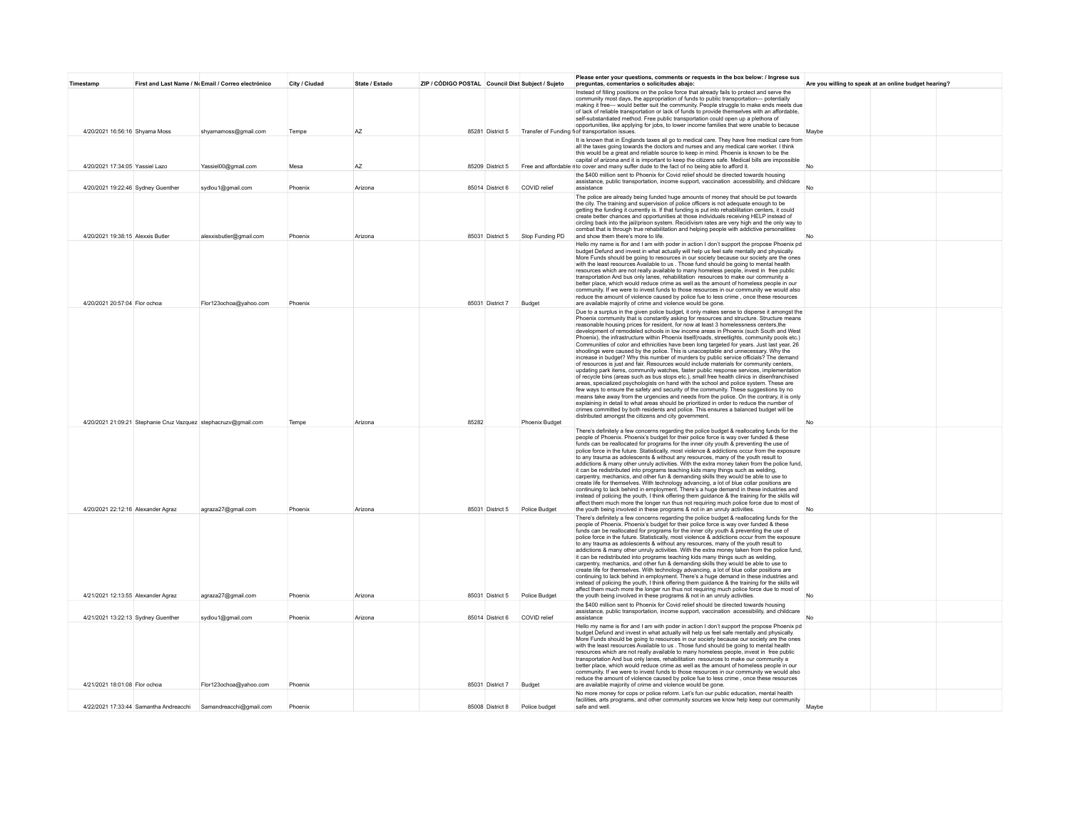| Timestamp | First and Last Name / Nombre | Email / Correo electrónico | City / Ciudad | State / Estado | ZIP / CÓDIGO POSTAL | Council District | Subject / Sujeto | Please enter your questions, comments or requests in the box below: / Ingrese sus preguntas, comentarios o solicitudes abajo: | Are you willing to speak at an online budget hearing? | | |
|---|---|---|---|---|---|---|---|---|---|---|---|
| 4/20/2021 16:56:16 | Shyama Moss | shyamamoss@gmail.com | Tempe | AZ | 85281 | District 5 | Transfer of Funding fr | Instead of filling positions on the police force that already fails to protect and serve the community most days, the appropriation of funds to public transportation— potentially making it free— would better suit the community. People struggle to make ends meets due of lack of reliable transportation or lack of funds to provide themselves with an affordable, self-substantiated method. Free public transportation could open up a plethora of opportunities, like applying for jobs, to lower income families that were unable to because of transportation issues. | Maybe | | |
| 4/20/2021 17:34:05 | Yassiel Lazo | Yassiel00@gmail.com | Mesa | AZ | 85209 | District 5 | Free and affordable m | It is known that in Englands taxes all go to medical care. They have free medical care from all the taxes going towards the doctors and nurses and any medical care worker. I think this would be a great and reliable source to keep in mind. Phoenix is known to be the capital of arizona and it is important to keep the citizens safe. Medical bills are impossible to cover and many suffer dude to the fact of no being able to afford it. | No | | |
| 4/20/2021 19:22:46 | Sydney Guenther | sydlou1@gmail.com | Phoenix | Arizona | 85014 | District 6 | COVID relief | the $400 million sent to Phoenix for Covid relief should be directed towards housing assistance, public transportation, income support, vaccination accessibility, and childcare assistance | No | | |
| 4/20/2021 19:38:15 | Alexxis Butler | alexxisbutler@gmail.com | Phoenix | Arizona | 85031 | District 5 | Stop Funding PD | The police are already being funded huge amounts of money that should be put towards the city. The training and supervision of police officers is not adequate enough to be getting the funding it currently is. If that funding is put into rehabilitation centers, it could create better chances and opportunities at those individuals receiving HELP instead of circling back into the jail/prison system. Recidivism rates are very high and the only way to combat that is through true rehabilitation and helping people with addictive personalities and show them there's more to life. | No | | |
| 4/20/2021 20:57:04 | Flor ochoa | Flor123ochoa@yahoo.com | Phoenix | | 85031 | District 7 | Budget | Hello my name is flor and I am with poder in action I don't support the propose Phoenix pd budget Defund and invest in what actually will help us feel safe mentally and physically. More Funds should be going to resources in our society because our society are the ones with the least resources Available to us . Those fund should be going to mental health resources which are not really available to many homeless people, invest in free public transportation And bus only lanes, rehabilitation resources to make our community a better place, which would reduce crime as well as the amount of homeless people in our community. If we were to invest funds to those resources in our community we would also reduce the amount of violence caused by police fue to less crime , once these resources are available majority of crime and violence would be gone. | | | |
| 4/20/2021 21:09:21 | Stephanie Cruz Vazquez | stephacruzv@gmail.com | Tempe | Arizona | 85282 | | Phoenix Budget | Due to a surplus in the given police budget, it only makes sense to disperse it amongst the Phoenix community that is constantly asking for resources and structure. Structure means reasonable housing prices for resident, for now at least 3 homelessness centers,the development of remodeled schools in low income areas in Phoenix (such South and West Phoenix), the infrastructure within Phoenix itself(roads, streetlights, community pools etc.) Communities of color and ethnicities have been long targeted for years. Just last year, 26 shootings were caused by the police. This is unacceptable and unnecessary. Why the increase in budget? Why this number of murders by public service officials? The demand of resources is just and fair. Resources would include materials for community centers, updating park items, community watches, faster public response services, implementation of recycle bins (areas such as bus stops etc.), small free health clinics in disenfranchised areas, specialized psychologists on hand with the school and police system. These are few ways to ensure the safety and security of the community. These suggestions by no means take away from the urgencies and needs from the police. On the contrary, it is only explaining in detail to what areas should be prioritized in order to reduce the number of crimes committed by both residents and police. This ensures a balanced budget will be distributed amongst the citizens and city government. | No | | |
| 4/20/2021 22:12:16 | Alexander Agraz | agraza27@gmail.com | Phoenix | Arizona | 85031 | District 5 | Police Budget | There's definitely a few concerns regarding the police budget & reallocating funds for the people of Phoenix. Phoenix's budget for their police force is way over funded & these funds can be reallocated for programs for the inner city youth & preventing the use of police force in the future. Statistically, most violence & addictions occur from the exposure to any trauma as adolescents & without any resources, many of the youth result to addictions & many other unruly activities. With the extra money taken from the police fund, it can be redistributed into programs teaching kids many things such as welding, carpentry, mechanics, and other fun & demanding skills they would be able to use to create life for themselves. With technology advancing, a lot of blue collar positions are continuing to lack behind in employment. There's a huge demand in these industries and instead of policing the youth, I think offering them guidance & the training for the skills will affect them much more the longer run thus not requiring much police force due to most of the youth being involved in these programs & not in an unruly activities. | No | | |
| 4/21/2021 12:13:55 | Alexander Agraz | agraza27@gmail.com | Phoenix | Arizona | 85031 | District 5 | Police Budget | There's definitely a few concerns regarding the police budget & reallocating funds for the people of Phoenix. Phoenix's budget for their police force is way over funded & these funds can be reallocated for programs for the inner city youth & preventing the use of police force in the future. Statistically, most violence & addictions occur from the exposure to any trauma as adolescents & without any resources, many of the youth result to addictions & many other unruly activities. With the extra money taken from the police fund, it can be redistributed into programs teaching kids many things such as welding, carpentry, mechanics, and other fun & demanding skills they would be able to use to create life for themselves. With technology advancing, a lot of blue collar positions are continuing to lack behind in employment. There's a huge demand in these industries and instead of policing the youth, I think offering them guidance & the training for the skills will affect them much more the longer run thus not requiring much police force due to most of the youth being involved in these programs & not in an unruly activities. | No | | |
| 4/21/2021 13:22:13 | Sydney Guenther | sydlou1@gmail.com | Phoenix | Arizona | 85014 | District 6 | COVID relief | the $400 million sent to Phoenix for Covid relief should be directed towards housing assistance, public transportation, income support, vaccination accessibility, and childcare assistance | No | | |
| 4/21/2021 18:01:08 | Flor ochoa | Flor123ochoa@yahoo.com | Phoenix | | 85031 | District 7 | Budget | Hello my name is flor and I am with poder in action I don't support the propose Phoenix pd budget Defund and invest in what actually will help us feel safe mentally and physically. More Funds should be going to resources in our society because our society are the ones with the least resources Available to us . Those fund should be going to mental health resources which are not really available to many homeless people, invest in free public transportation And bus only lanes, rehabilitation resources to make our community a better place, which would reduce crime as well as the amount of homeless people in our community. If we were to invest funds to those resources in our community we would also reduce the amount of violence caused by police fue to less crime , once these resources are available majority of crime and violence would be gone. | | | |
| 4/22/2021 17:33:44 | Samantha Andreacchi | Samandreacchi@gmail.com | Phoenix | | 85008 | District 8 | Police budget | No more money for cops or police reform. Let's fun our public education, mental health facilities, arts programs, and other community sources we know help keep our community safe and well. | Maybe | | |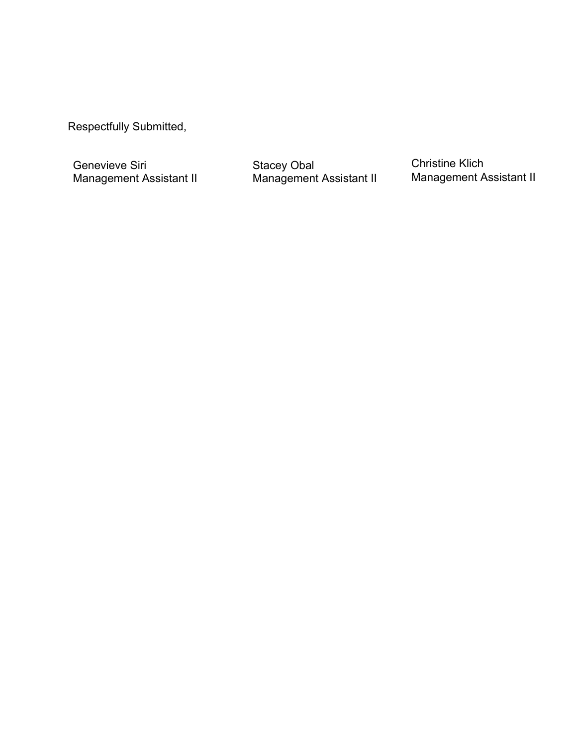Respectfully Submitted,

Genevieve Siri
Management Assistant II

Stacey Obal
Management Assistant II

Christine Klich
Management Assistant II